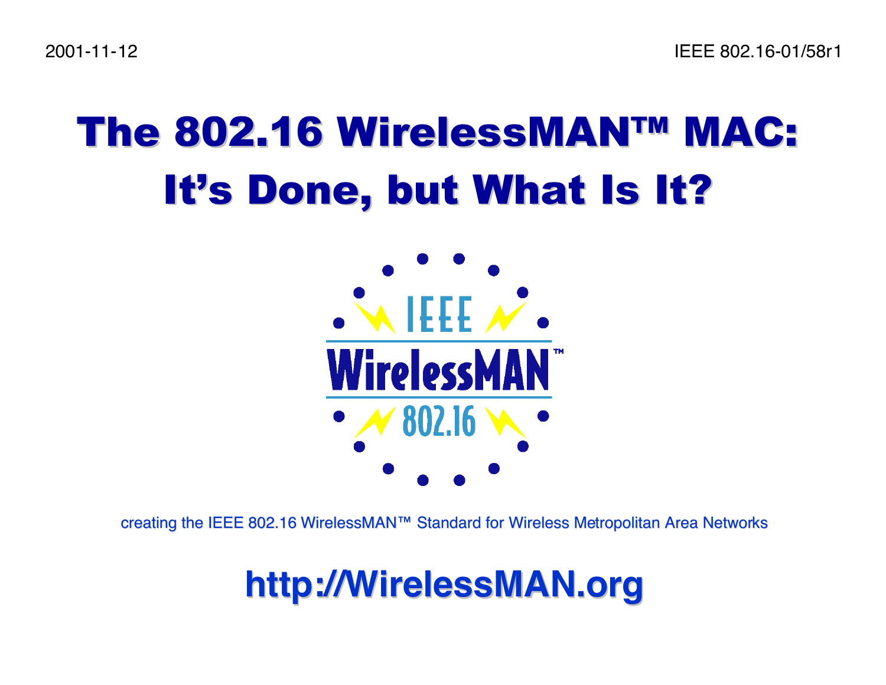2001-11-12

IEEE 802.16-01/58r1

# The 802.16 WirelessMAN™ MAC: It's Done, but What Is It?

IEEE WirelessMAN™ 802.16

creating the IEEE 802.16 WirelessMAN™ Standard for Wireless Metropolitan Area Networks

## http://WirelessMAN.org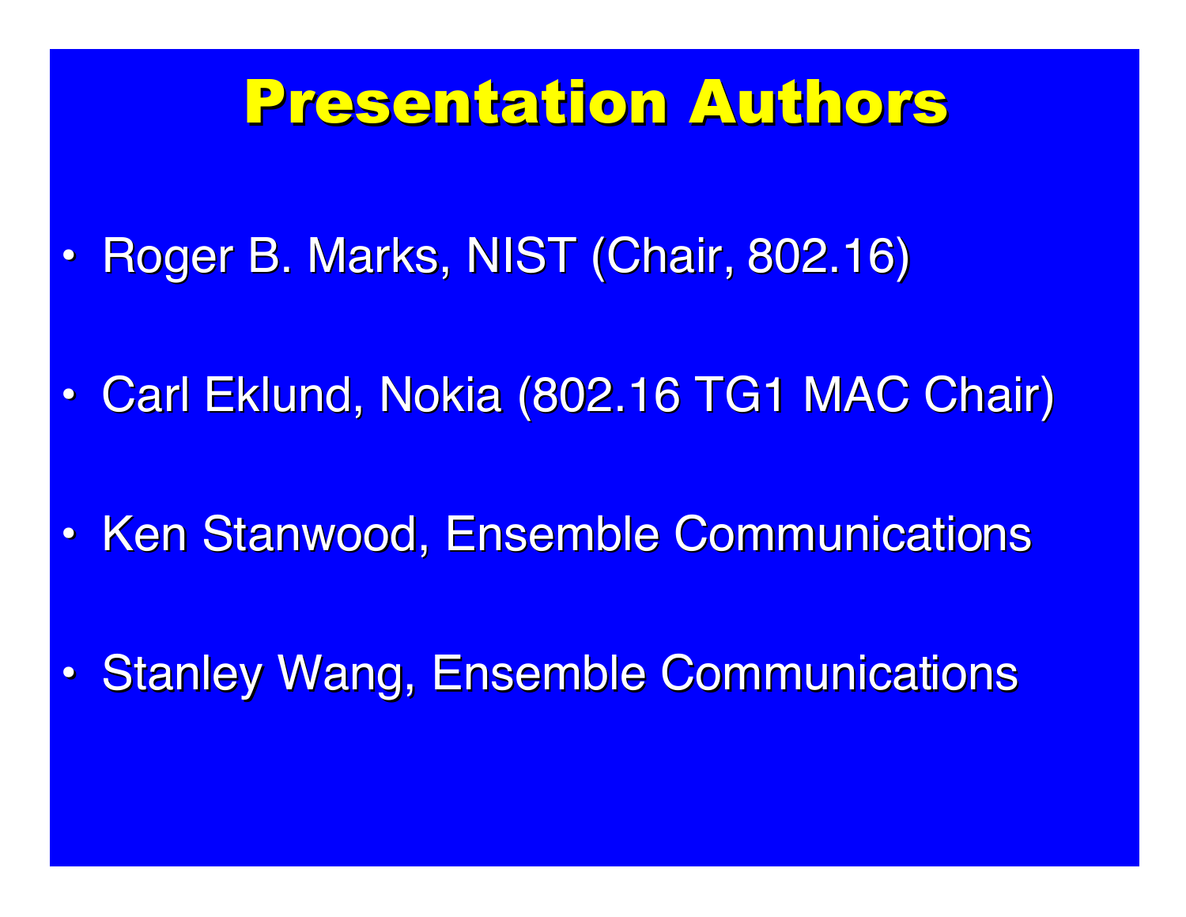# Presentation Authors

- Roger B. Marks, NIST (Chair, 802.16)
- Carl Eklund, Nokia (802.16 TG1 MAC Chair)
- Ken Stanwood, Ensemble Communications
- Stanley Wang, Ensemble Communications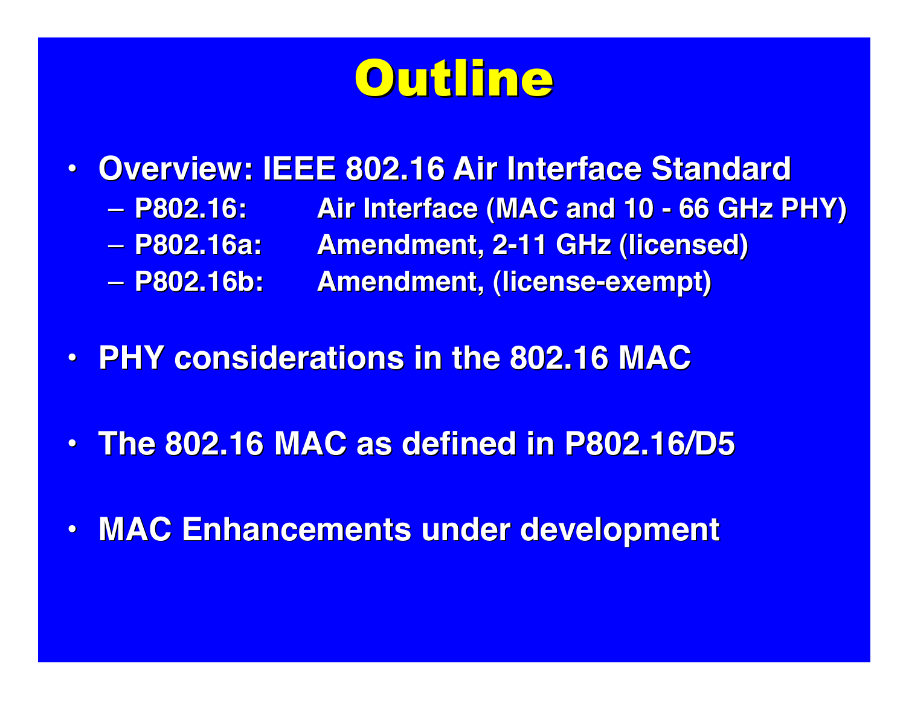# Outline

- **Overview: IEEE 802.16 Air Interface Standard**
  - **P802.16: Air Interface (MAC and 10 - 66 GHz PHY)**
  - **P802.16a: Amendment, 2-11 GHz (licensed)**
  - **P802.16b: Amendment, (license-exempt)**

- **PHY considerations in the 802.16 MAC**

- **The 802.16 MAC as defined in P802.16/D5**

- **MAC Enhancements under development**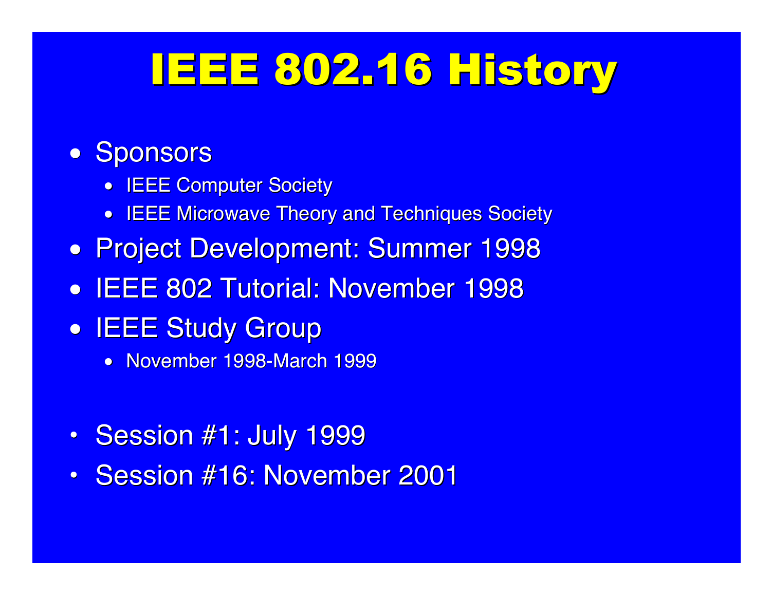# IEEE 802.16 History

- Sponsors
  - IEEE Computer Society
  - IEEE Microwave Theory and Techniques Society
- Project Development: Summer 1998
- IEEE 802 Tutorial: November 1998
- IEEE Study Group
  - November 1998-March 1999

- Session #1: July 1999
- Session #16: November 2001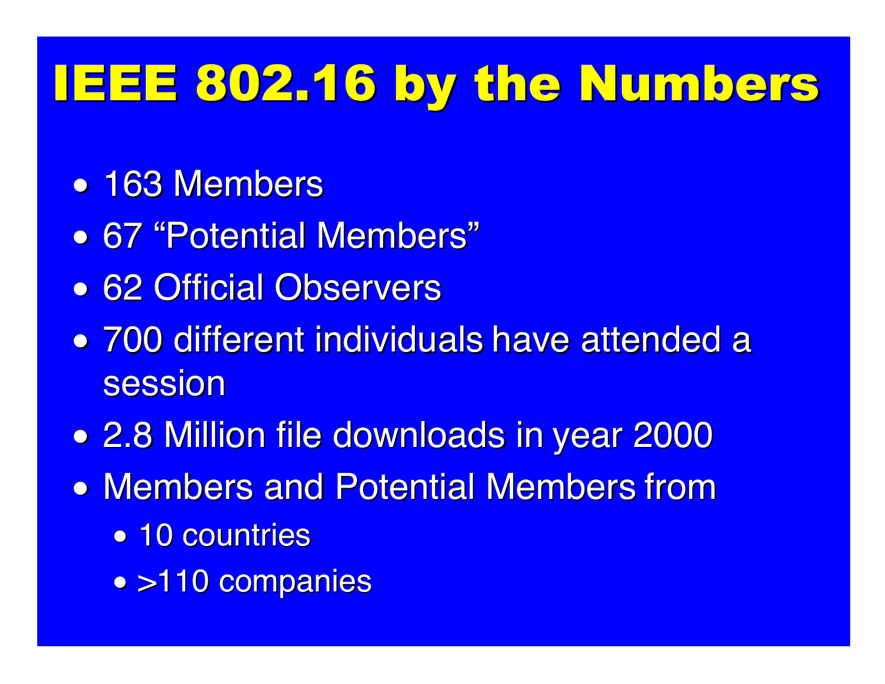# IEEE 802.16 by the Numbers

- 163 Members
- 67 “Potential Members”
- 62 Official Observers
- 700 different individuals have attended a session
- 2.8 Million file downloads in year 2000
- Members and Potential Members from
  - 10 countries
  - >110 companies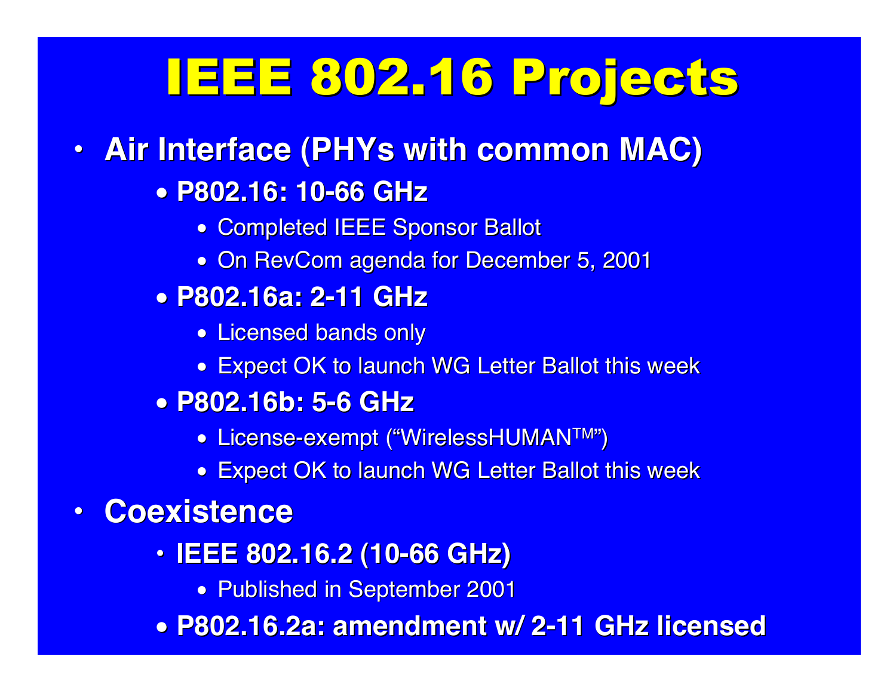# IEEE 802.16 Projects

- **Air Interface (PHYs with common MAC)**
  - **P802.16: 10-66 GHz**
    - Completed IEEE Sponsor Ballot
    - On RevCom agenda for December 5, 2001
  - **P802.16a: 2-11 GHz**
    - Licensed bands only
    - Expect OK to launch WG Letter Ballot this week
  - **P802.16b: 5-6 GHz**
    - License-exempt ("WirelessHUMAN™")
    - Expect OK to launch WG Letter Ballot this week
- **Coexistence**
  - **IEEE 802.16.2 (10-66 GHz)**
    - Published in September 2001
  - **P802.16.2a: amendment w/ 2-11 GHz licensed**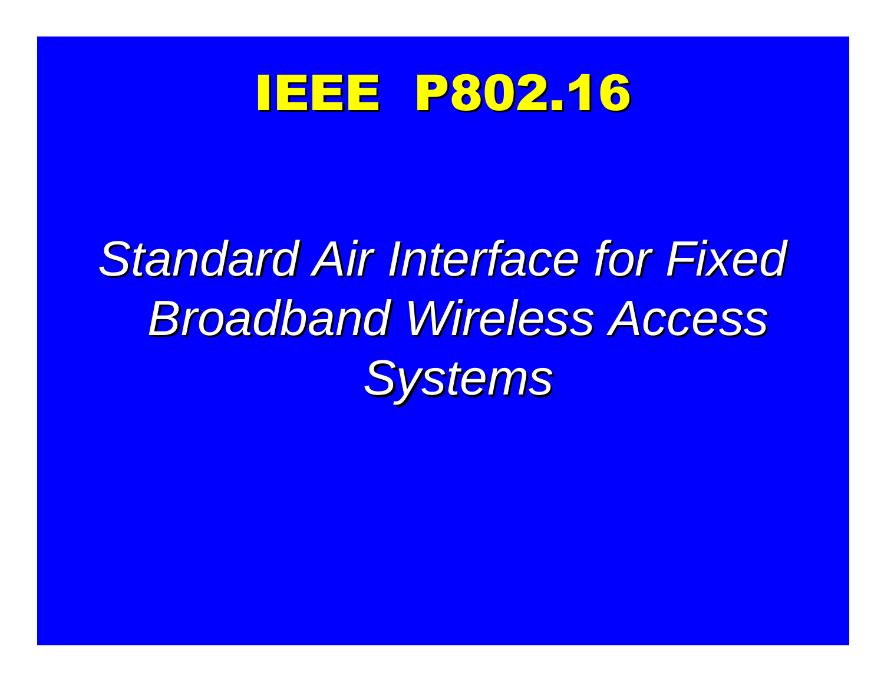# IEEE P802.16

*Standard Air Interface for Fixed Broadband Wireless Access Systems*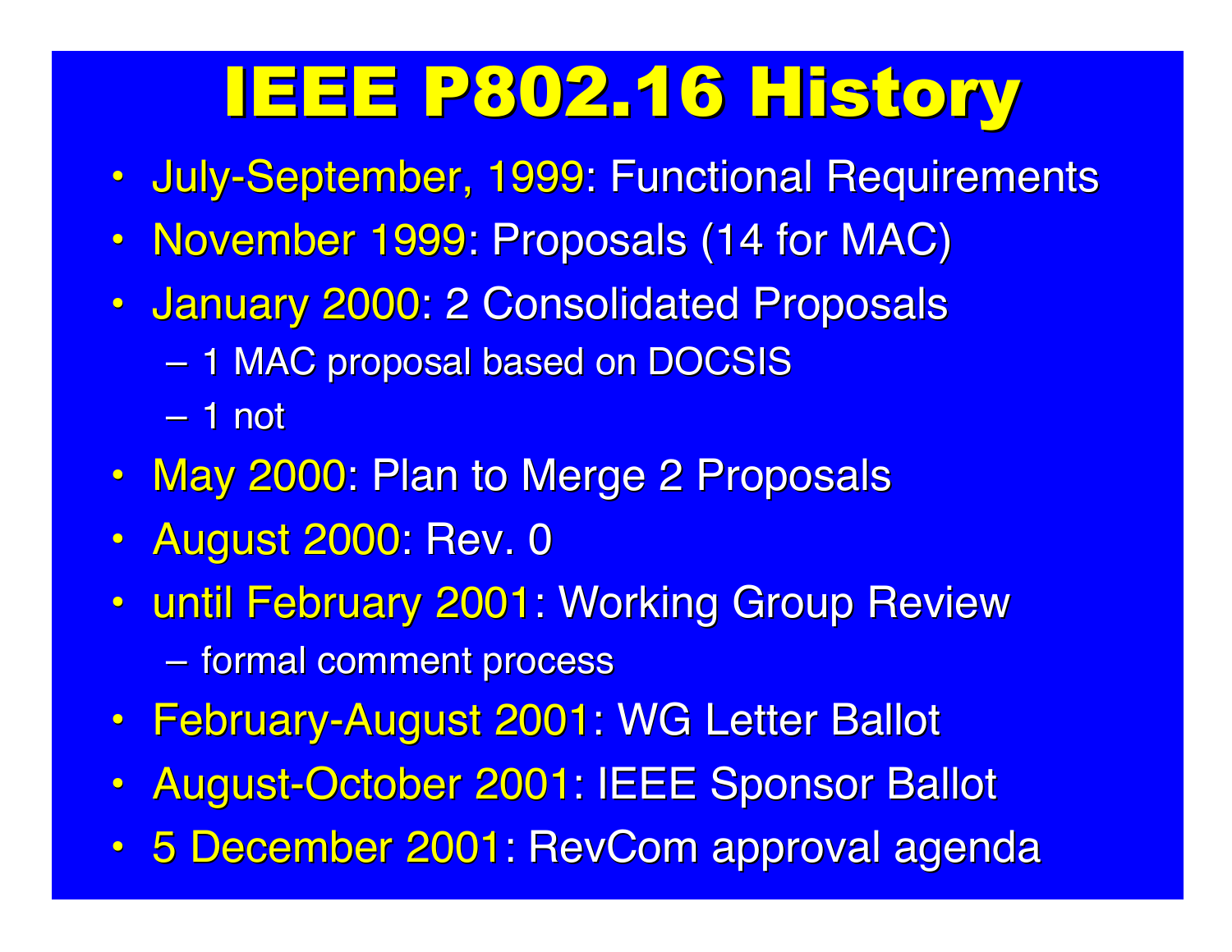# IEEE P802.16 History

- July-September, 1999: Functional Requirements
- November 1999: Proposals (14 for MAC)
- January 2000: 2 Consolidated Proposals
  - 1 MAC proposal based on DOCSIS
  - 1 not
- May 2000: Plan to Merge 2 Proposals
- August 2000: Rev. 0
- until February 2001: Working Group Review
  - formal comment process
- February-August 2001: WG Letter Ballot
- August-October 2001: IEEE Sponsor Ballot
- 5 December 2001: RevCom approval agenda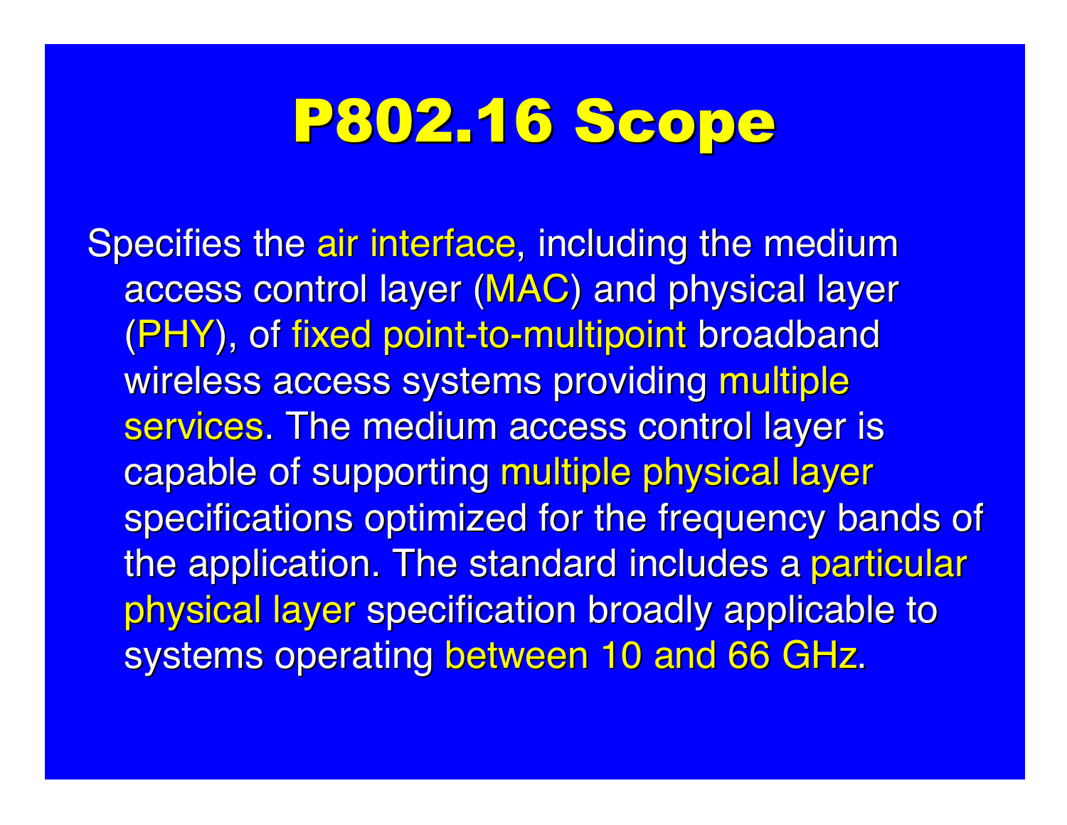# P802.16 Scope

Specifies the air interface, including the medium access control layer (MAC) and physical layer (PHY), of fixed point-to-multipoint broadband wireless access systems providing multiple services. The medium access control layer is capable of supporting multiple physical layer specifications optimized for the frequency bands of the application. The standard includes a particular physical layer specification broadly applicable to systems operating between 10 and 66 GHz.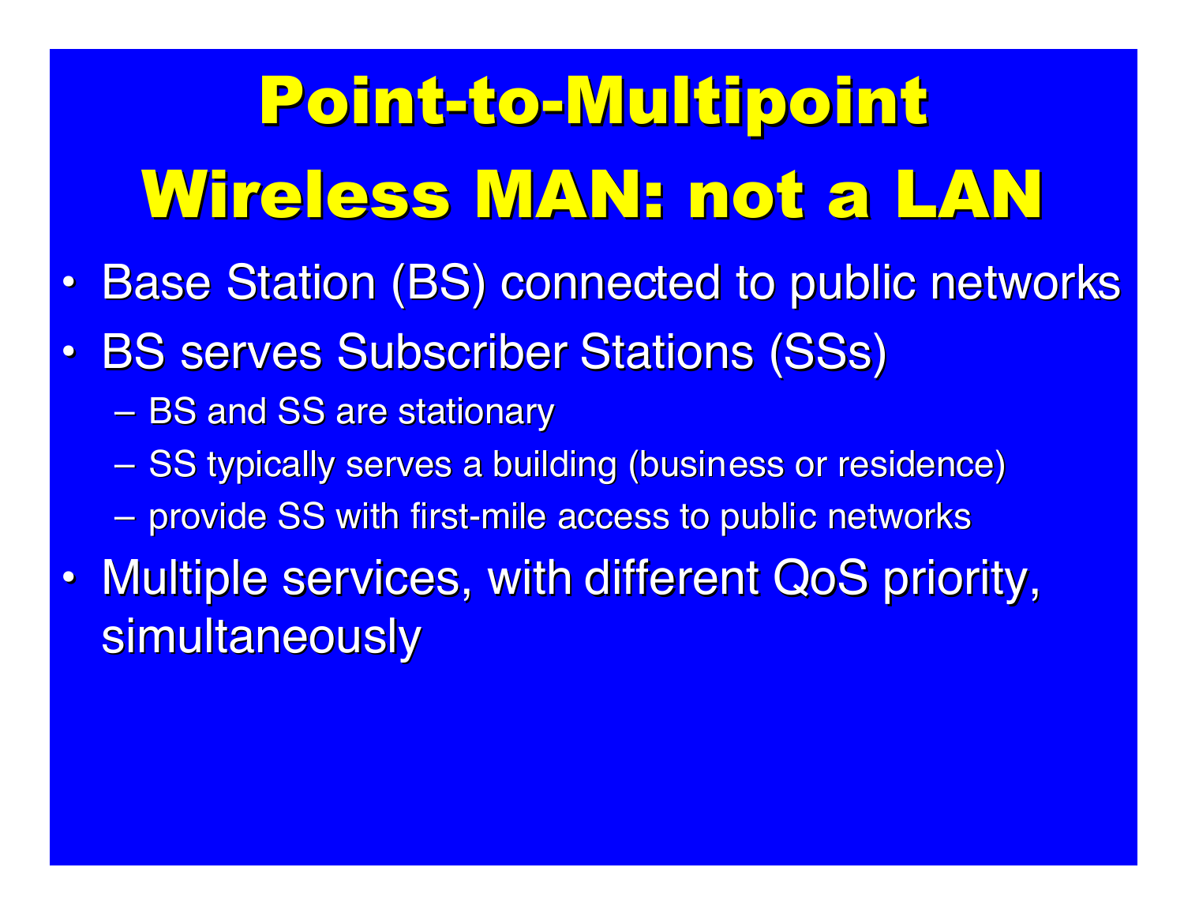# Point-to-Multipoint Wireless MAN: not a LAN

- Base Station (BS) connected to public networks
- BS serves Subscriber Stations (SSs)
  - BS and SS are stationary
  - SS typically serves a building (business or residence)
  - provide SS with first-mile access to public networks
- Multiple services, with different QoS priority, simultaneously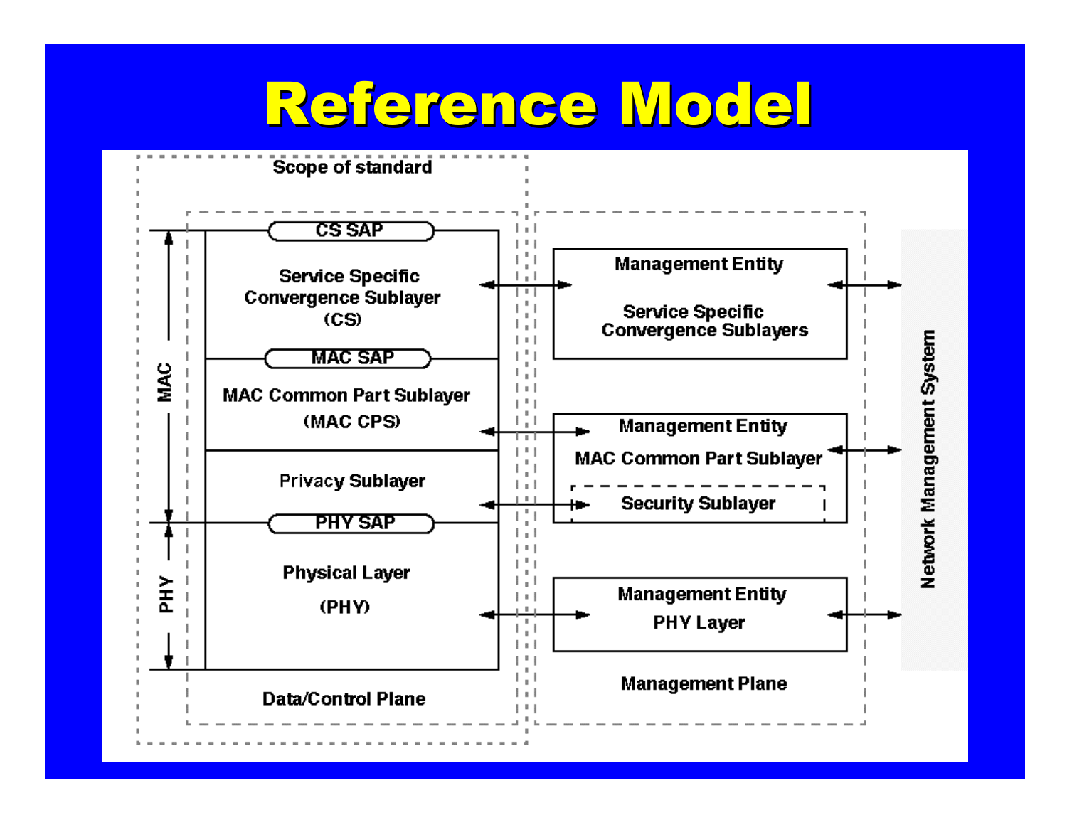# Reference Model

Scope of standard

| | |
|---|---|
| CS SAP | |
| Service Specific Convergence Sublayer (CS) | Management Entity Service Specific Convergence Sublayers |
| MAC SAP | |
| MAC Common Part Sublayer (MAC CPS) | Management Entity MAC Common Part Sublayer |
| Privacy Sublayer | Security Sublayer |
| PHY SAP | |
| Physical Layer (PHY) | Management Entity PHY Layer |
| Data/Control Plane | Management Plane |

MAC

PHY

Network Management System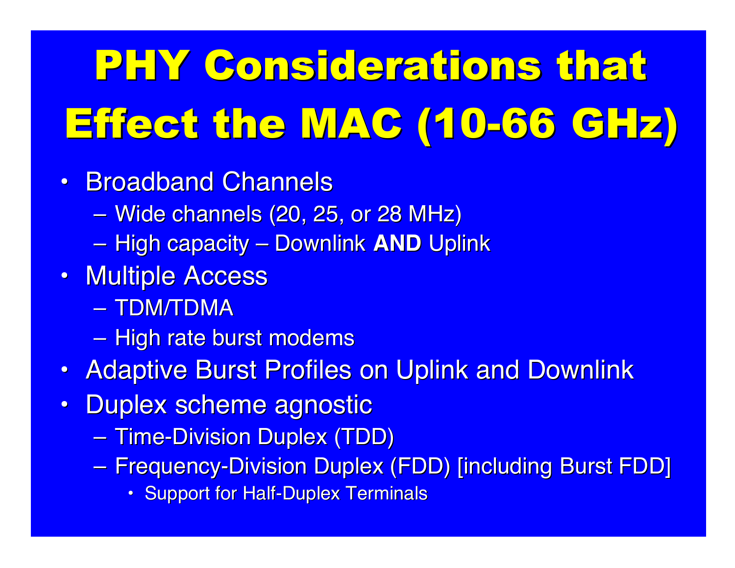# PHY Considerations that Effect the MAC (10-66 GHz)

- Broadband Channels
  - Wide channels (20, 25, or 28 MHz)
  - High capacity – Downlink **AND** Uplink
- Multiple Access
  - TDM/TDMA
  - High rate burst modems
- Adaptive Burst Profiles on Uplink and Downlink
- Duplex scheme agnostic
  - Time-Division Duplex (TDD)
  - Frequency-Division Duplex (FDD) [including Burst FDD]
    - Support for Half-Duplex Terminals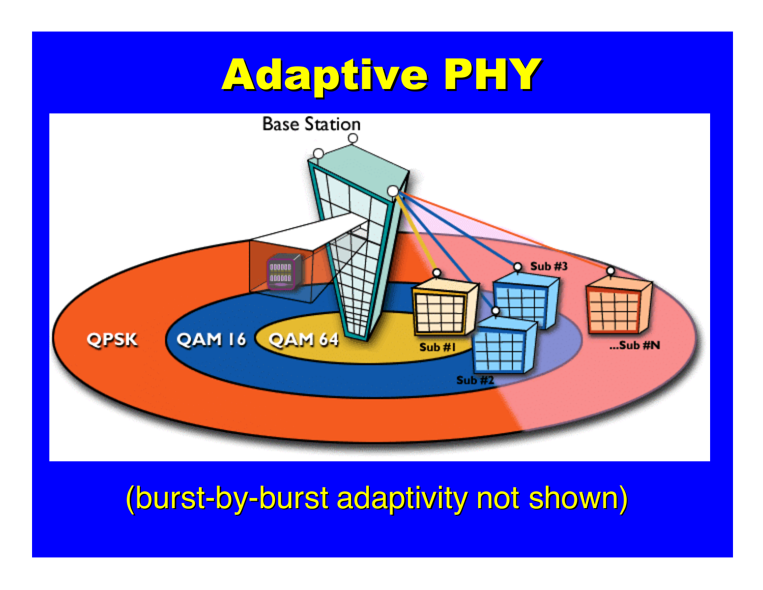# Adaptive PHY

Base Station

QPSK

QAM 16

QAM 64

Sub #1

Sub #2

Sub #3

...Sub #N

(burst-by-burst adaptivity not shown)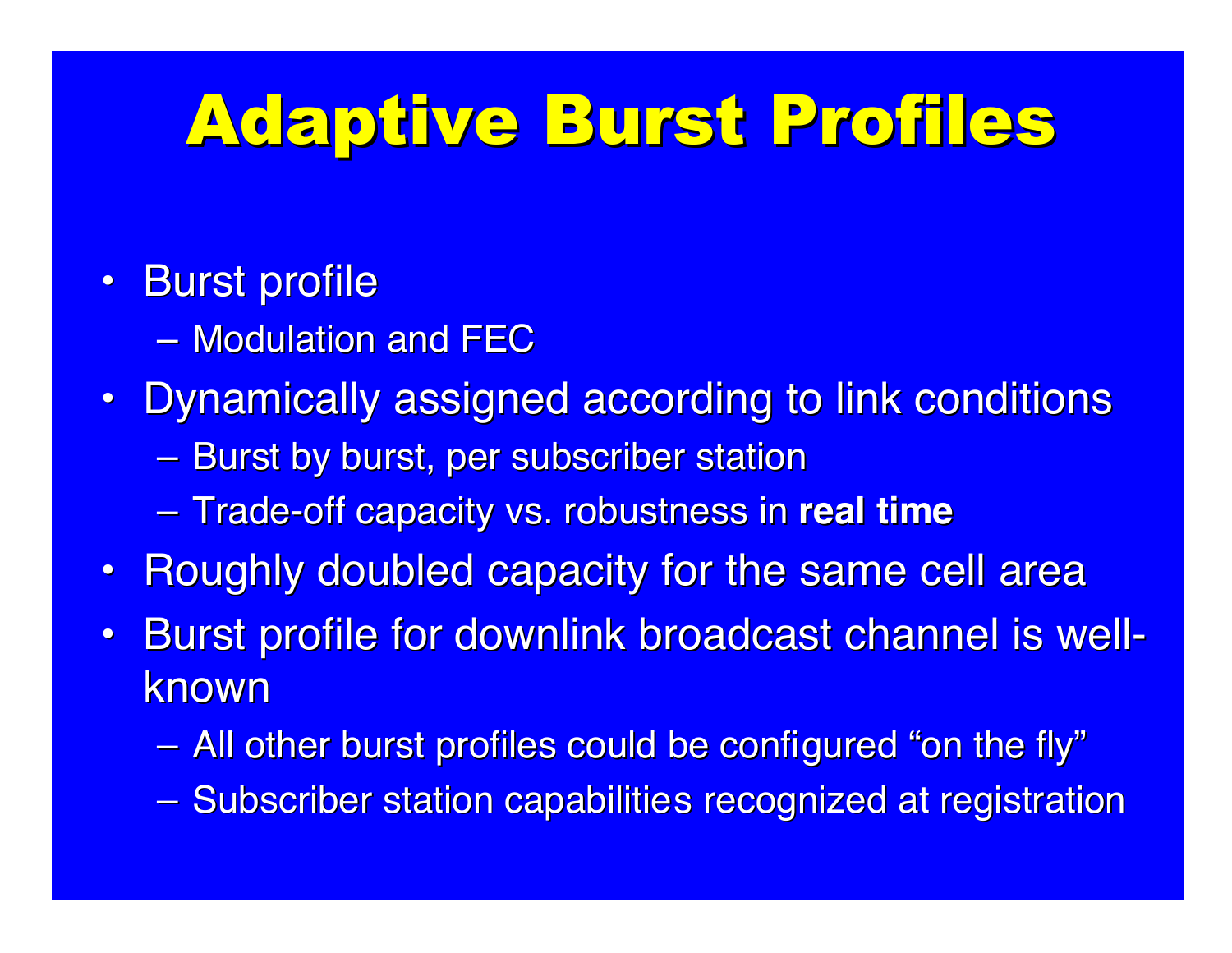# Adaptive Burst Profiles

- Burst profile
  - Modulation and FEC
- Dynamically assigned according to link conditions
  - Burst by burst, per subscriber station
  - Trade-off capacity vs. robustness in **real time**
- Roughly doubled capacity for the same cell area
- Burst profile for downlink broadcast channel is well-known
  - All other burst profiles could be configured “on the fly”
  - Subscriber station capabilities recognized at registration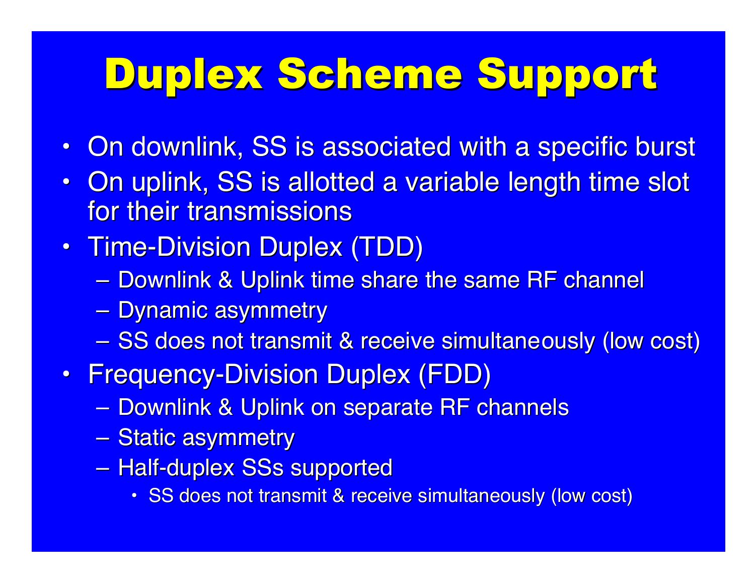# Duplex Scheme Support

- On downlink, SS is associated with a specific burst
- On uplink, SS is allotted a variable length time slot for their transmissions
- Time-Division Duplex (TDD)
  - Downlink & Uplink time share the same RF channel
  - Dynamic asymmetry
  - SS does not transmit & receive simultaneously (low cost)
- Frequency-Division Duplex (FDD)
  - Downlink & Uplink on separate RF channels
  - Static asymmetry
  - Half-duplex SSs supported
    - SS does not transmit & receive simultaneously (low cost)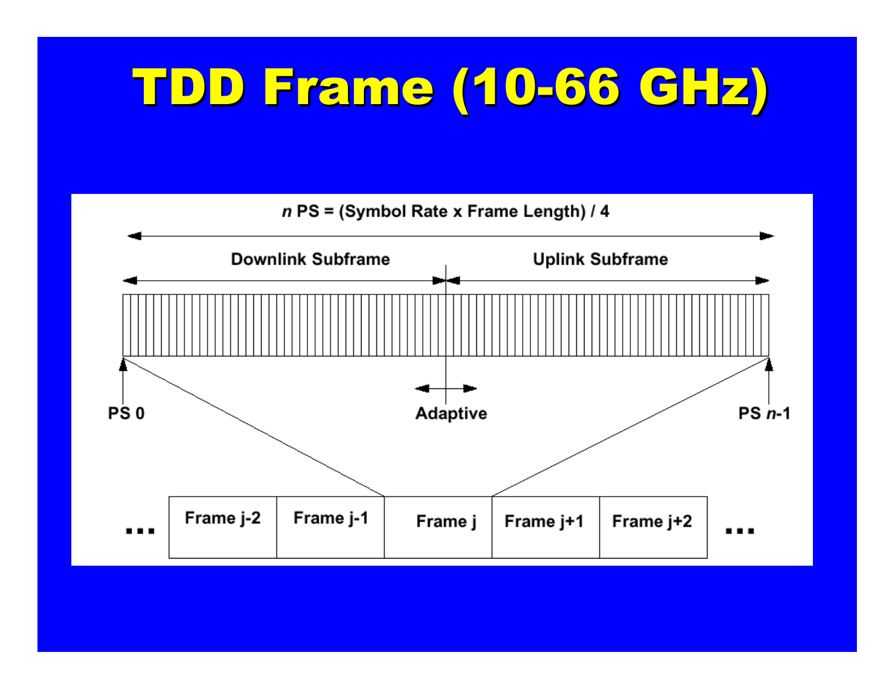# TDD Frame (10-66 GHz)

$n$ PS = (Symbol Rate x Frame Length) / 4

Downlink Subframe

Uplink Subframe

PS 0

Adaptive

PS $n$-1

... Frame j-2 | Frame j-1 | Frame j | Frame j+1 | Frame j+2 ...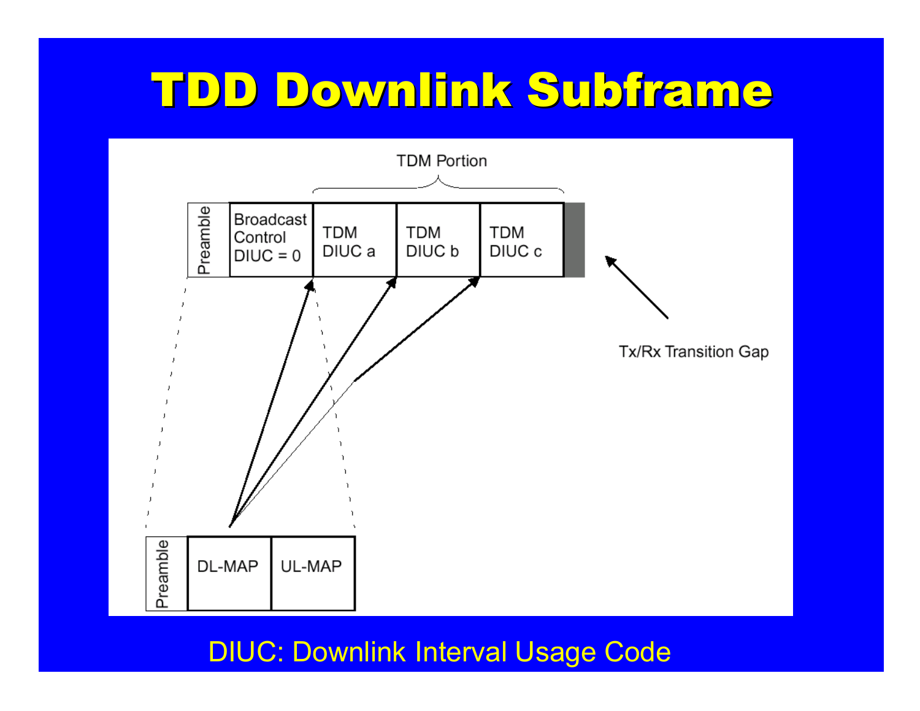# TDD Downlink Subframe

TDM Portion

| Preamble | Broadcast Control DIUC = 0 | TDM DIUC a | TDM DIUC b | TDM DIUC c |
| --- | --- | --- | --- | --- |

Tx/Rx Transition Gap

| Preamble | DL-MAP | UL-MAP |
| --- | --- | --- |

DIUC: Downlink Interval Usage Code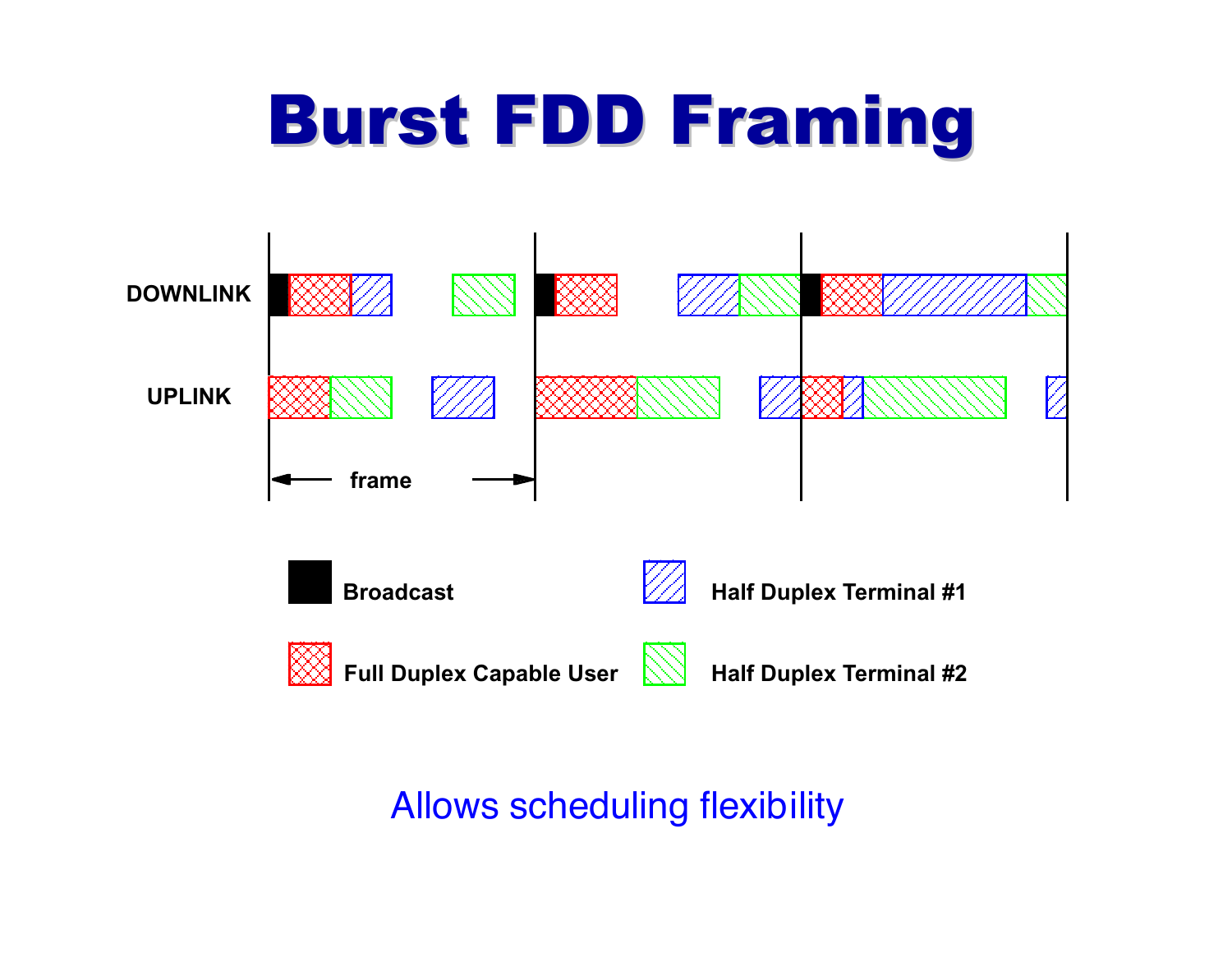# Burst FDD Framing

DOWNLINK

UPLINK

frame

Broadcast

Half Duplex Terminal #1

Full Duplex Capable User

Half Duplex Terminal #2

Allows scheduling flexibility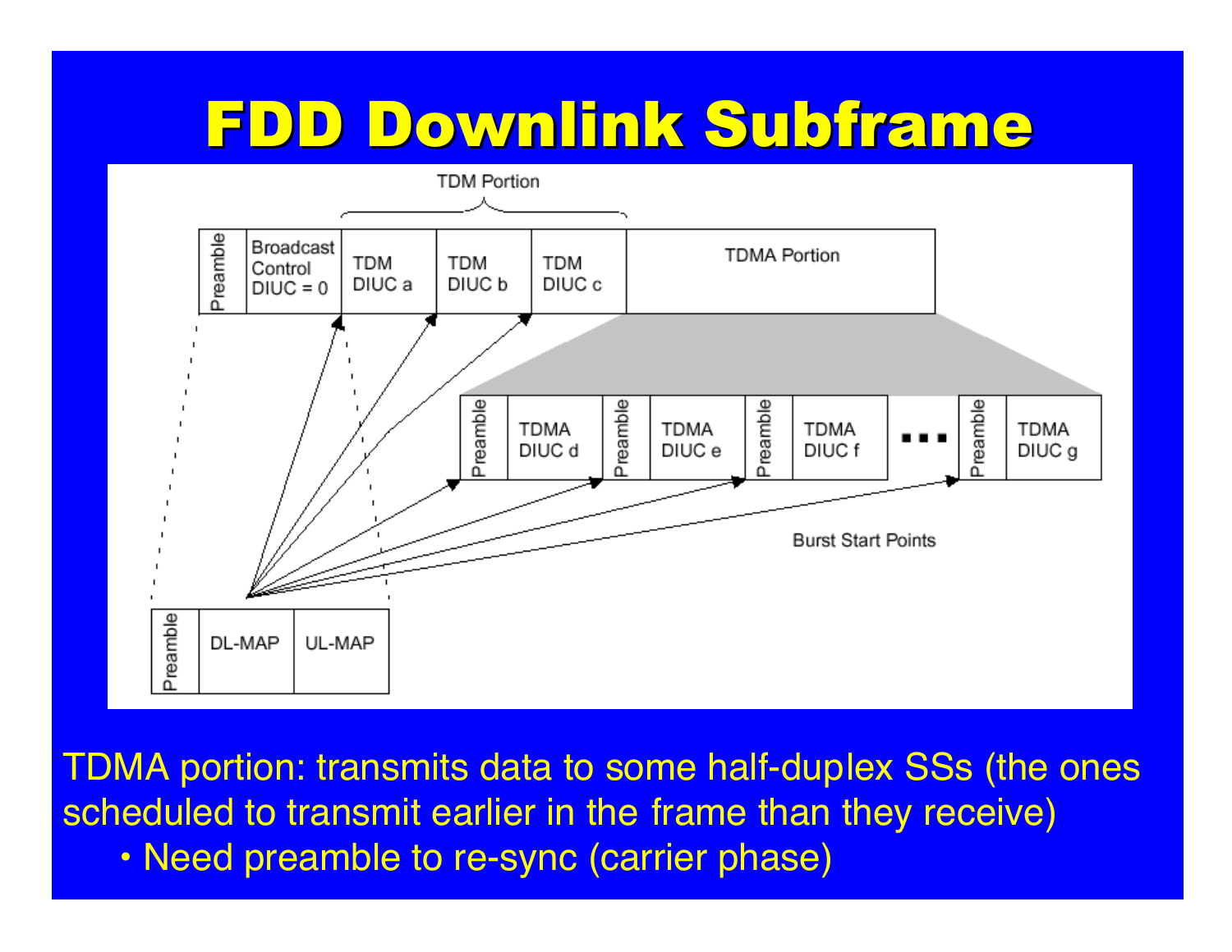# FDD Downlink Subframe

TDM Portion

| Preamble | Broadcast Control DIUC = 0 | TDM DIUC a | TDM DIUC b | TDM DIUC c | TDMA Portion |
|---|---|---|---|---|---|

| Preamble | TDMA DIUC d | Preamble | TDMA DIUC e | Preamble | TDMA DIUC f | ... | Preamble | TDMA DIUC g |
|---|---|---|---|---|---|---|---|---|

Burst Start Points

| Preamble | DL-MAP | UL-MAP |
|---|---|---|

TDMA portion: transmits data to some half-duplex SSs (the ones scheduled to transmit earlier in the frame than they receive)

- Need preamble to re-sync (carrier phase)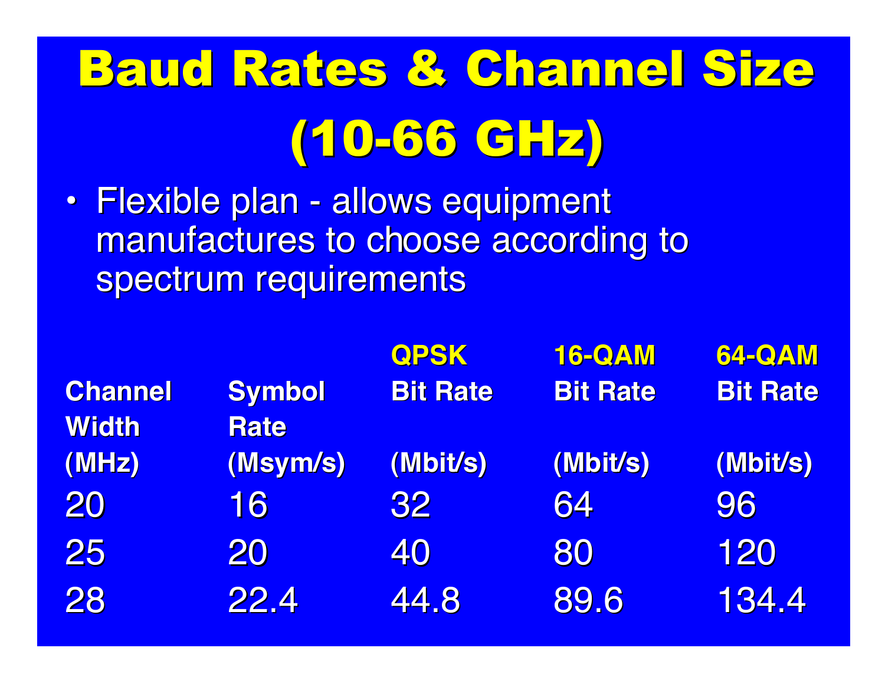# Baud Rates & Channel Size (10-66 GHz)

- Flexible plan - allows equipment manufactures to choose according to spectrum requirements

| Channel Width (MHz) | Symbol Rate (Msym/s) | QPSK Bit Rate (Mbit/s) | 16-QAM Bit Rate (Mbit/s) | 64-QAM Bit Rate (Mbit/s) |
|---|---|---|---|---|
| 20 | 16 | 32 | 64 | 96 |
| 25 | 20 | 40 | 80 | 120 |
| 28 | 22.4 | 44.8 | 89.6 | 134.4 |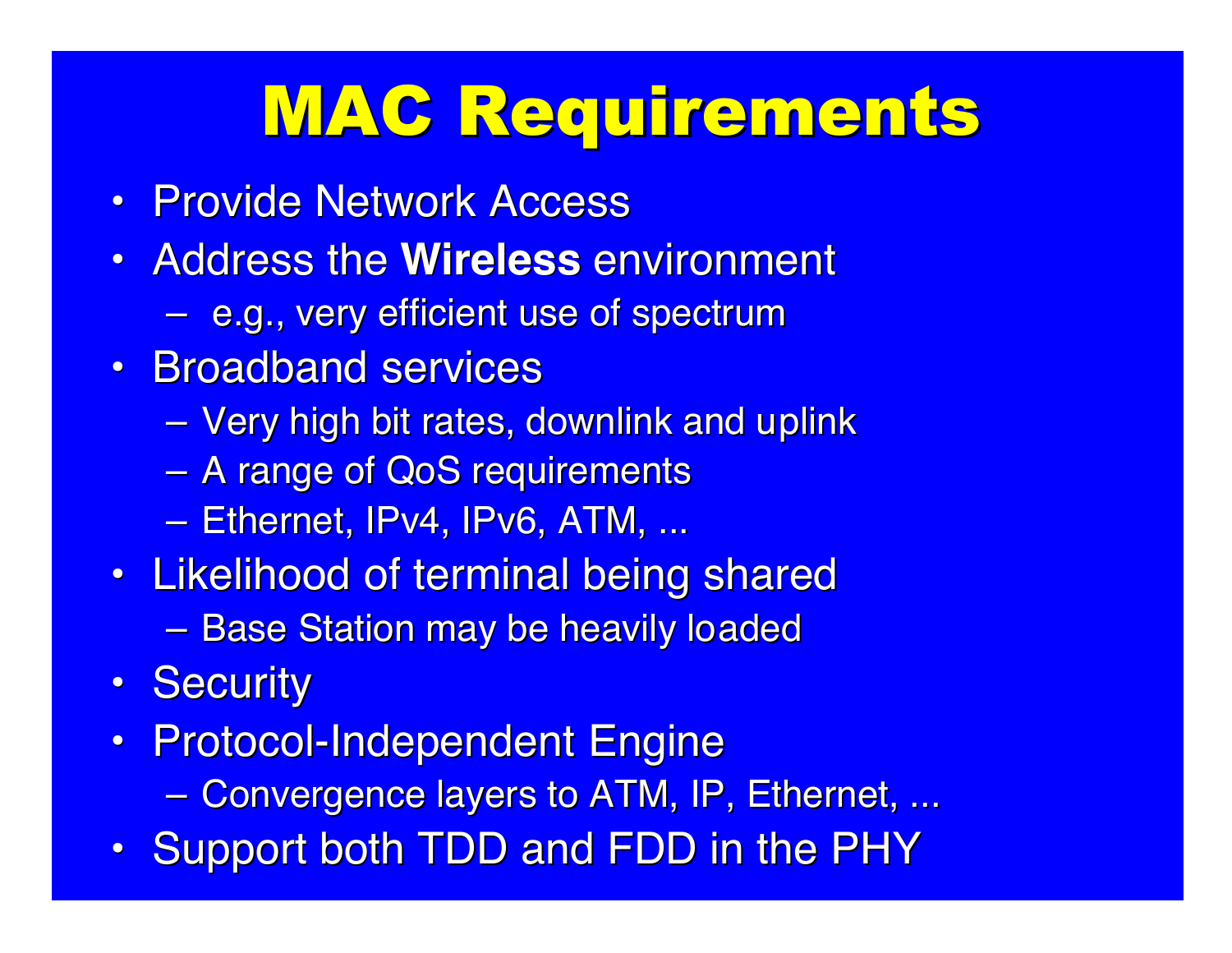# MAC Requirements

- Provide Network Access
- Address the **Wireless** environment
  - e.g., very efficient use of spectrum
- Broadband services
  - Very high bit rates, downlink and uplink
  - A range of QoS requirements
  - Ethernet, IPv4, IPv6, ATM, ...
- Likelihood of terminal being shared
  - Base Station may be heavily loaded
- Security
- Protocol-Independent Engine
  - Convergence layers to ATM, IP, Ethernet, ...
- Support both TDD and FDD in the PHY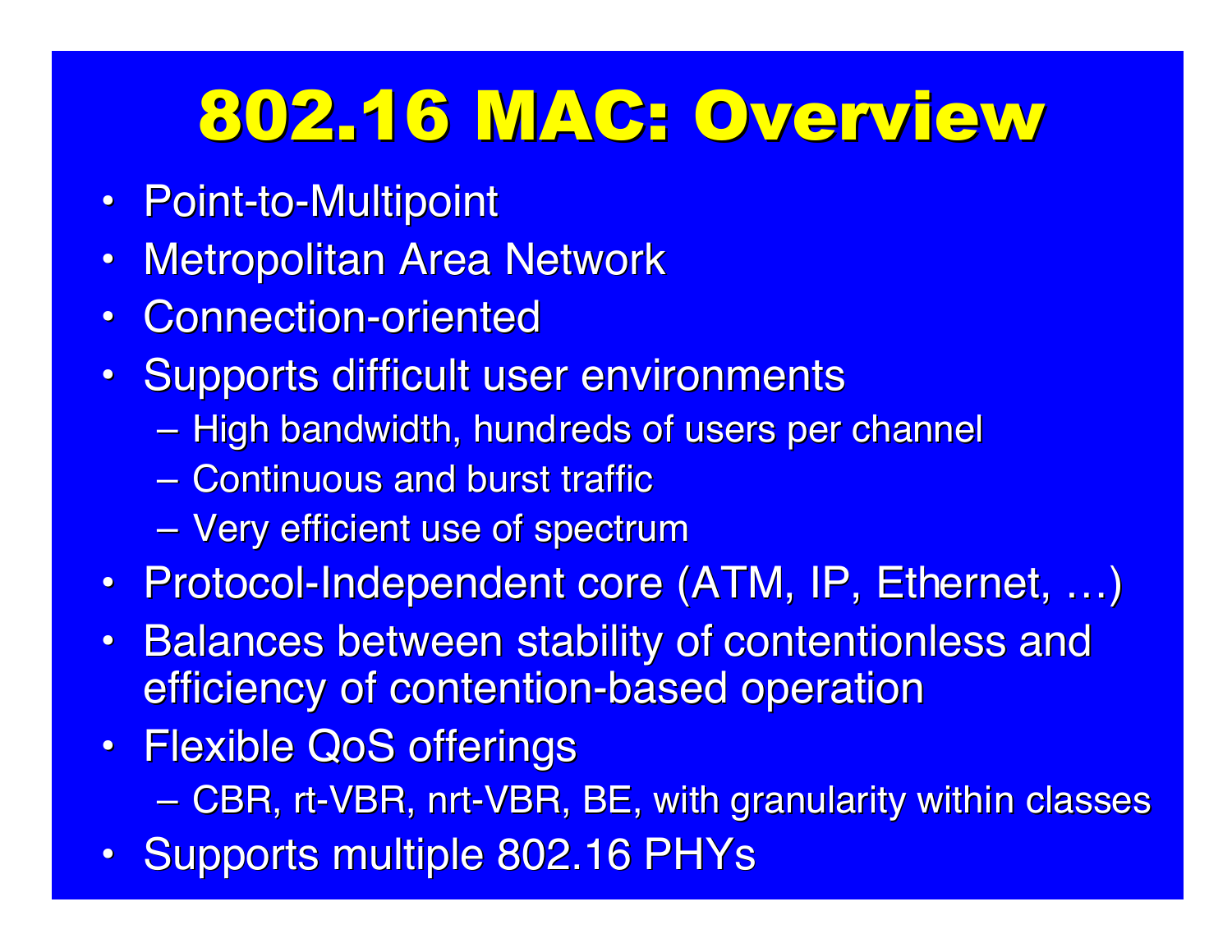# 802.16 MAC: Overview

- Point-to-Multipoint
- Metropolitan Area Network
- Connection-oriented
- Supports difficult user environments
  - High bandwidth, hundreds of users per channel
  - Continuous and burst traffic
  - Very efficient use of spectrum
- Protocol-Independent core (ATM, IP, Ethernet, …)
- Balances between stability of contentionless and efficiency of contention-based operation
- Flexible QoS offerings
  - CBR, rt-VBR, nrt-VBR, BE, with granularity within classes
- Supports multiple 802.16 PHYs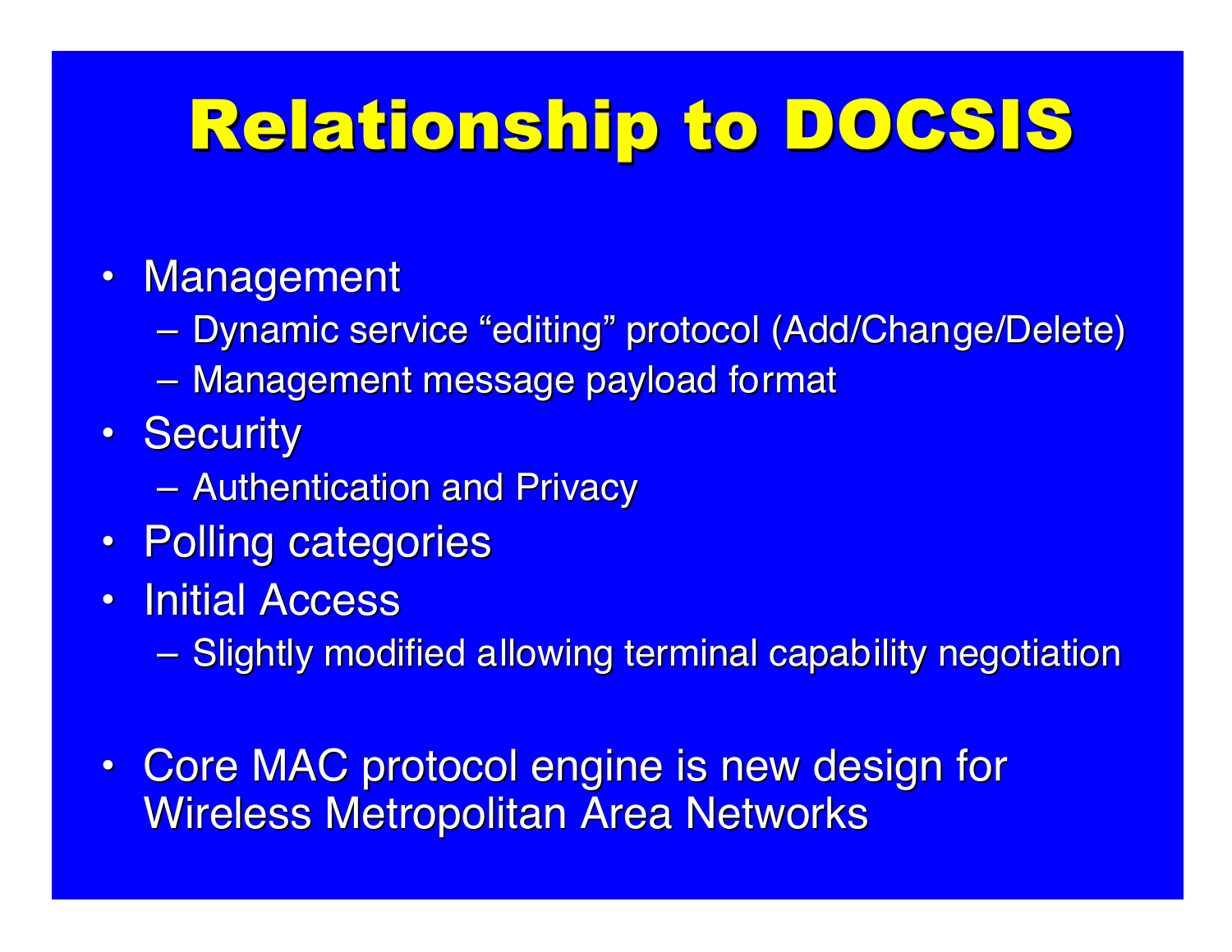# Relationship to DOCSIS

- Management
  - Dynamic service "editing" protocol (Add/Change/Delete)
  - Management message payload format
- Security
  - Authentication and Privacy
- Polling categories
- Initial Access
  - Slightly modified allowing terminal capability negotiation

- Core MAC protocol engine is new design for Wireless Metropolitan Area Networks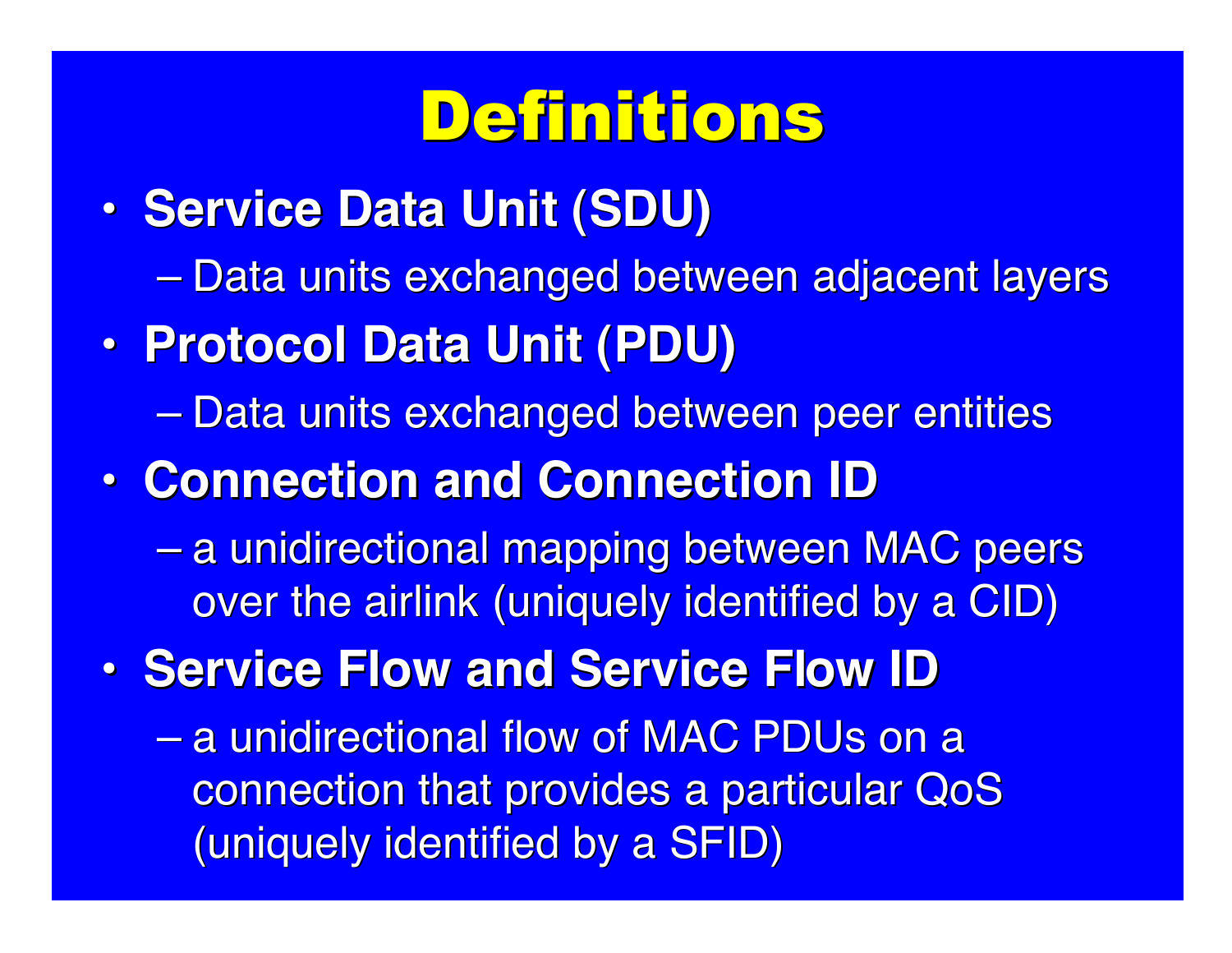# Definitions

- **Service Data Unit (SDU)**
  - Data units exchanged between adjacent layers
- **Protocol Data Unit (PDU)**
  - Data units exchanged between peer entities
- **Connection and Connection ID**
  - a unidirectional mapping between MAC peers over the airlink (uniquely identified by a CID)
- **Service Flow and Service Flow ID**
  - a unidirectional flow of MAC PDUs on a connection that provides a particular QoS (uniquely identified by a SFID)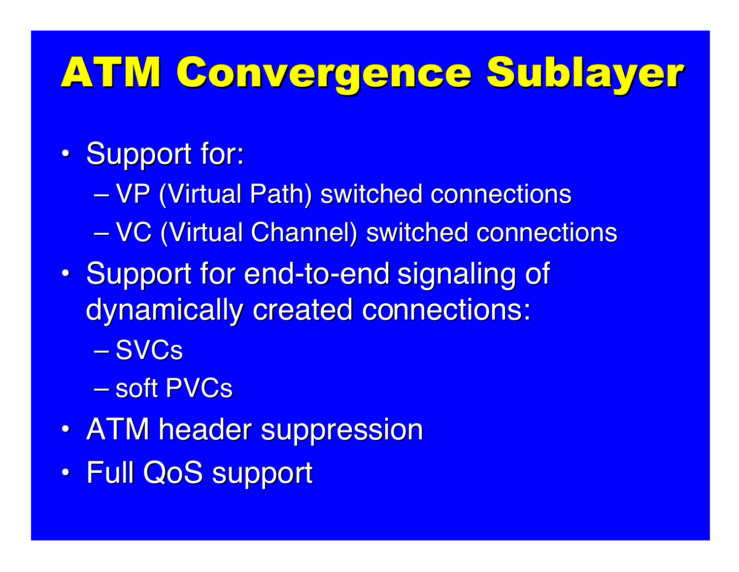# ATM Convergence Sublayer

- Support for:
  - VP (Virtual Path) switched connections
  - VC (Virtual Channel) switched connections
- Support for end-to-end signaling of dynamically created connections:
  - SVCs
  - soft PVCs
- ATM header suppression
- Full QoS support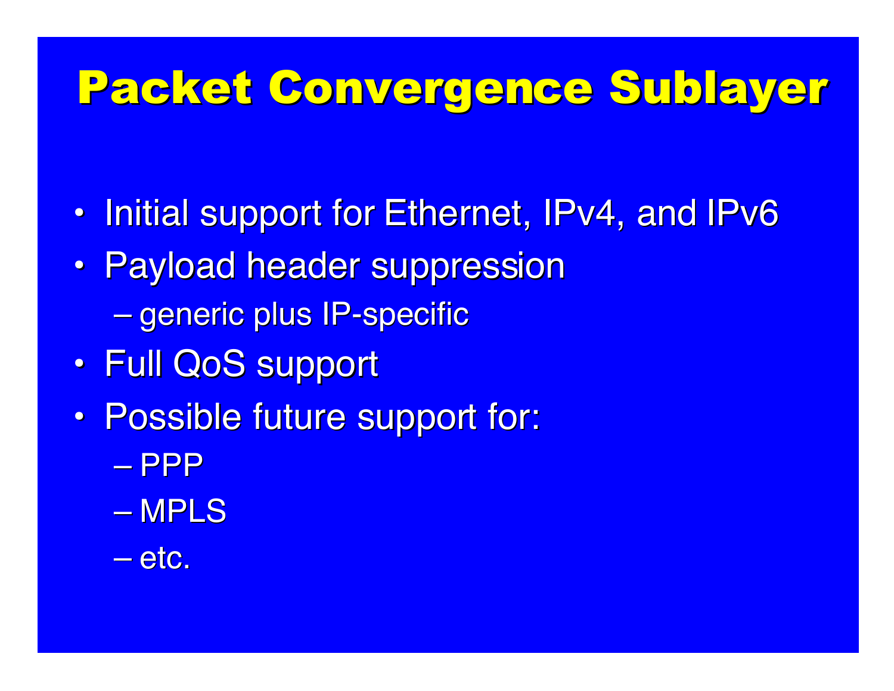# Packet Convergence Sublayer

- Initial support for Ethernet, IPv4, and IPv6
- Payload header suppression
  - generic plus IP-specific
- Full QoS support
- Possible future support for:
  - PPP
  - MPLS
  - etc.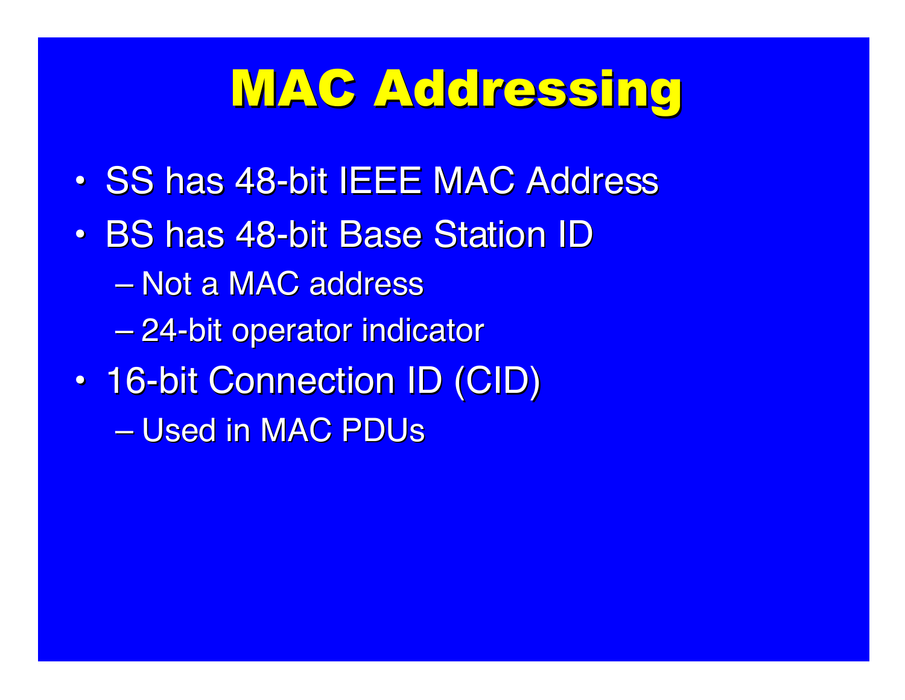# MAC Addressing

- SS has 48-bit IEEE MAC Address
- BS has 48-bit Base Station ID
  - Not a MAC address
  - 24-bit operator indicator
- 16-bit Connection ID (CID)
  - Used in MAC PDUs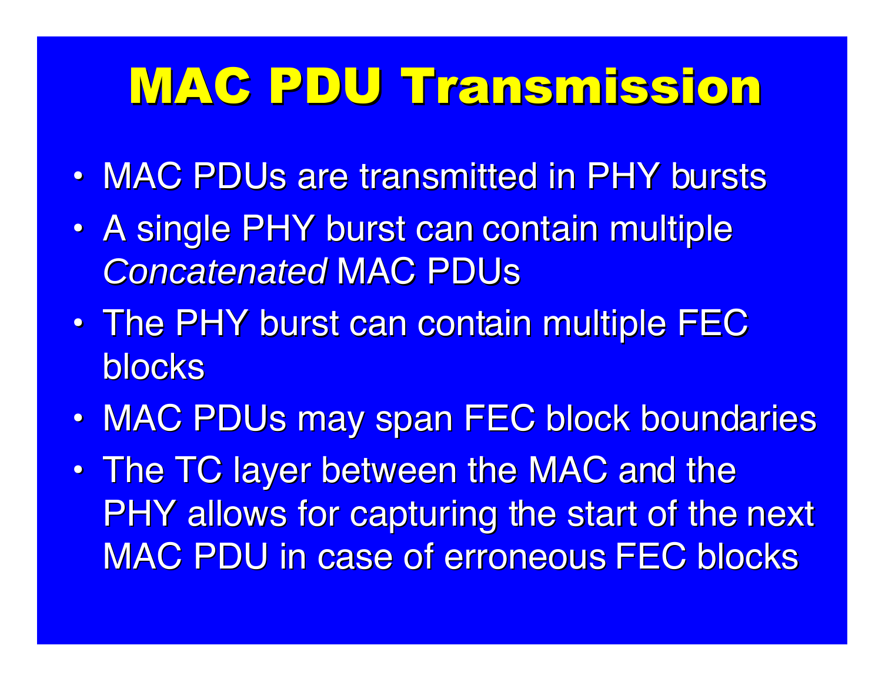# MAC PDU Transmission

- MAC PDUs are transmitted in PHY bursts
- A single PHY burst can contain multiple *Concatenated* MAC PDUs
- The PHY burst can contain multiple FEC blocks
- MAC PDUs may span FEC block boundaries
- The TC layer between the MAC and the PHY allows for capturing the start of the next MAC PDU in case of erroneous FEC blocks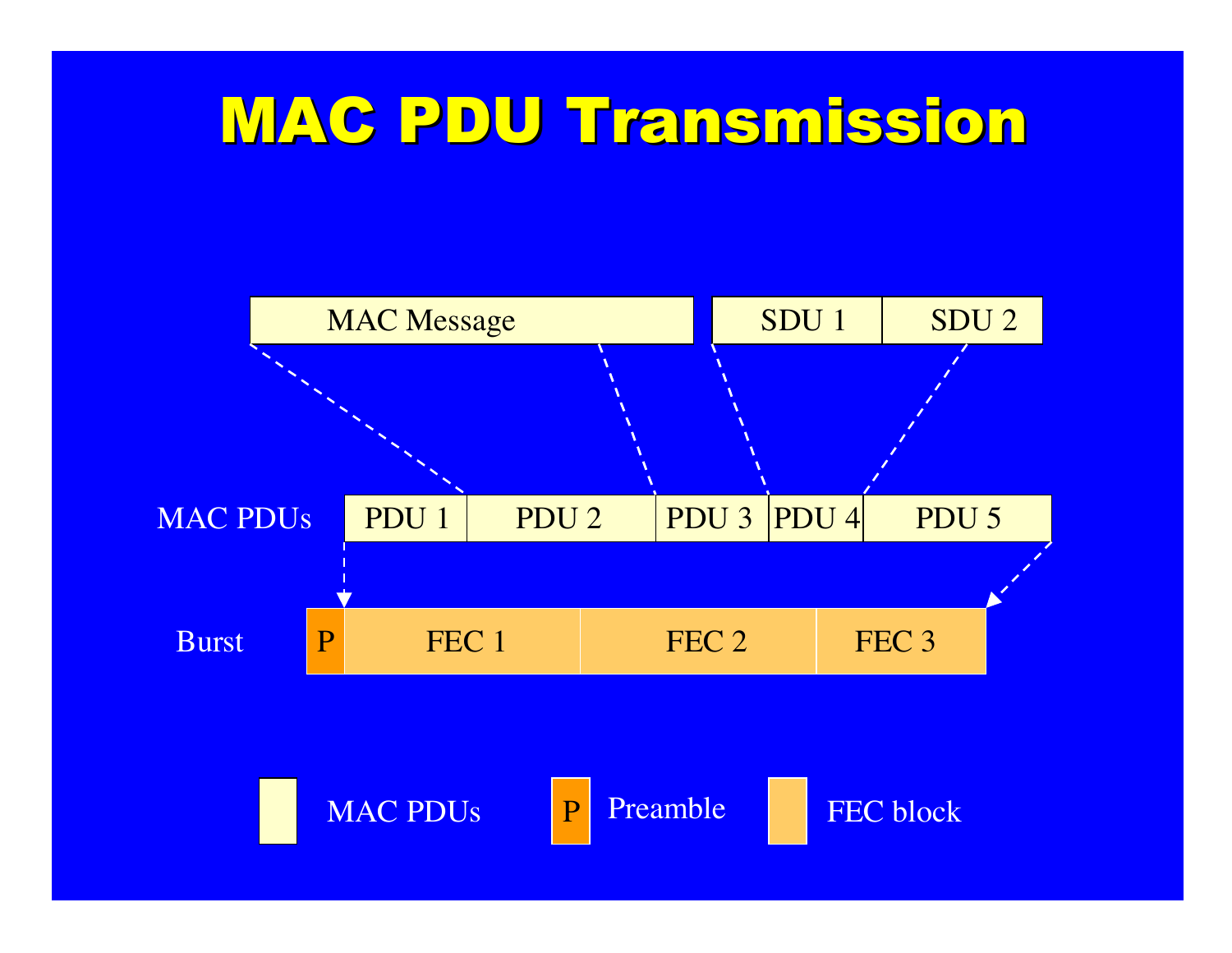# MAC PDU Transmission

MAC Message | SDU 1 | SDU 2

MAC PDUs: PDU 1 | PDU 2 | PDU 3 | PDU 4 | PDU 5

Burst: P | FEC 1 | FEC 2 | FEC 3

MAC PDUs | P Preamble | FEC block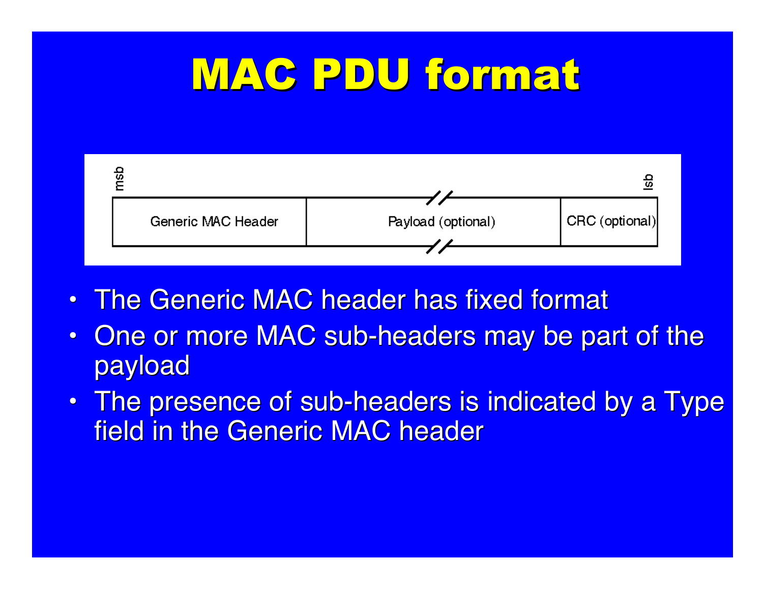# MAC PDU format

| msb | | lsb |
|---|---|---|
| Generic MAC Header | Payload (optional) | CRC (optional) |

- The Generic MAC header has fixed format
- One or more MAC sub-headers may be part of the payload
- The presence of sub-headers is indicated by a Type field in the Generic MAC header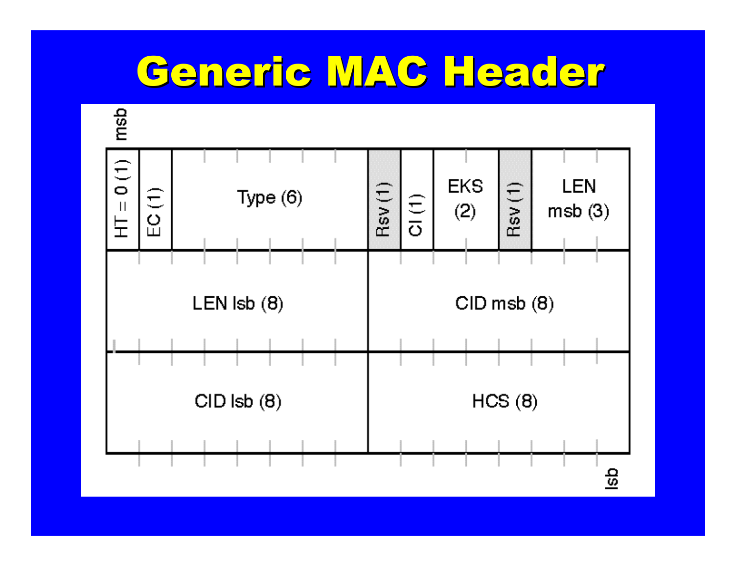# Generic MAC Header

msb

| HT = 0 (1) | EC (1) | Type (6) | Rsv (1) | CI (1) | EKS (2) | Rsv (1) | LEN msb (3) |
|---|---|---|---|---|---|---|---|
| LEN lsb (8) | | | CID msb (8) | | | | |
| CID lsb (8) | | | HCS (8) | | | | |

lsb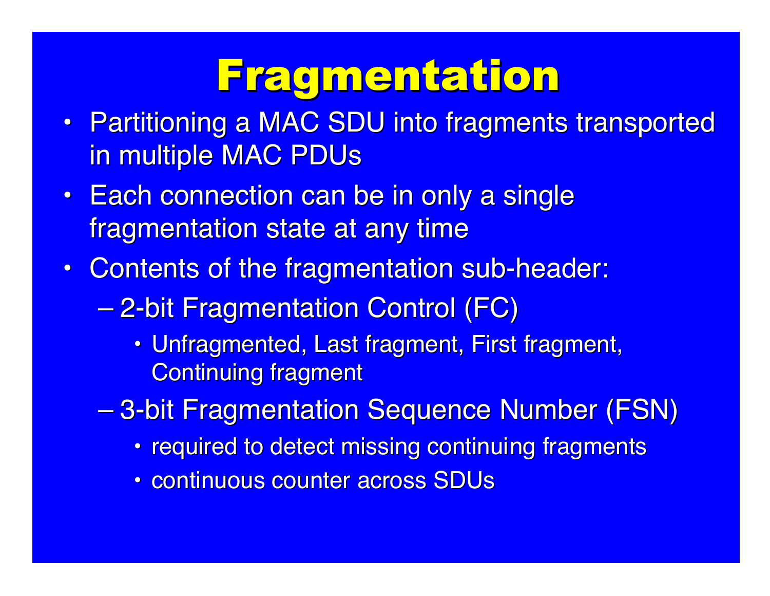# Fragmentation

- Partitioning a MAC SDU into fragments transported in multiple MAC PDUs
- Each connection can be in only a single fragmentation state at any time
- Contents of the fragmentation sub-header:
  - 2-bit Fragmentation Control (FC)
    - Unfragmented, Last fragment, First fragment, Continuing fragment
  - 3-bit Fragmentation Sequence Number (FSN)
    - required to detect missing continuing fragments
    - continuous counter across SDUs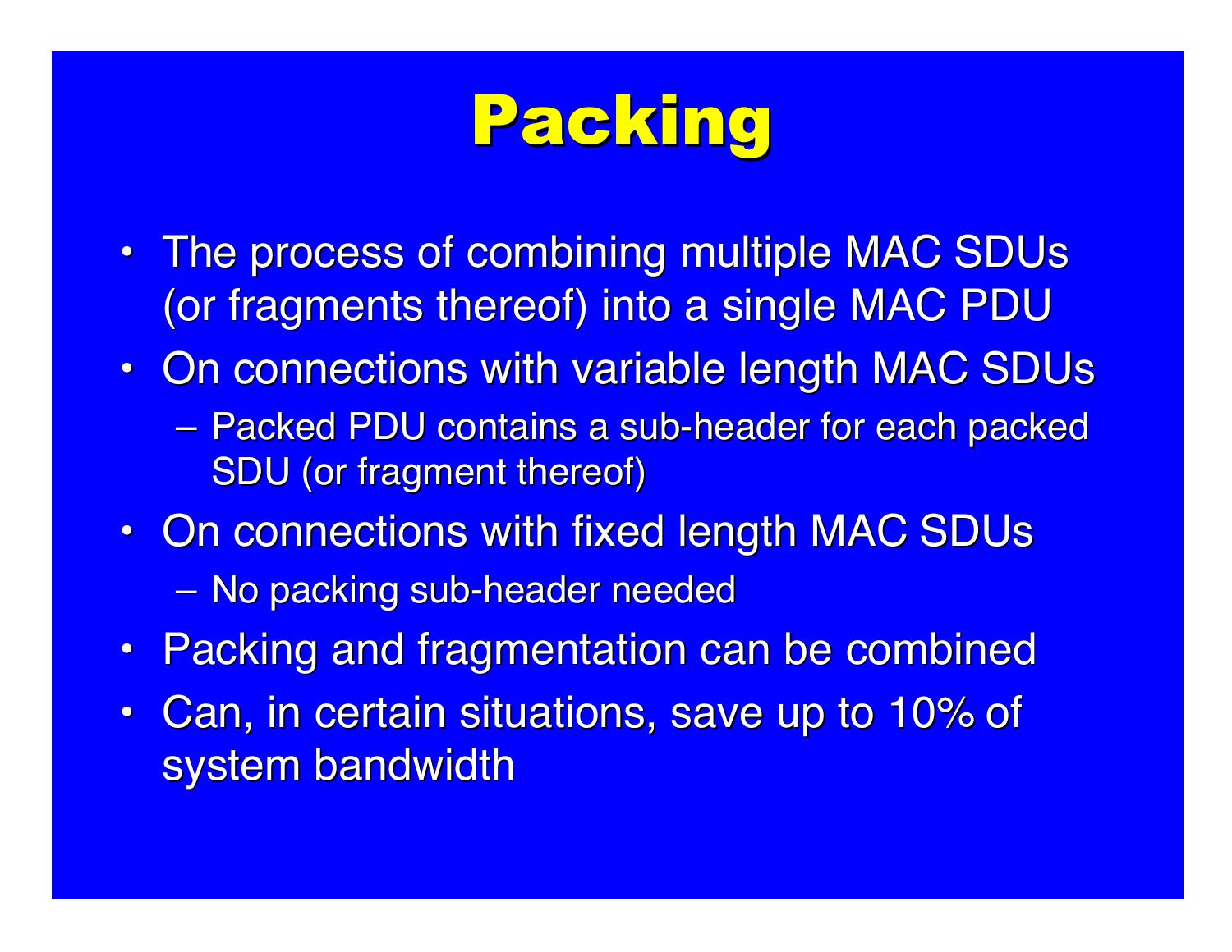# Packing

- The process of combining multiple MAC SDUs (or fragments thereof) into a single MAC PDU
- On connections with variable length MAC SDUs
  - Packed PDU contains a sub-header for each packed SDU (or fragment thereof)
- On connections with fixed length MAC SDUs
  - No packing sub-header needed
- Packing and fragmentation can be combined
- Can, in certain situations, save up to 10% of system bandwidth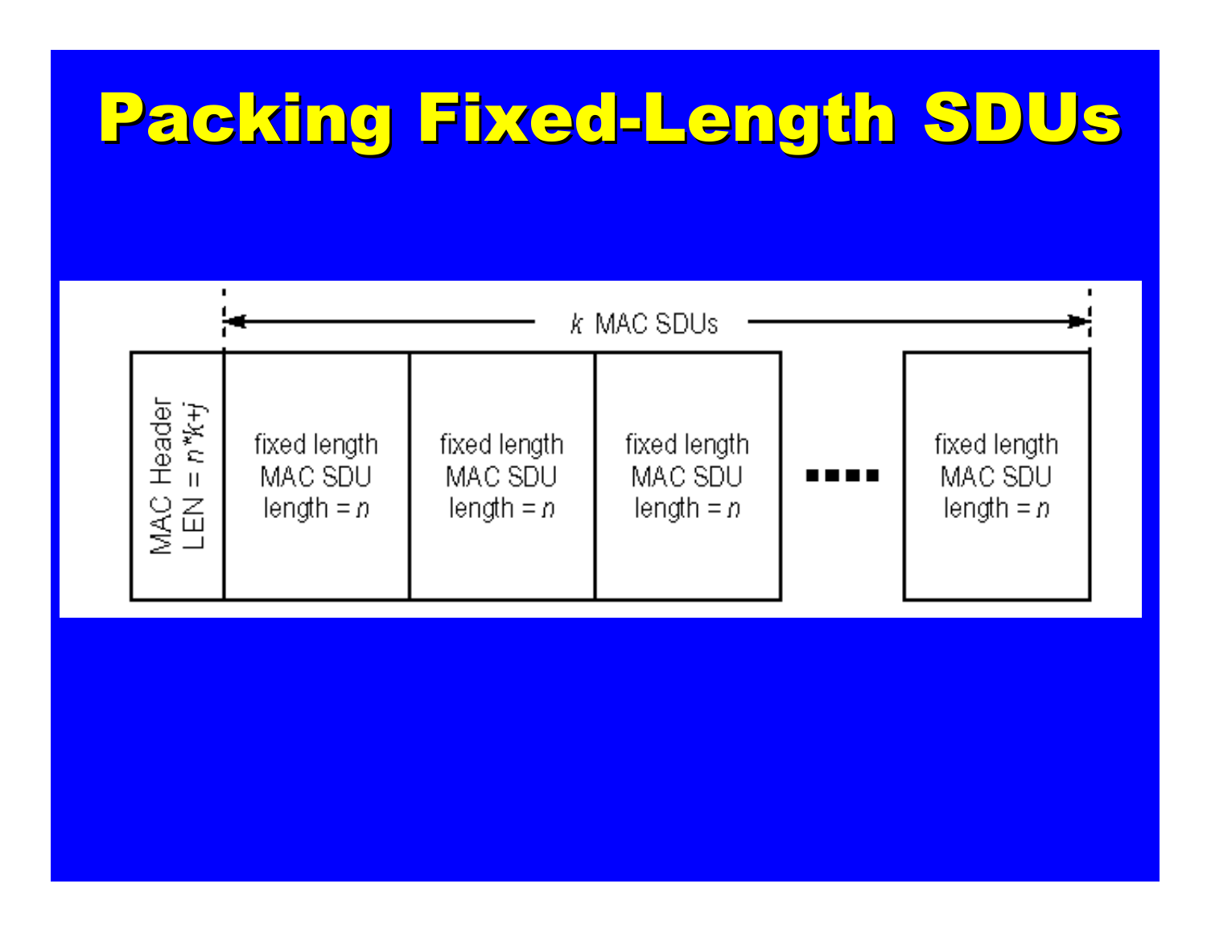# Packing Fixed-Length SDUs

| MAC Header LEN = $n*k+j$ | fixed length MAC SDU length = $n$ | fixed length MAC SDU length = $n$ | fixed length MAC SDU length = $n$ | ▪▪▪▪ | fixed length MAC SDU length = $n$ |
|---|---|---|---|---|---|

$k$ MAC SDUs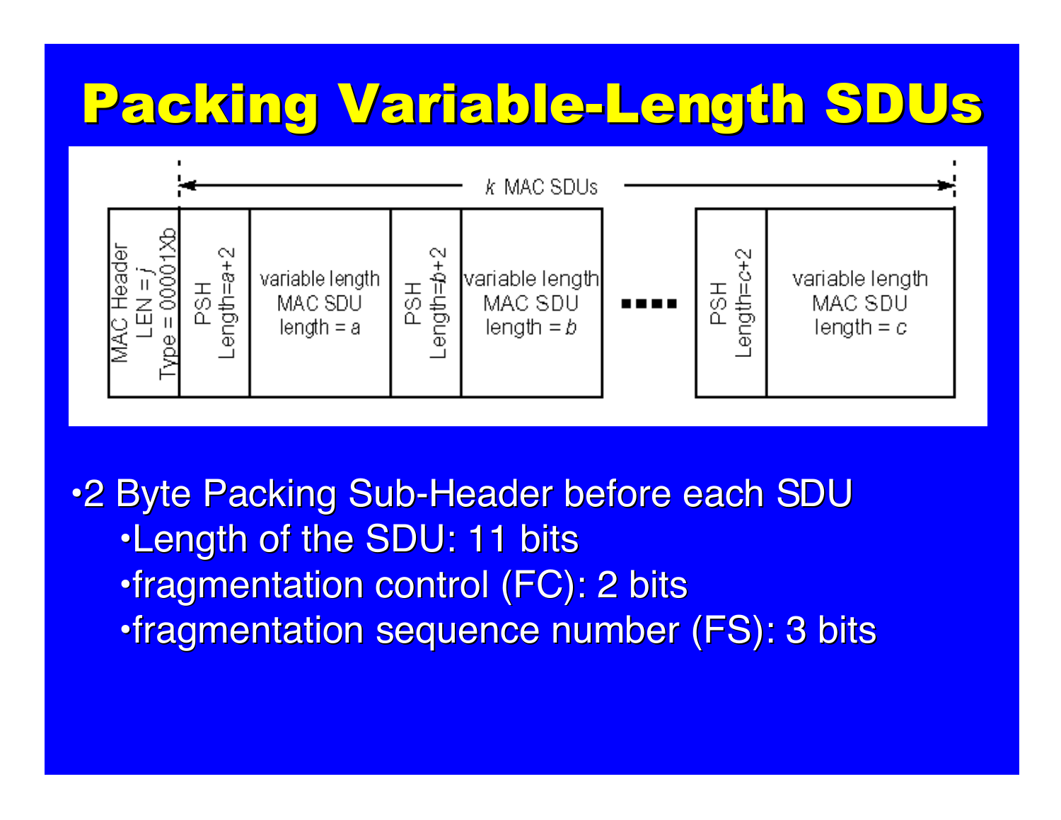# Packing Variable-Length SDUs

| MAC Header LEN = $j$ Type = 00001Xb | PSH Length=$a$+2 | variable length MAC SDU length = a | PSH Length=$b$+2 | variable length MAC SDU length = $b$ | .... | PSH Length=$c$+2 | variable length MAC SDU length = $c$ |
|---|---|---|---|---|---|---|---|

($k$ MAC SDUs)

- 2 Byte Packing Sub-Header before each SDU
  - Length of the SDU: 11 bits
  - fragmentation control (FC): 2 bits
  - fragmentation sequence number (FS): 3 bits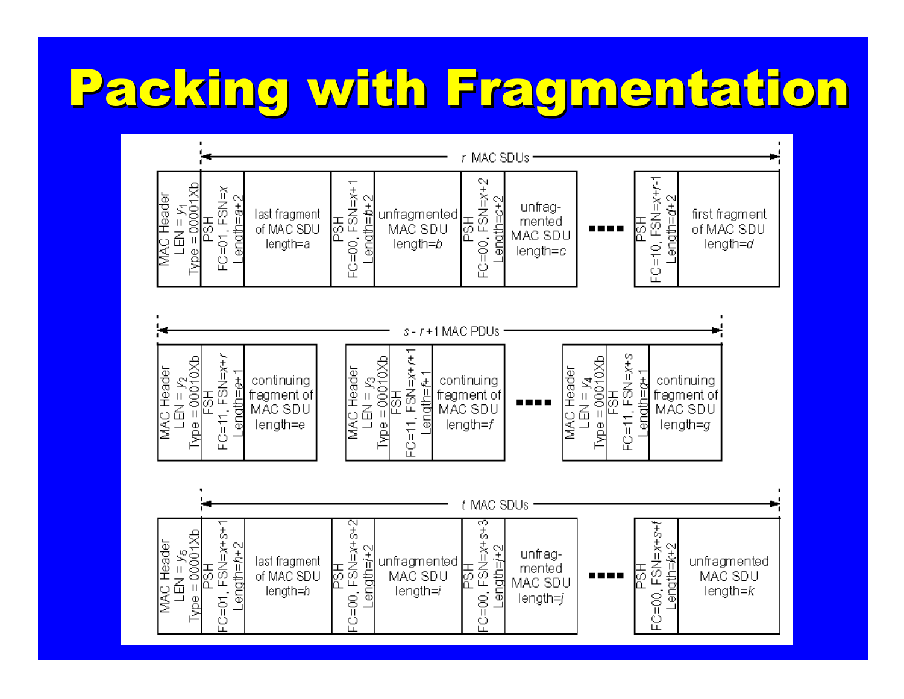# Packing with Fragmentation

**$r$ MAC SDUs**

| MAC Header<br>LEN = $y_1$<br>Type = 00001Xb | PSH<br>FC=01, FSN=$x$<br>Length=$a$+2 | last fragment of MAC SDU length=a | PSH<br>FC=00, FSN=$x$+1<br>Length=$b$+2 | unfragmented MAC SDU length=$b$ | PSH<br>FC=00, FSN=$x$+2<br>Length=$c$+2 | unfragmented MAC SDU length=$c$ | .... | PSH<br>FC=10, FSN=$x$+$r$-1<br>Length=$d$+2 | first fragment of MAC SDU length=$d$ |
|---|---|---|---|---|---|---|---|---|---|

**$s$ - $r$+1 MAC PDUs**

| MAC Header<br>LEN = $y_2$<br>Type = 00010Xb | FSH<br>FC=11, FSN=$x$+$r$<br>Length=$e$+1 | continuing fragment of MAC SDU length=e |
|---|---|---|

| MAC Header<br>LEN = $y_3$<br>Type = 00010Xb | FSH<br>FC=11, FSN=$x$+$r$+1<br>Length=$f$+1 | continuing fragment of MAC SDU length=$f$ |
|---|---|---|

....

| MAC Header<br>LEN = $y_4$<br>Type = 00010Xb | FSH<br>FC=11, FSN=$x$+$s$<br>Length=$g$+1 | continuing fragment of MAC SDU length=$g$ |
|---|---|---|

**$t$ MAC SDUs**

| MAC Header<br>LEN = $y_5$<br>Type = 00001Xb | PSH<br>FC=01, FSN=$x$+$s$+1<br>Length=$h$+2 | last fragment of MAC SDU length=$h$ | PSH<br>FC=00, FSN=$x$+$s$+2<br>Length=$i$+2 | unfragmented MAC SDU length=$i$ | PSH<br>FC=00, FSN=$x$+$s$+3<br>Length=$j$+2 | unfragmented MAC SDU length=$j$ | .... | PSH<br>FC=00, FSN=$x$+$s$+$t$<br>Length=$k$+2 | unfragmented MAC SDU length=$k$ |
|---|---|---|---|---|---|---|---|---|---|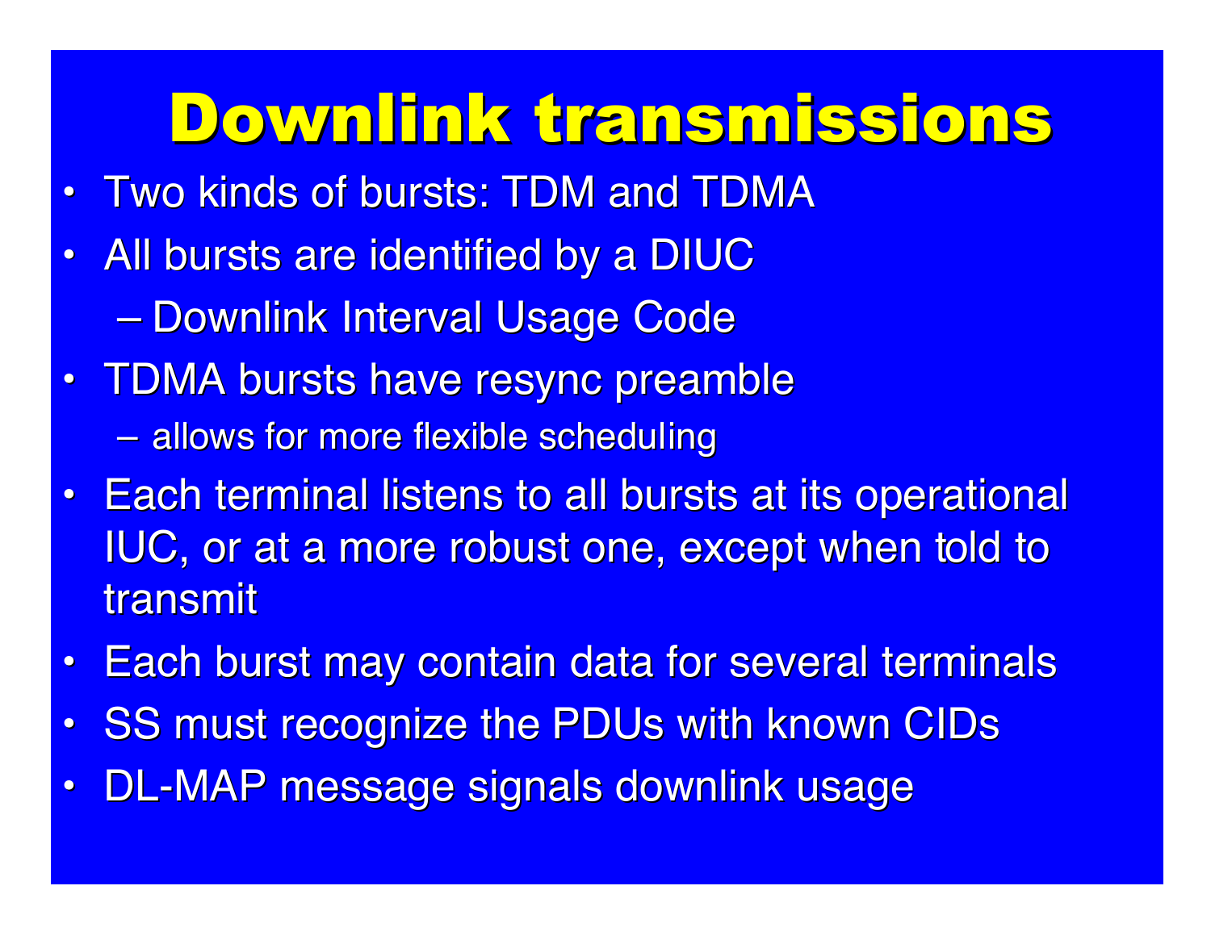# Downlink transmissions

- Two kinds of bursts: TDM and TDMA
- All bursts are identified by a DIUC
  - Downlink Interval Usage Code
- TDMA bursts have resync preamble
  - allows for more flexible scheduling
- Each terminal listens to all bursts at its operational IUC, or at a more robust one, except when told to transmit
- Each burst may contain data for several terminals
- SS must recognize the PDUs with known CIDs
- DL-MAP message signals downlink usage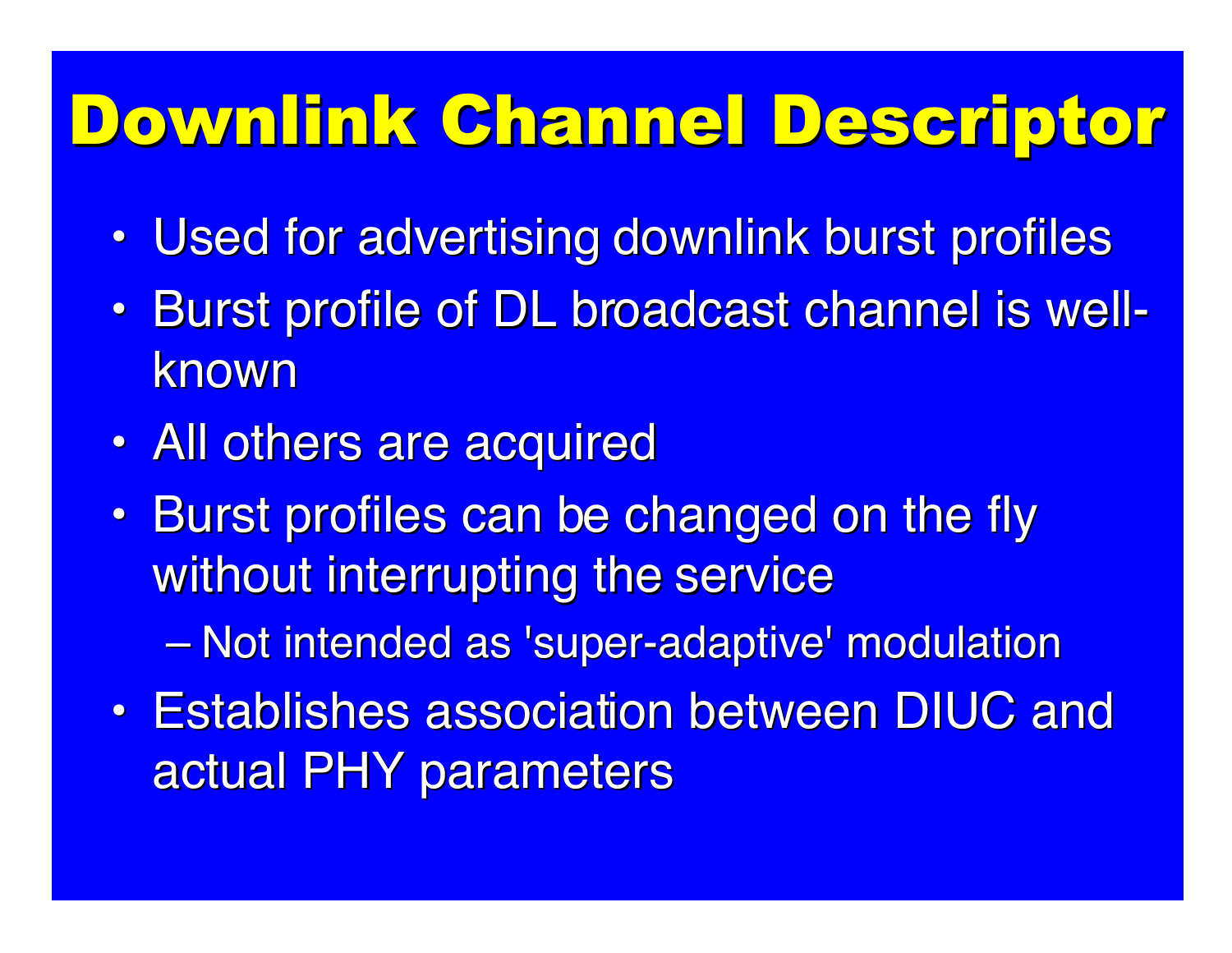# Downlink Channel Descriptor

- Used for advertising downlink burst profiles
- Burst profile of DL broadcast channel is well-known
- All others are acquired
- Burst profiles can be changed on the fly without interrupting the service
  - Not intended as 'super-adaptive' modulation
- Establishes association between DIUC and actual PHY parameters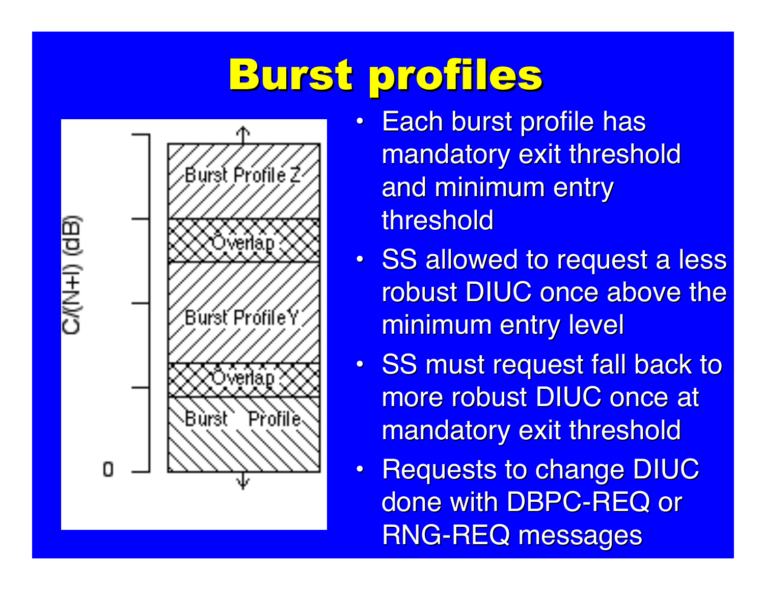# Burst profiles

- Each burst profile has mandatory exit threshold and minimum entry threshold
- SS allowed to request a less robust DIUC once above the minimum entry level
- SS must request fall back to more robust DIUC once at mandatory exit threshold
- Requests to change DIUC done with DBPC-REQ or RNG-REQ messages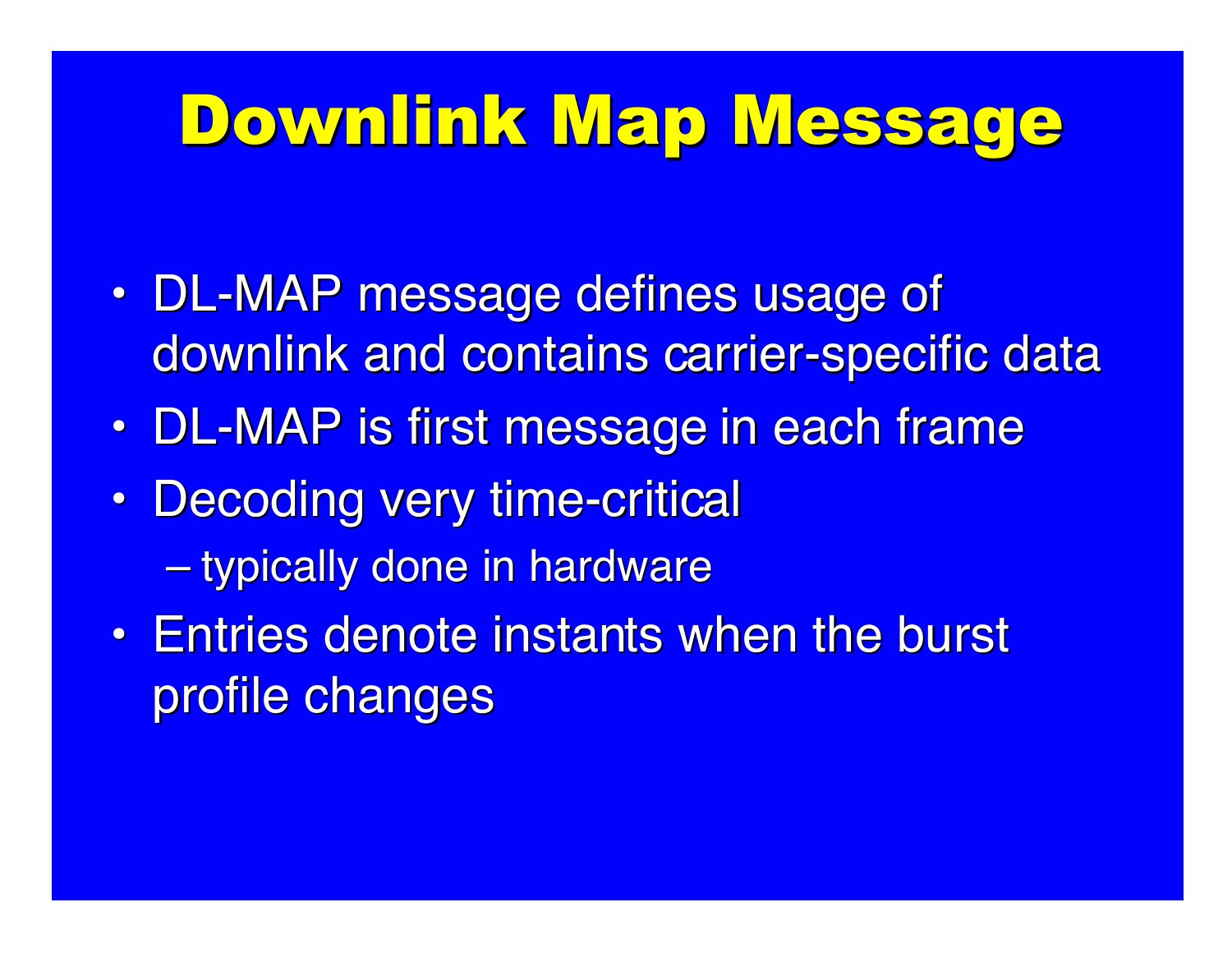# Downlink Map Message

- DL-MAP message defines usage of downlink and contains carrier-specific data
- DL-MAP is first message in each frame
- Decoding very time-critical
  - typically done in hardware
- Entries denote instants when the burst profile changes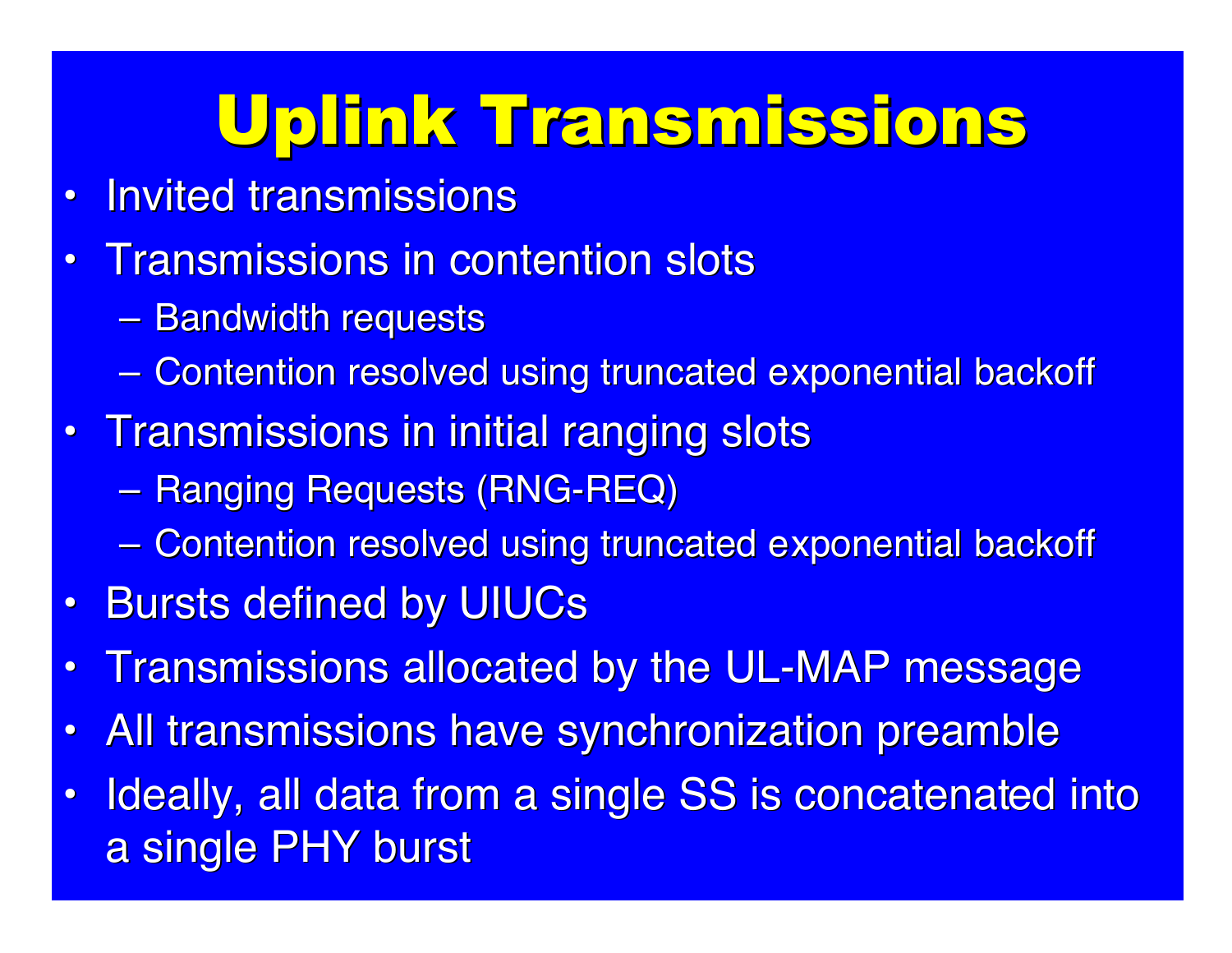# Uplink Transmissions

- Invited transmissions
- Transmissions in contention slots
  - Bandwidth requests
  - Contention resolved using truncated exponential backoff
- Transmissions in initial ranging slots
  - Ranging Requests (RNG-REQ)
  - Contention resolved using truncated exponential backoff
- Bursts defined by UIUCs
- Transmissions allocated by the UL-MAP message
- All transmissions have synchronization preamble
- Ideally, all data from a single SS is concatenated into a single PHY burst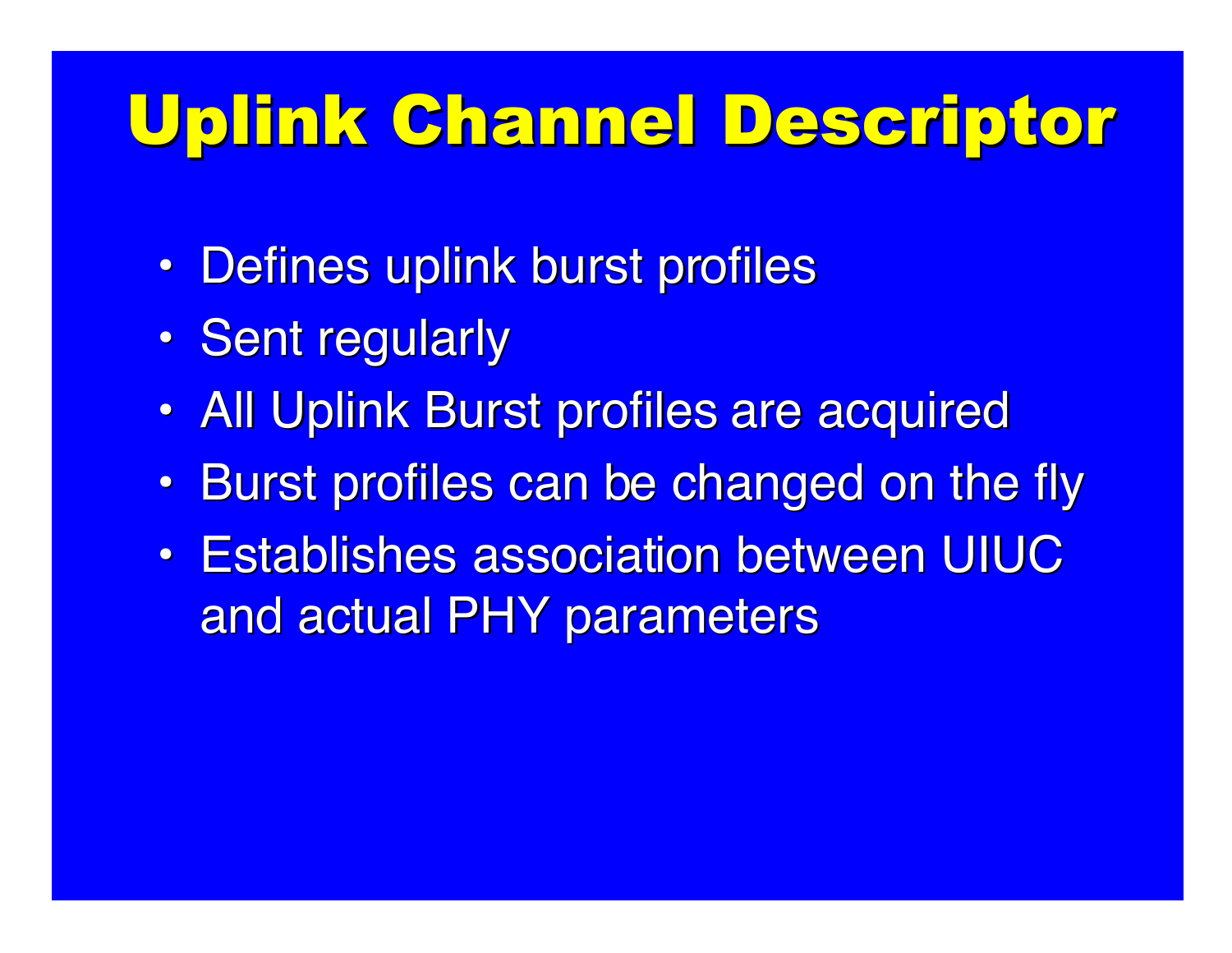# Uplink Channel Descriptor

- Defines uplink burst profiles
- Sent regularly
- All Uplink Burst profiles are acquired
- Burst profiles can be changed on the fly
- Establishes association between UIUC and actual PHY parameters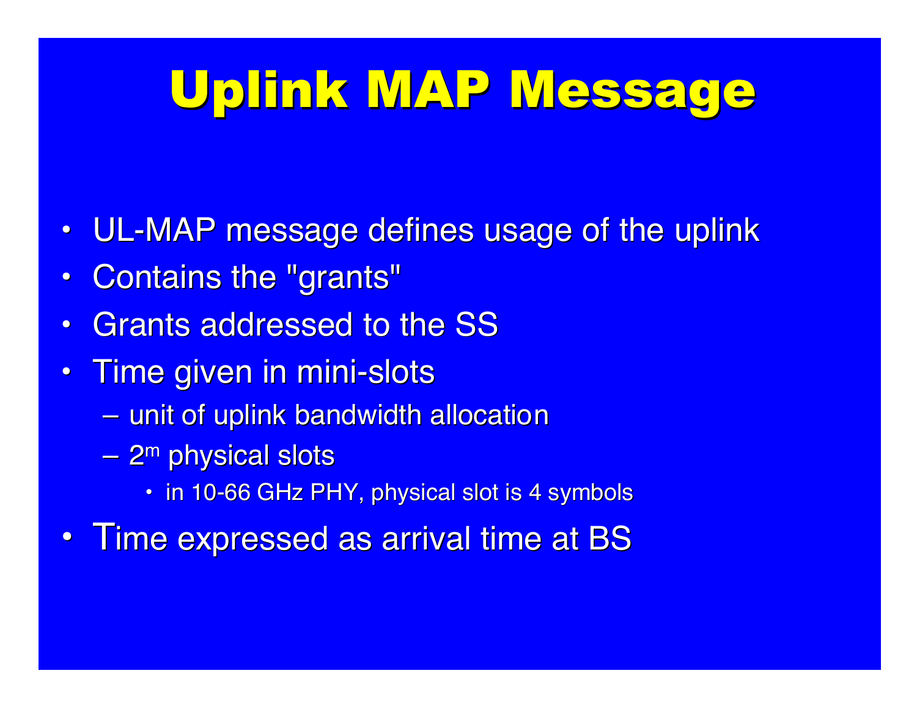# Uplink MAP Message

- UL-MAP message defines usage of the uplink
- Contains the "grants"
- Grants addressed to the SS
- Time given in mini-slots
  - unit of uplink bandwidth allocation
  - $2^m$ physical slots
    - in 10-66 GHz PHY, physical slot is 4 symbols
- Time expressed as arrival time at BS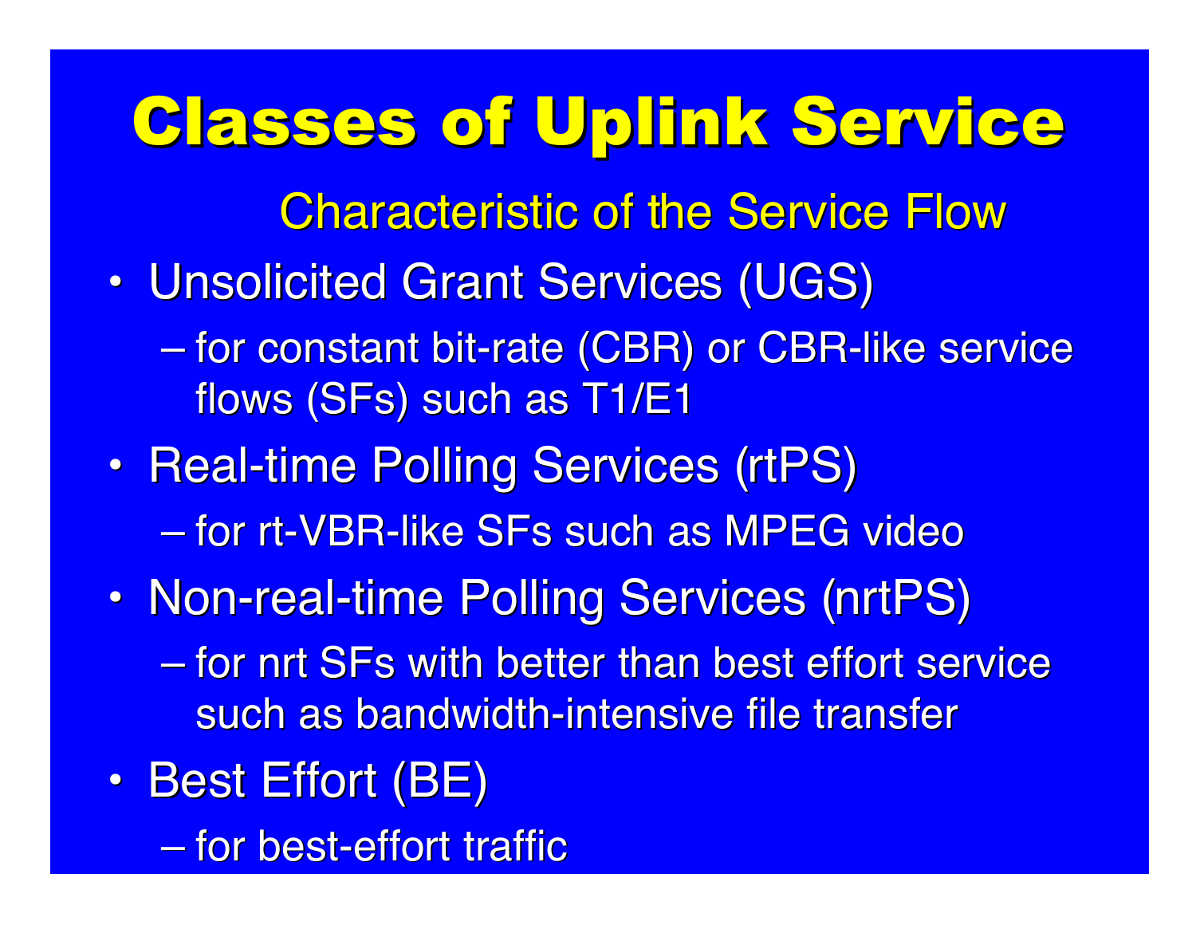# Classes of Uplink Service

Characteristic of the Service Flow

- Unsolicited Grant Services (UGS)
  - for constant bit-rate (CBR) or CBR-like service flows (SFs) such as T1/E1
- Real-time Polling Services (rtPS)
  - for rt-VBR-like SFs such as MPEG video
- Non-real-time Polling Services (nrtPS)
  - for nrt SFs with better than best effort service such as bandwidth-intensive file transfer
- Best Effort (BE)
  - for best-effort traffic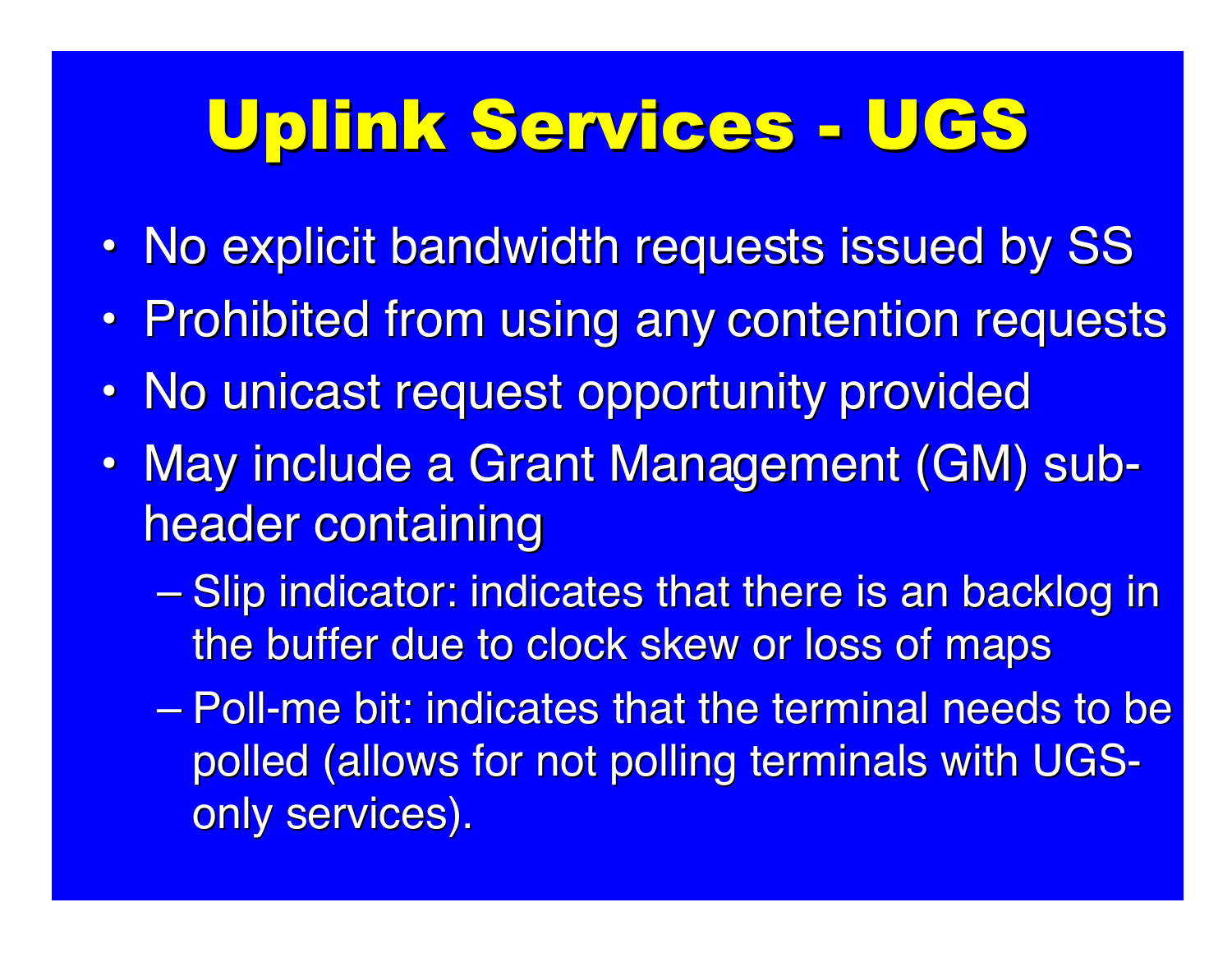# Uplink Services - UGS

- No explicit bandwidth requests issued by SS
- Prohibited from using any contention requests
- No unicast request opportunity provided
- May include a Grant Management (GM) sub-header containing
  - Slip indicator: indicates that there is an backlog in the buffer due to clock skew or loss of maps
  - Poll-me bit: indicates that the terminal needs to be polled (allows for not polling terminals with UGS-only services).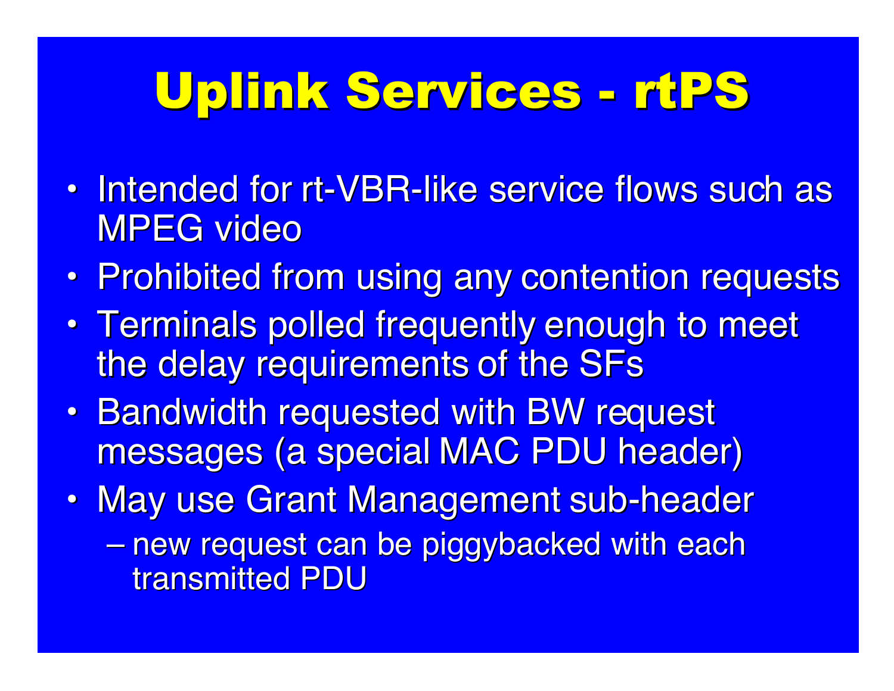# Uplink Services - rtPS

- Intended for rt-VBR-like service flows such as MPEG video
- Prohibited from using any contention requests
- Terminals polled frequently enough to meet the delay requirements of the SFs
- Bandwidth requested with BW request messages (a special MAC PDU header)
- May use Grant Management sub-header
  - new request can be piggybacked with each transmitted PDU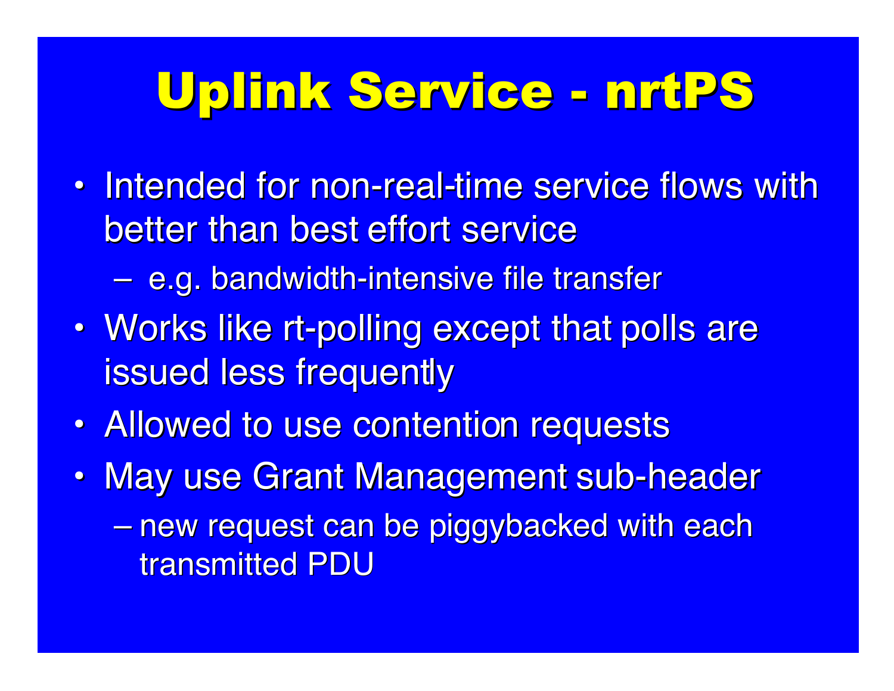# Uplink Service - nrtPS

- Intended for non-real-time service flows with better than best effort service
  - e.g. bandwidth-intensive file transfer
- Works like rt-polling except that polls are issued less frequently
- Allowed to use contention requests
- May use Grant Management sub-header
  - new request can be piggybacked with each transmitted PDU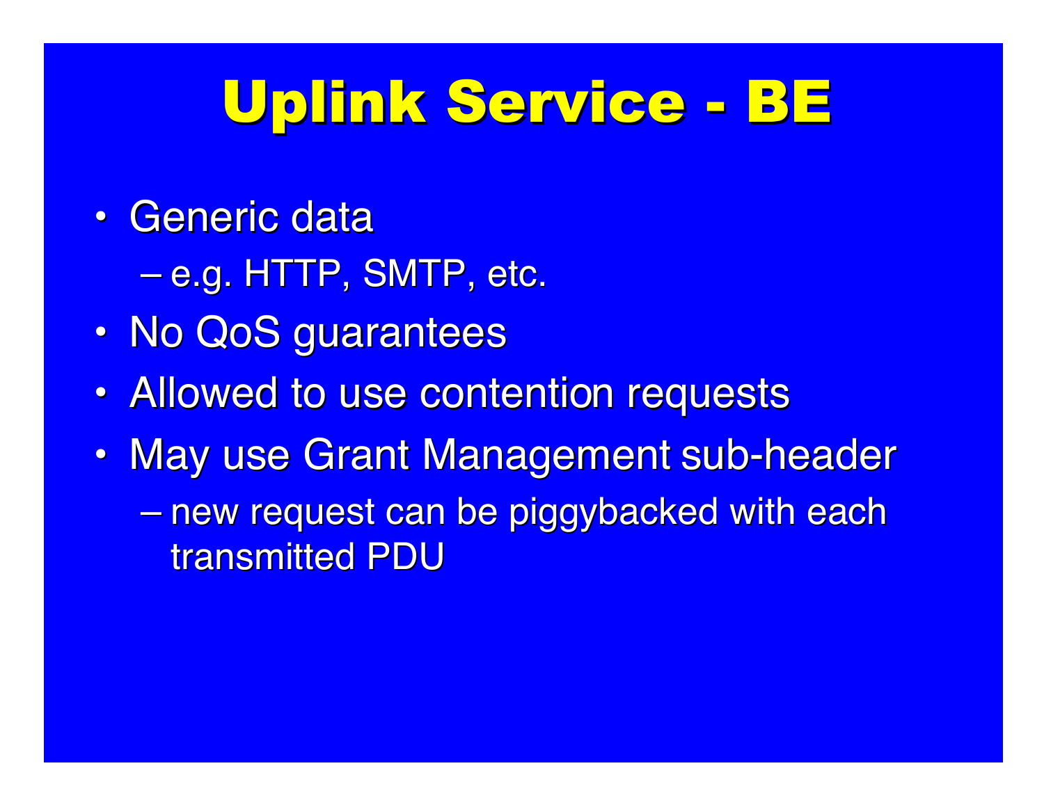# Uplink Service - BE

- Generic data
  - e.g. HTTP, SMTP, etc.
- No QoS guarantees
- Allowed to use contention requests
- May use Grant Management sub-header
  - new request can be piggybacked with each transmitted PDU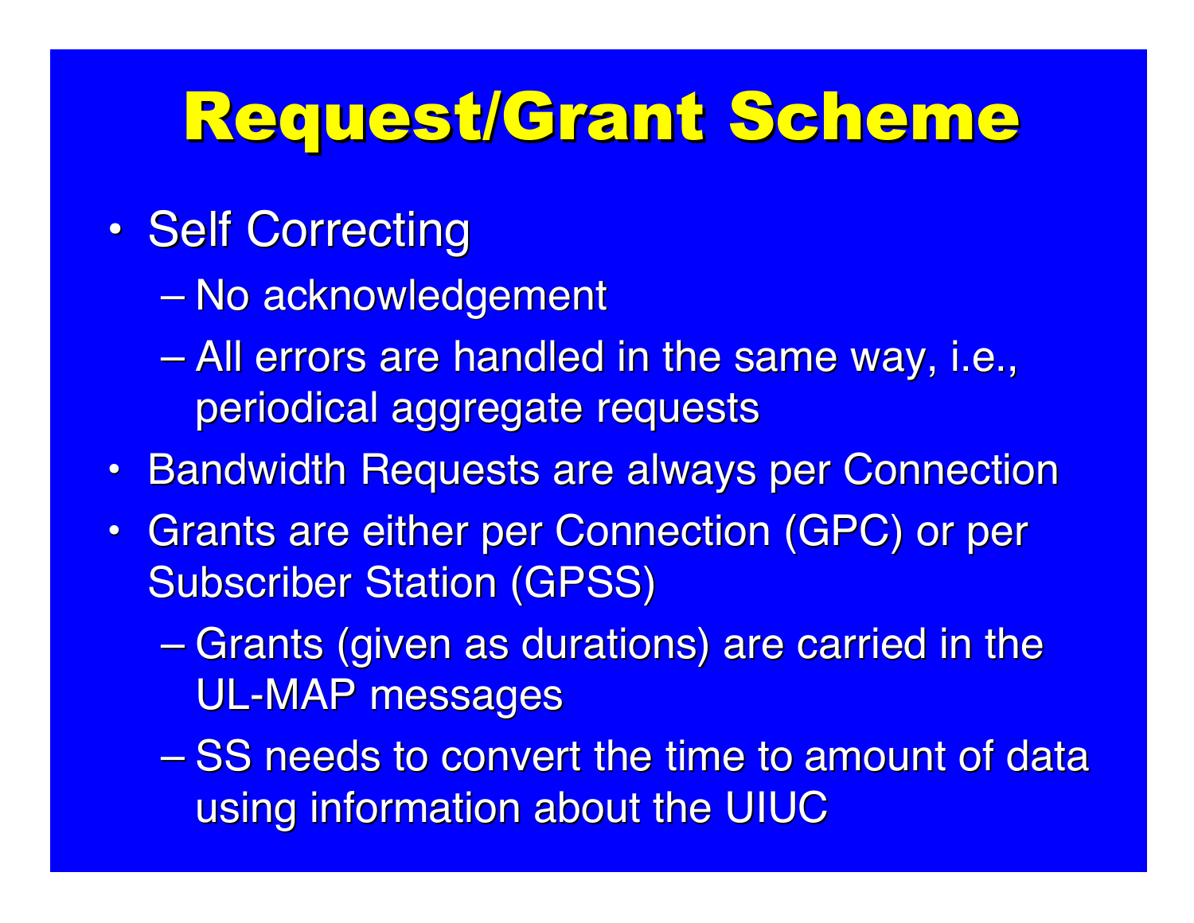# Request/Grant Scheme

- Self Correcting
  - No acknowledgement
  - All errors are handled in the same way, i.e., periodical aggregate requests
- Bandwidth Requests are always per Connection
- Grants are either per Connection (GPC) or per Subscriber Station (GPSS)
  - Grants (given as durations) are carried in the UL-MAP messages
  - SS needs to convert the time to amount of data using information about the UIUC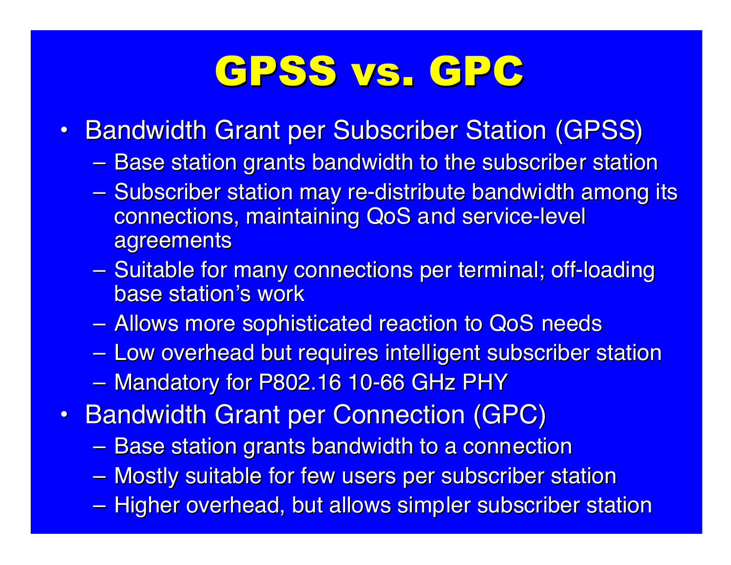# GPSS vs. GPC

- Bandwidth Grant per Subscriber Station (GPSS)
  - Base station grants bandwidth to the subscriber station
  - Subscriber station may re-distribute bandwidth among its connections, maintaining QoS and service-level agreements
  - Suitable for many connections per terminal; off-loading base station's work
  - Allows more sophisticated reaction to QoS needs
  - Low overhead but requires intelligent subscriber station
  - Mandatory for P802.16 10-66 GHz PHY
- Bandwidth Grant per Connection (GPC)
  - Base station grants bandwidth to a connection
  - Mostly suitable for few users per subscriber station
  - Higher overhead, but allows simpler subscriber station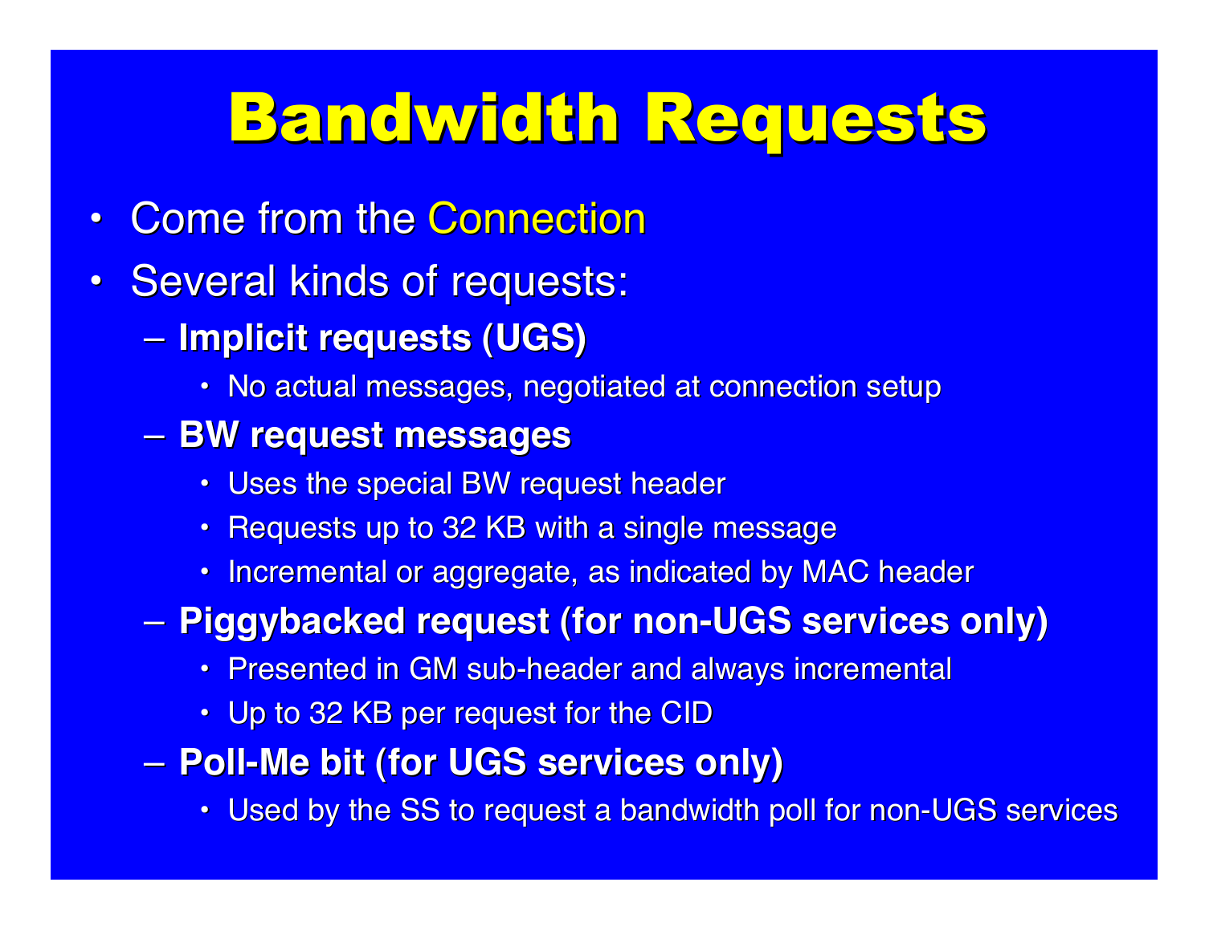# Bandwidth Requests

- Come from the Connection
- Several kinds of requests:
  - **Implicit requests (UGS)**
    - No actual messages, negotiated at connection setup
  - **BW request messages**
    - Uses the special BW request header
    - Requests up to 32 KB with a single message
    - Incremental or aggregate, as indicated by MAC header
  - **Piggybacked request (for non-UGS services only)**
    - Presented in GM sub-header and always incremental
    - Up to 32 KB per request for the CID
  - **Poll-Me bit (for UGS services only)**
    - Used by the SS to request a bandwidth poll for non-UGS services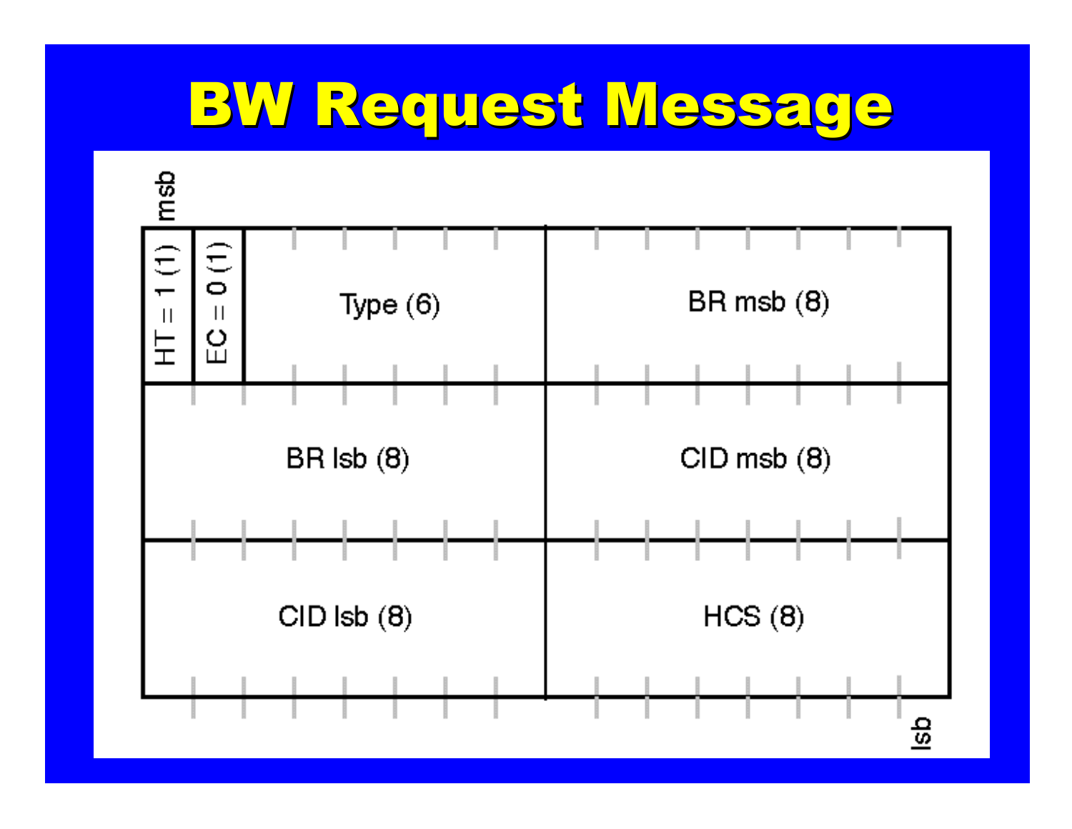# BW Request Message

msb

| | | | |
|---|---|---|---|
| HT = 1 (1) | EC = 0 (1) | Type (6) | BR msb (8) |
| BR lsb (8) | | | CID msb (8) |
| CID lsb (8) | | | HCS (8) |

lsb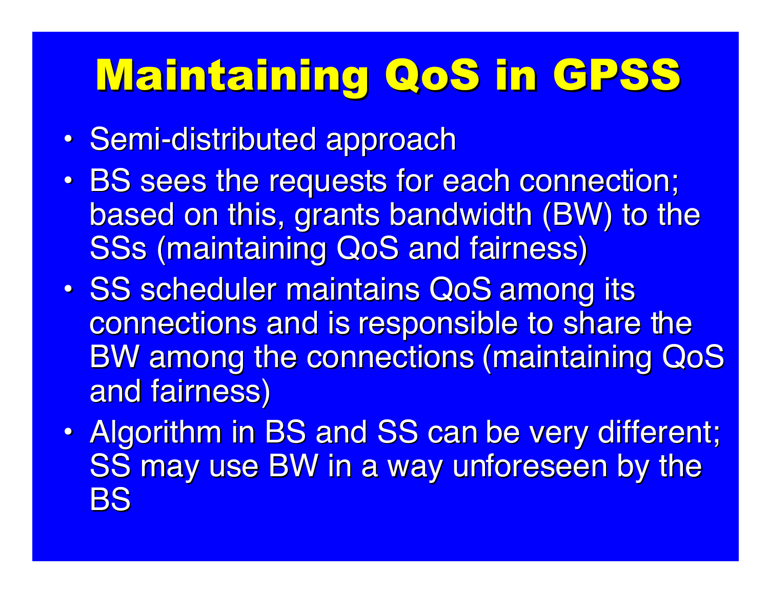# Maintaining QoS in GPSS

- Semi-distributed approach
- BS sees the requests for each connection; based on this, grants bandwidth (BW) to the SSs (maintaining QoS and fairness)
- SS scheduler maintains QoS among its connections and is responsible to share the BW among the connections (maintaining QoS and fairness)
- Algorithm in BS and SS can be very different; SS may use BW in a way unforeseen by the BS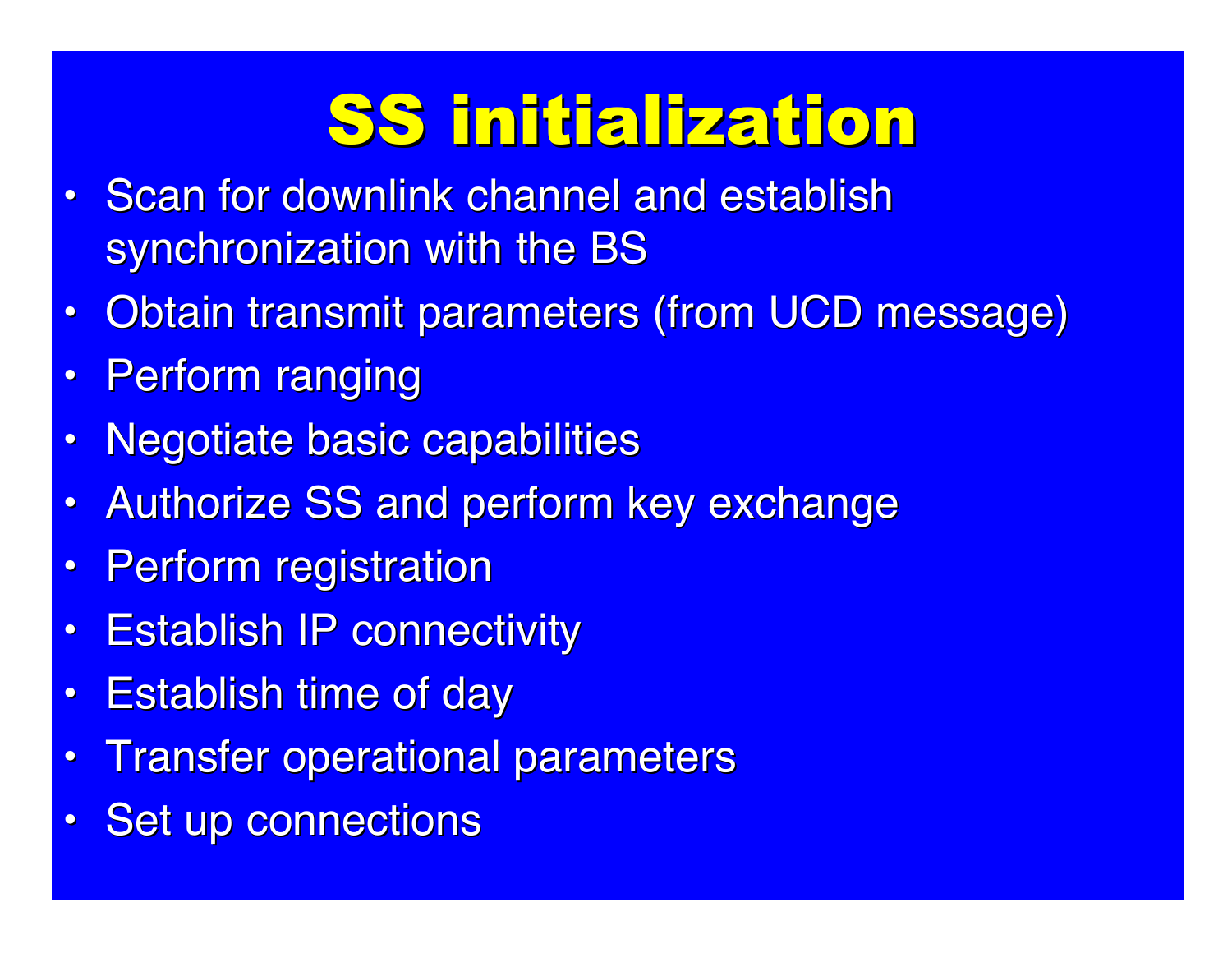# SS initialization

- Scan for downlink channel and establish synchronization with the BS
- Obtain transmit parameters (from UCD message)
- Perform ranging
- Negotiate basic capabilities
- Authorize SS and perform key exchange
- Perform registration
- Establish IP connectivity
- Establish time of day
- Transfer operational parameters
- Set up connections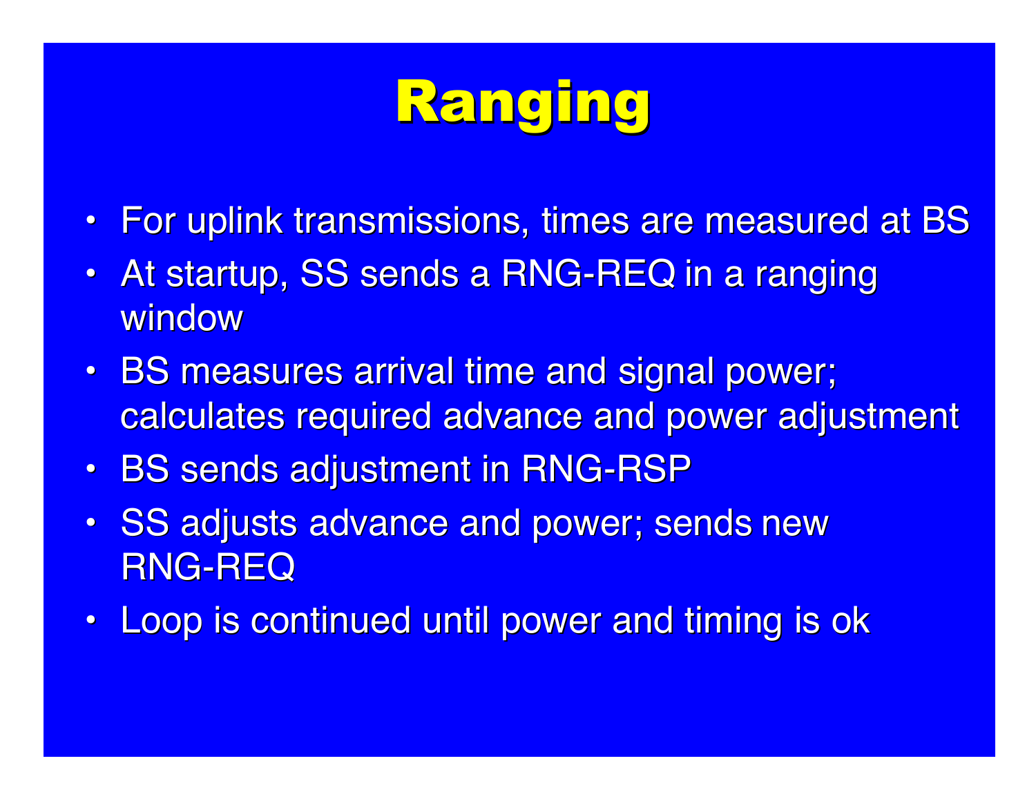# Ranging

- For uplink transmissions, times are measured at BS
- At startup, SS sends a RNG-REQ in a ranging window
- BS measures arrival time and signal power; calculates required advance and power adjustment
- BS sends adjustment in RNG-RSP
- SS adjusts advance and power; sends new RNG-REQ
- Loop is continued until power and timing is ok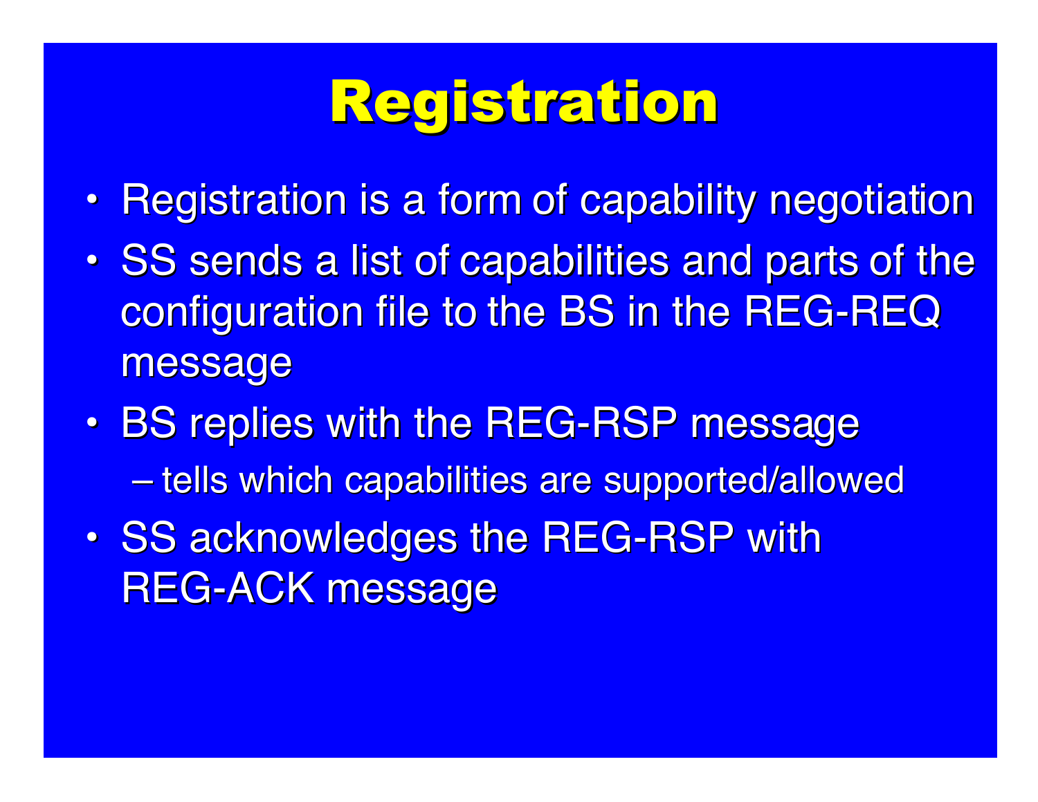# Registration

- Registration is a form of capability negotiation
- SS sends a list of capabilities and parts of the configuration file to the BS in the REG-REQ message
- BS replies with the REG-RSP message
  - tells which capabilities are supported/allowed
- SS acknowledges the REG-RSP with REG-ACK message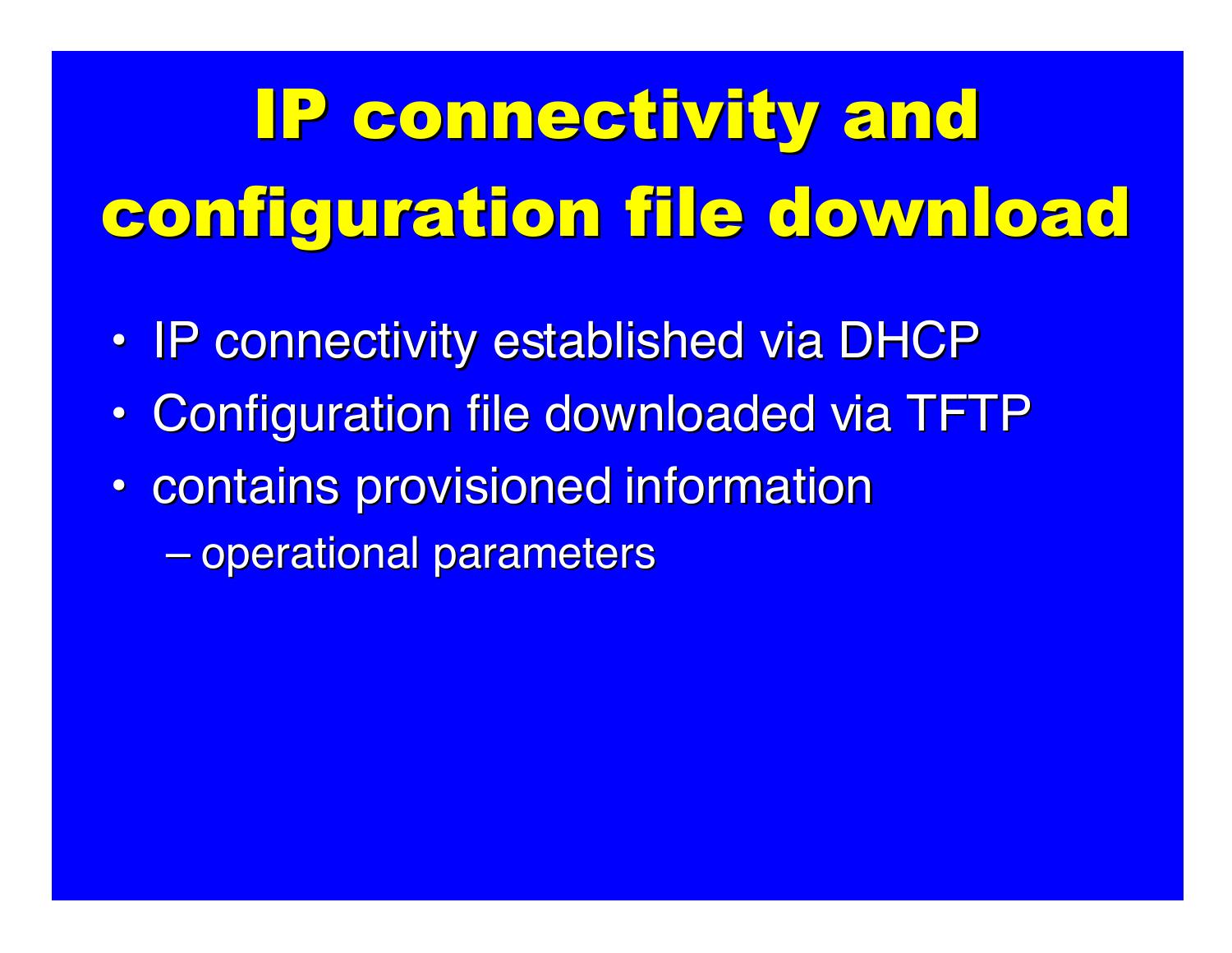# IP connectivity and configuration file download

- IP connectivity established via DHCP
- Configuration file downloaded via TFTP
- contains provisioned information
  - operational parameters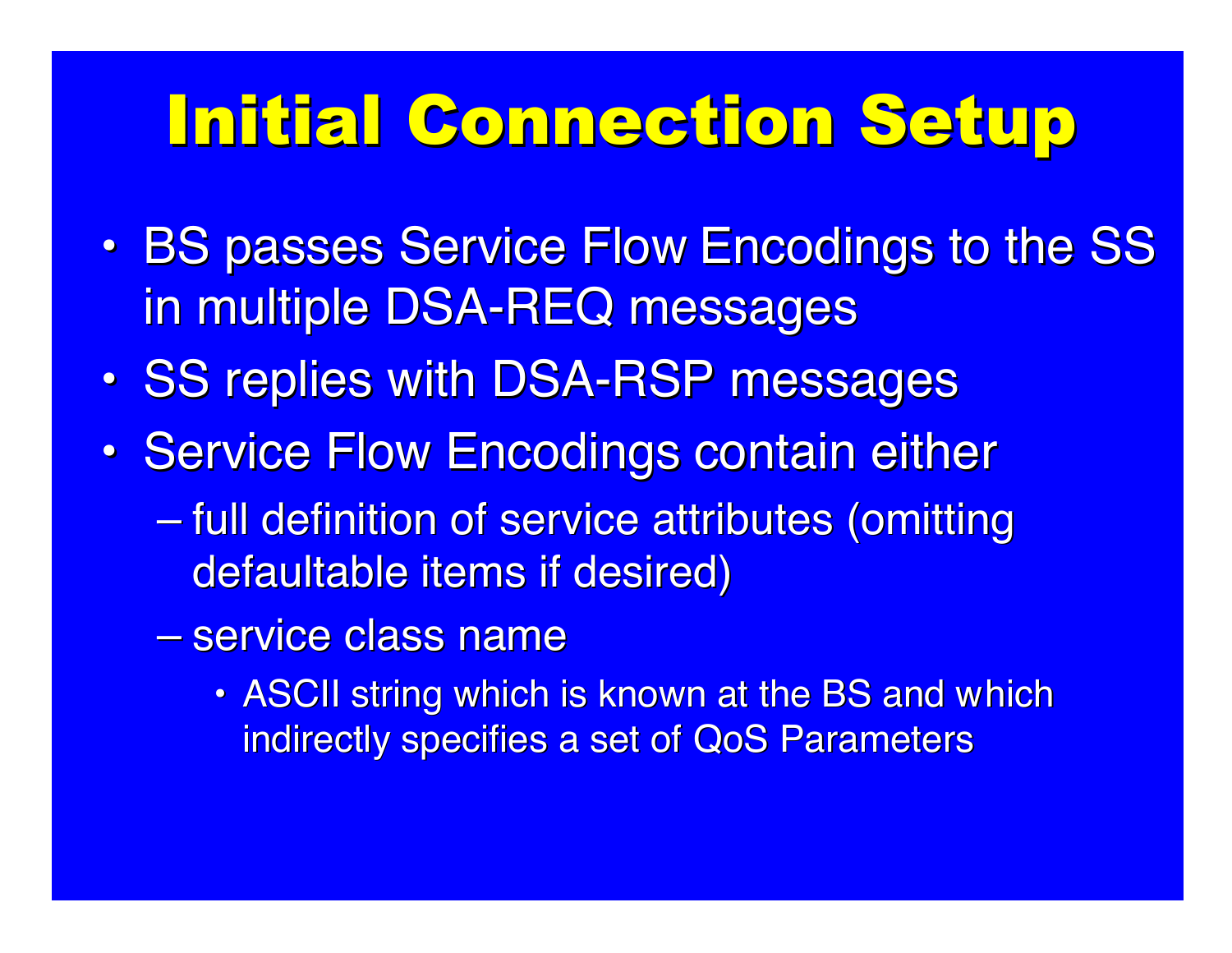# Initial Connection Setup

- BS passes Service Flow Encodings to the SS in multiple DSA-REQ messages
- SS replies with DSA-RSP messages
- Service Flow Encodings contain either
  - full definition of service attributes (omitting defaultable items if desired)
  - service class name
    - ASCII string which is known at the BS and which indirectly specifies a set of QoS Parameters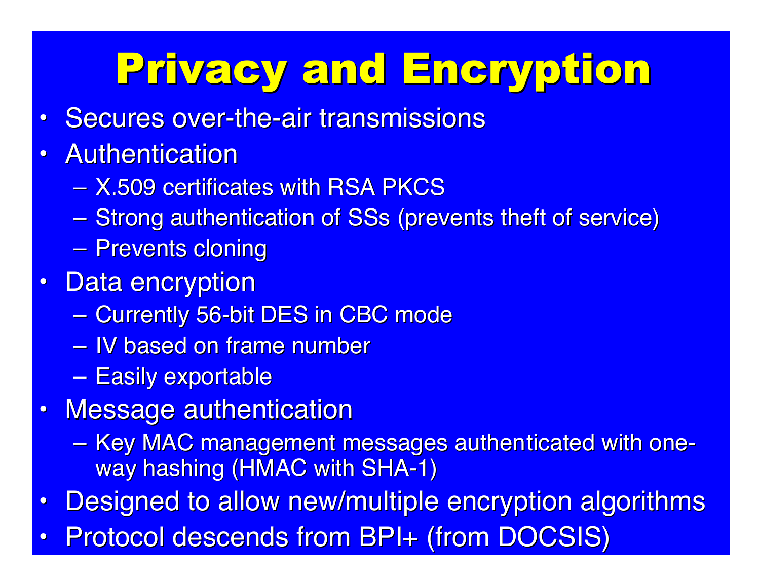# Privacy and Encryption

- Secures over-the-air transmissions
- Authentication
  - X.509 certificates with RSA PKCS
  - Strong authentication of SSs (prevents theft of service)
  - Prevents cloning
- Data encryption
  - Currently 56-bit DES in CBC mode
  - IV based on frame number
  - Easily exportable
- Message authentication
  - Key MAC management messages authenticated with one-way hashing (HMAC with SHA-1)
- Designed to allow new/multiple encryption algorithms
- Protocol descends from BPI+ (from DOCSIS)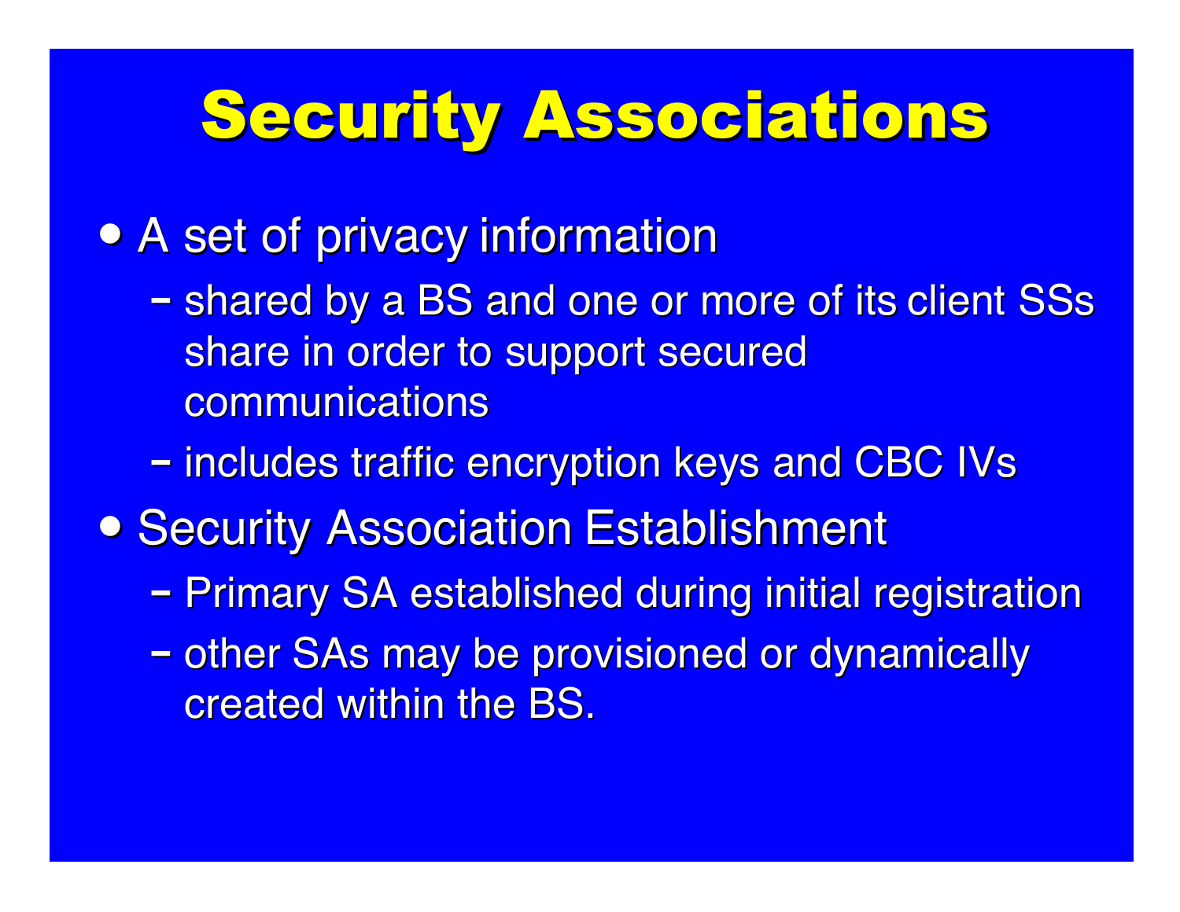# Security Associations

- A set of privacy information
  - shared by a BS and one or more of its client SSs share in order to support secured communications
  - includes traffic encryption keys and CBC IVs
- Security Association Establishment
  - Primary SA established during initial registration
  - other SAs may be provisioned or dynamically created within the BS.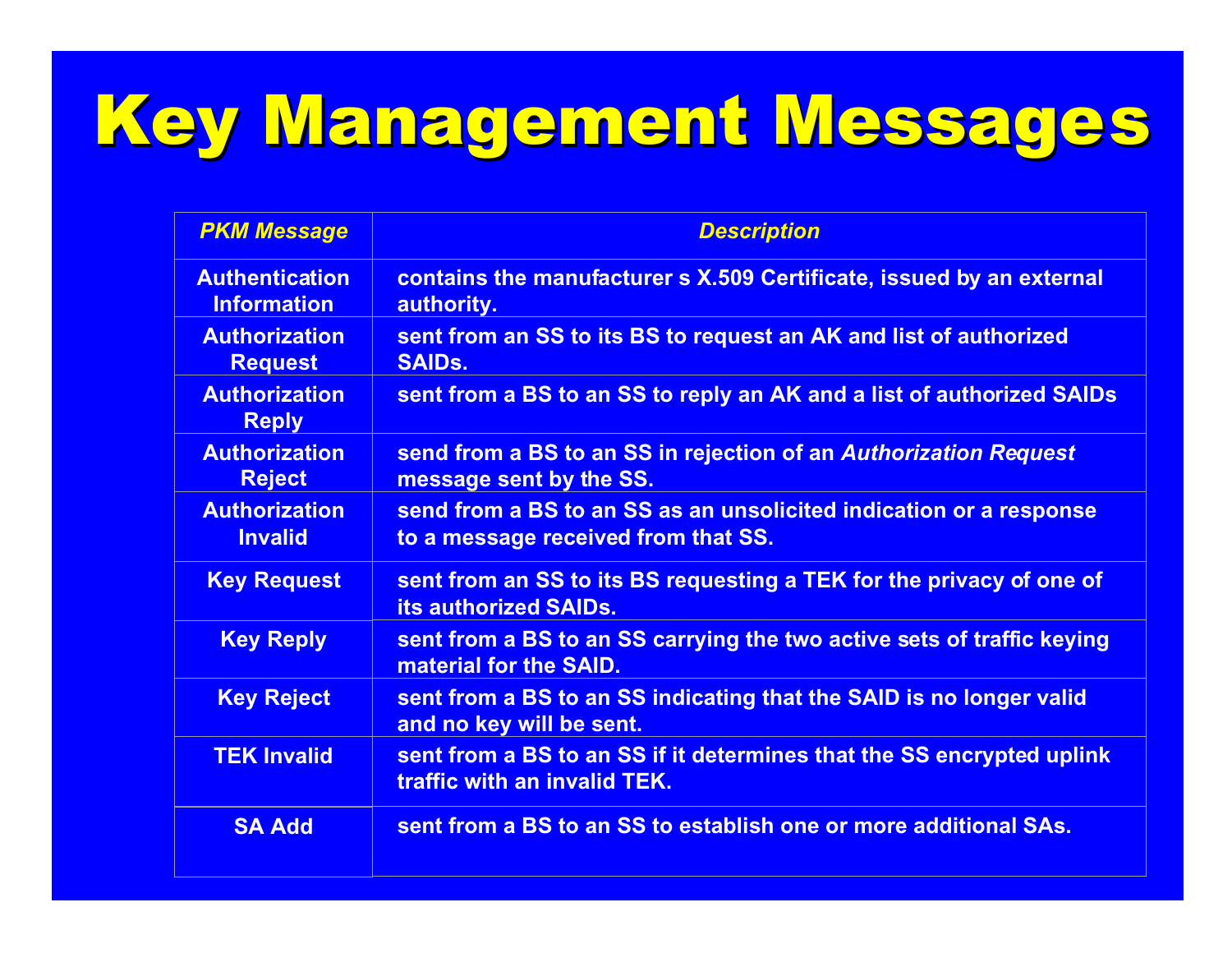# Key Management Messages

| *PKM Message* | *Description* |
| --- | --- |
| **Authentication Information** | **contains the manufacturer s X.509 Certificate, issued by an external authority.** |
| **Authorization Request** | **sent from an SS to its BS to request an AK and list of authorized SAIDs.** |
| **Authorization Reply** | **sent from a BS to an SS to reply an AK and a list of authorized SAIDs** |
| **Authorization Reject** | **send from a BS to an SS in rejection of an *Authorization Request* message sent by the SS.** |
| **Authorization Invalid** | **send from a BS to an SS as an unsolicited indication or a response to a message received from that SS.** |
| **Key Request** | **sent from an SS to its BS requesting a TEK for the privacy of one of its authorized SAIDs.** |
| **Key Reply** | **sent from a BS to an SS carrying the two active sets of traffic keying material for the SAID.** |
| **Key Reject** | **sent from a BS to an SS indicating that the SAID is no longer valid and no key will be sent.** |
| **TEK Invalid** | **sent from a BS to an SS if it determines that the SS encrypted uplink traffic with an invalid TEK.** |
| **SA Add** | **sent from a BS to an SS to establish one or more additional SAs.** |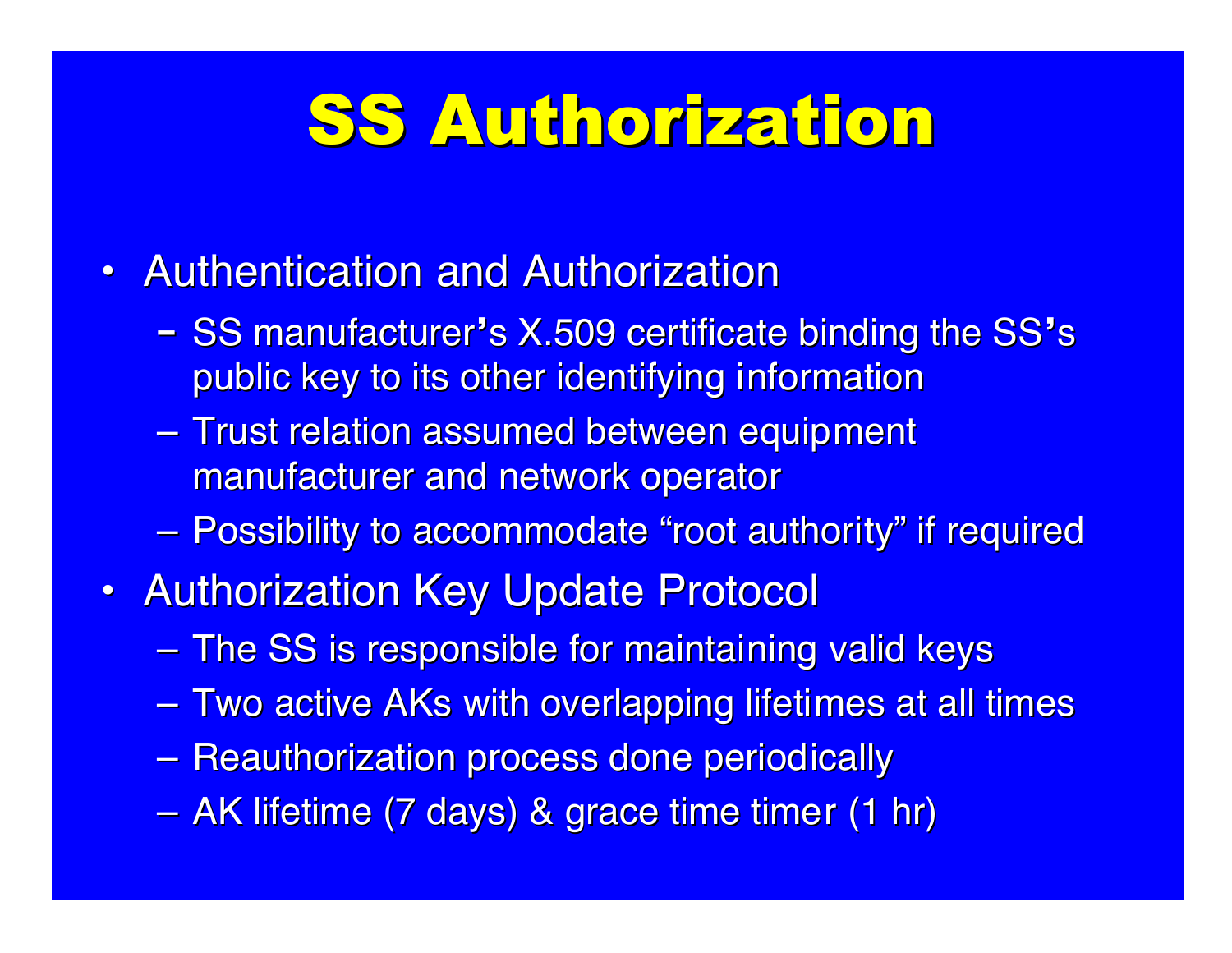# SS Authorization

- Authentication and Authorization
  - SS manufacturer's X.509 certificate binding the SS's public key to its other identifying information
  - Trust relation assumed between equipment manufacturer and network operator
  - Possibility to accommodate "root authority" if required
- Authorization Key Update Protocol
  - The SS is responsible for maintaining valid keys
  - Two active AKs with overlapping lifetimes at all times
  - Reauthorization process done periodically
  - AK lifetime (7 days) & grace time timer (1 hr)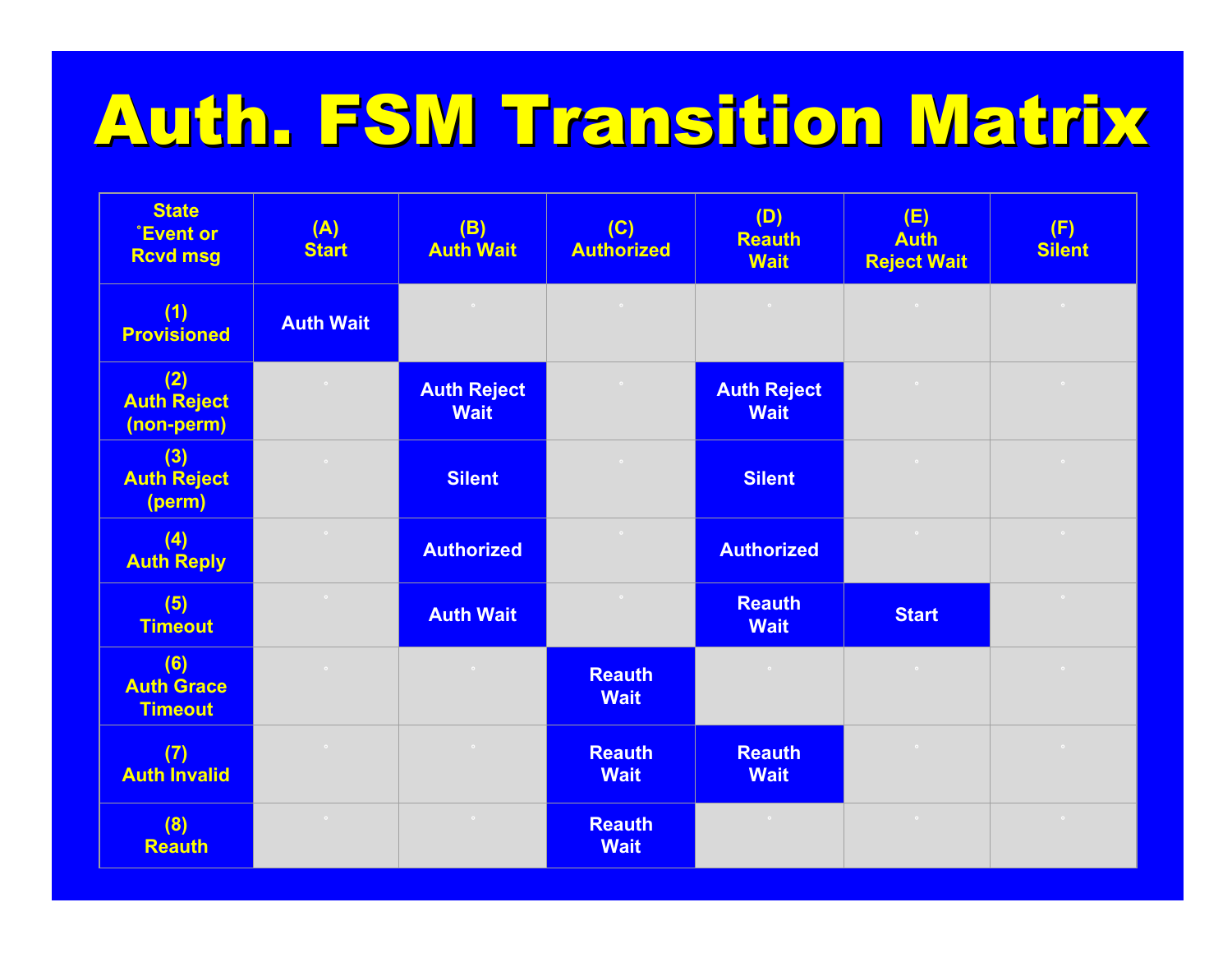# Auth. FSM Transition Matrix

| State ˚Event or Rcvd msg | (A) Start | (B) Auth Wait | (C) Authorized | (D) Reauth Wait | (E) Auth Reject Wait | (F) Silent |
|---|---|---|---|---|---|---|
| (1) Provisioned | Auth Wait | | | | | |
| (2) Auth Reject (non-perm) | | Auth Reject Wait | | Auth Reject Wait | | |
| (3) Auth Reject (perm) | | Silent | | Silent | | |
| (4) Auth Reply | | Authorized | | Authorized | | |
| (5) Timeout | | Auth Wait | | Reauth Wait | Start | |
| (6) Auth Grace Timeout | | | Reauth Wait | | | |
| (7) Auth Invalid | | | Reauth Wait | Reauth Wait | | |
| (8) Reauth | | | Reauth Wait | | | |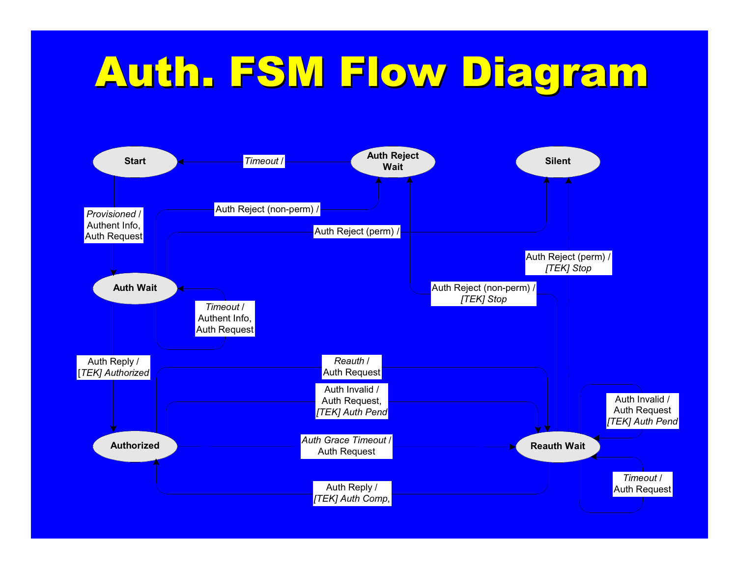# Auth. FSM Flow Diagram

Start

Auth Reject Wait

Silent

*Timeout* /

*Provisioned* / Authent Info, Auth Request

Auth Reject (non-perm) /

Auth Reject (perm) /

Auth Reject (perm) / *[TEK] Stop*

Auth Wait

*Timeout* / Authent Info, Auth Request

Auth Reject (non-perm) / *[TEK] Stop*

Auth Reply / *[TEK] Authorized*

*Reauth* / Auth Request

Auth Invalid / Auth Request, *[TEK] Auth Pend*

Auth Invalid / Auth Request *[TEK] Auth Pend*

Authorized

*Auth Grace Timeout* / Auth Request

Reauth Wait

*Timeout* / Auth Request

Auth Reply / *[TEK] Auth Comp,*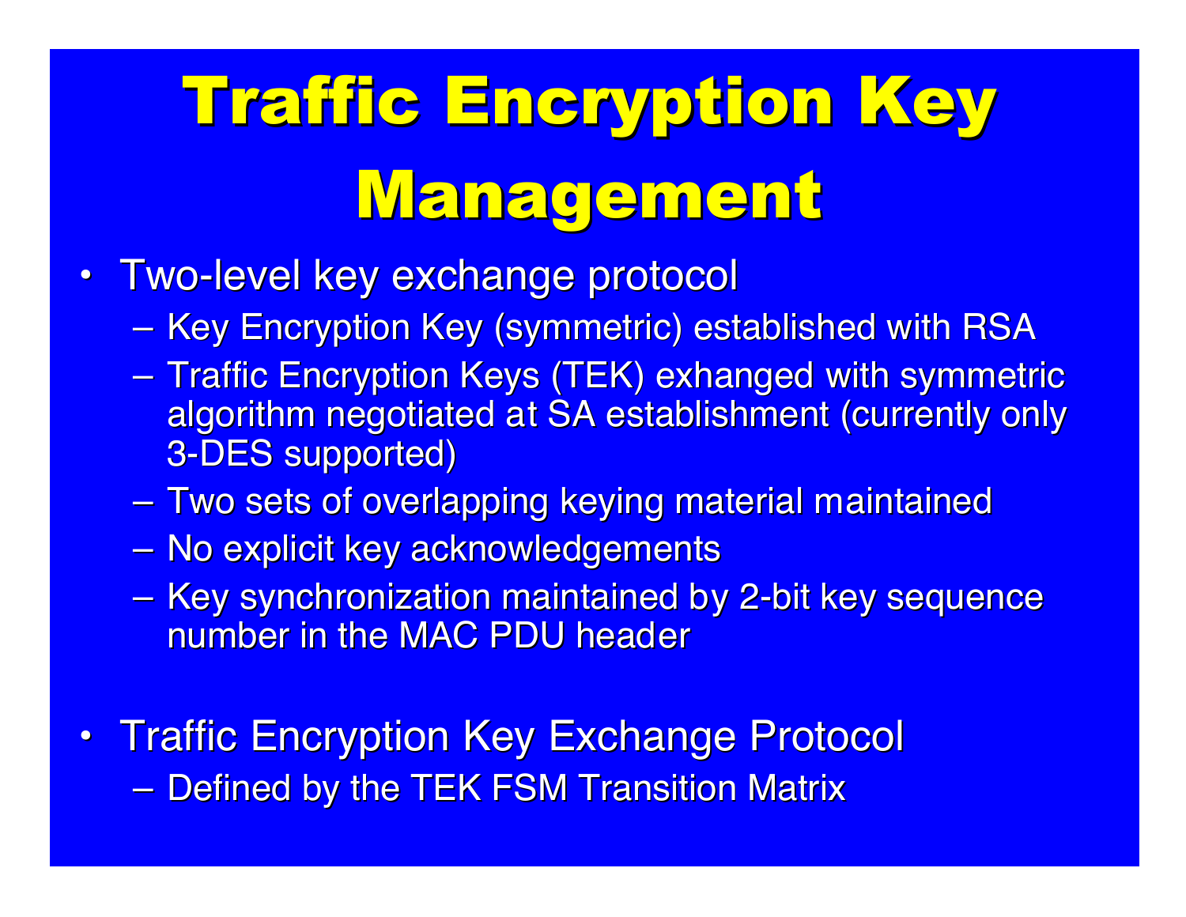# Traffic Encryption Key Management

- Two-level key exchange protocol
  - Key Encryption Key (symmetric) established with RSA
  - Traffic Encryption Keys (TEK) exhanged with symmetric algorithm negotiated at SA establishment (currently only 3-DES supported)
  - Two sets of overlapping keying material maintained
  - No explicit key acknowledgements
  - Key synchronization maintained by 2-bit key sequence number in the MAC PDU header
- Traffic Encryption Key Exchange Protocol
  - Defined by the TEK FSM Transition Matrix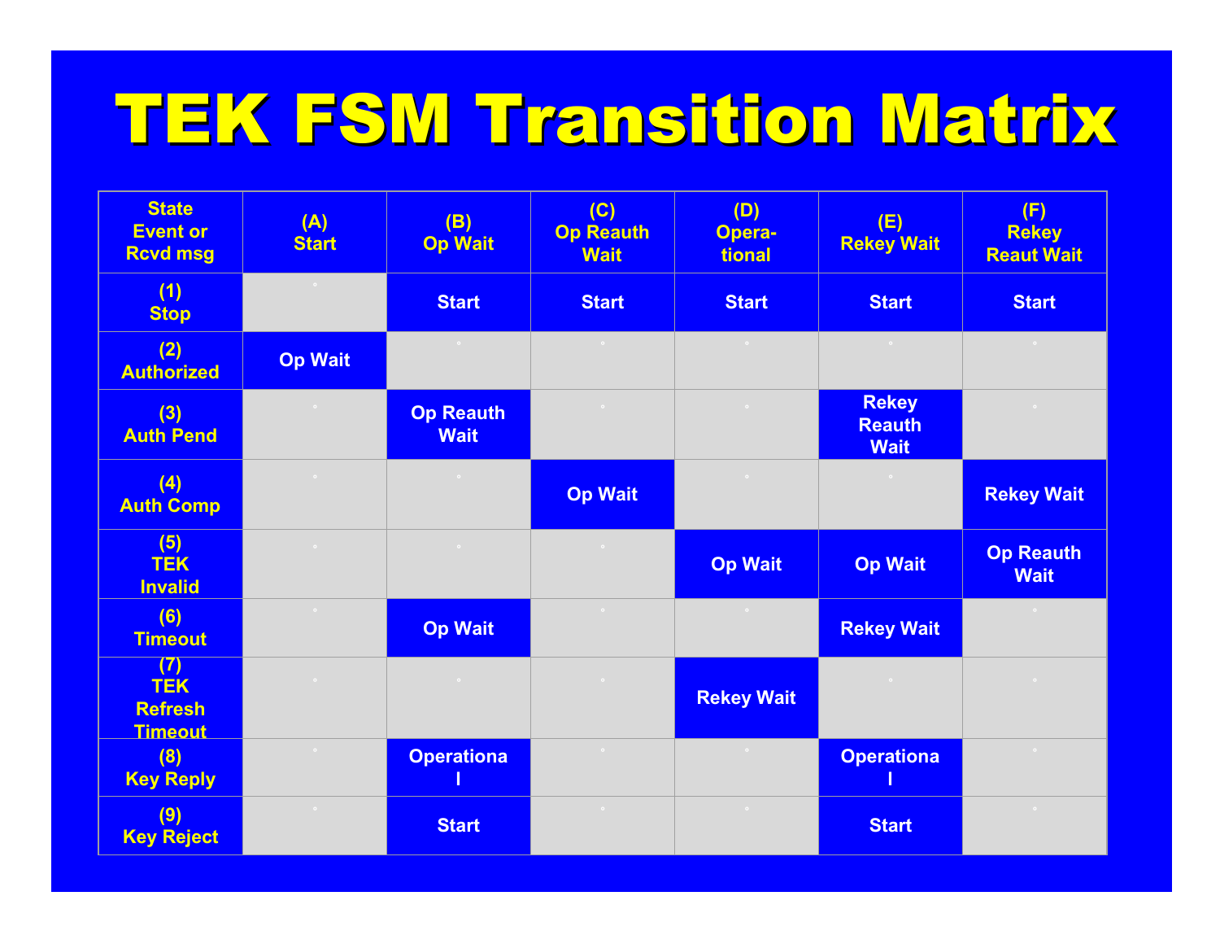# TEK FSM Transition Matrix

| State Event or Rcvd msg | (A) Start | (B) Op Wait | (C) Op Reauth Wait | (D) Opera-tional | (E) Rekey Wait | (F) Rekey Reaut Wait |
|---|---|---|---|---|---|---|
| (1) Stop | | Start | Start | Start | Start | Start |
| (2) Authorized | Op Wait | | | | | |
| (3) Auth Pend | | Op Reauth Wait | | | Rekey Reauth Wait | |
| (4) Auth Comp | | | Op Wait | | | Rekey Wait |
| (5) TEK Invalid | | | | Op Wait | Op Wait | Op Reauth Wait |
| (6) Timeout | | Op Wait | | | Rekey Wait | |
| (7) TEK Refresh Timeout | | | | Rekey Wait | | |
| (8) Key Reply | | Operational | | | Operational | |
| (9) Key Reject | | Start | | | Start | |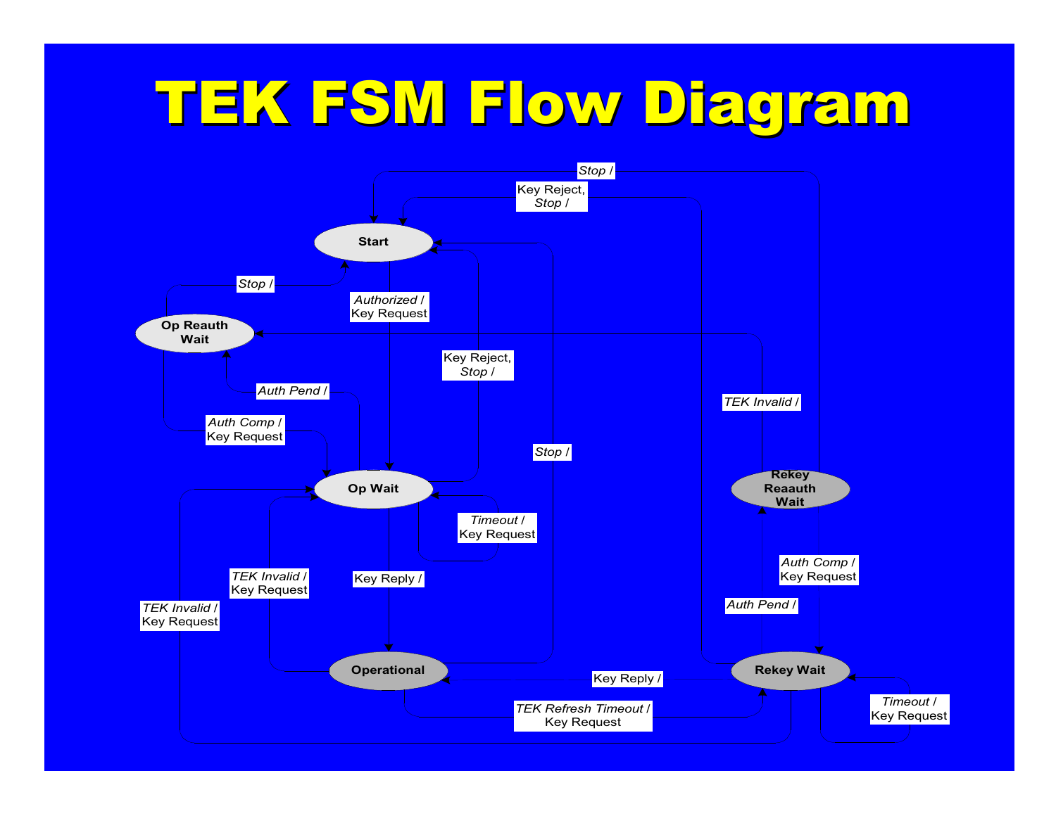# TEK FSM Flow Diagram

Start

Op Reauth Wait

Op Wait

Operational

Rekey Reauth Wait

Rekey Wait

*Stop* /

Key Reject, *Stop* /

*Stop* /

*Authorized* / Key Request

Key Reject, *Stop* /

*Auth Pend* /

*Auth Comp* / Key Request

*Stop* /

*TEK Invalid* /

*Timeout* / Key Request

*TEK Invalid* / Key Request

Key Reply /

*TEK Invalid* / Key Request

*Auth Comp* / Key Request

*Auth Pend* /

Key Reply /

*TEK Refresh Timeout* / Key Request

*Timeout* / Key Request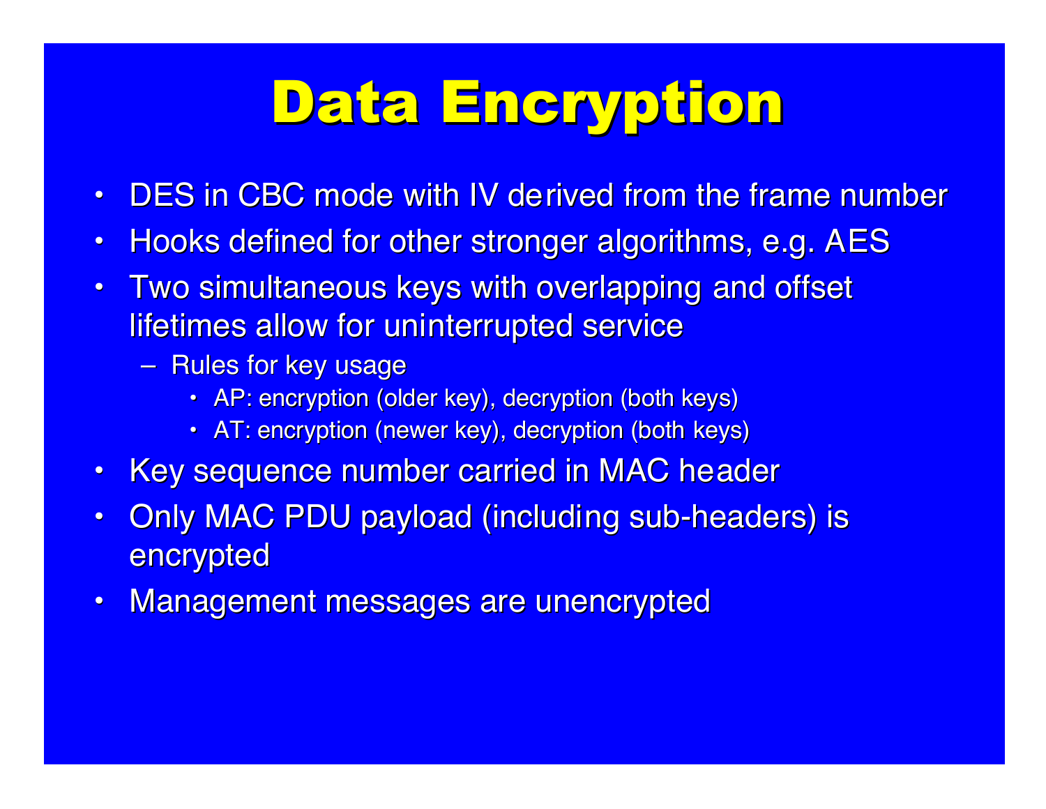# Data Encryption

- DES in CBC mode with IV derived from the frame number
- Hooks defined for other stronger algorithms, e.g. AES
- Two simultaneous keys with overlapping and offset lifetimes allow for uninterrupted service
  - Rules for key usage
    - AP: encryption (older key), decryption (both keys)
    - AT: encryption (newer key), decryption (both keys)
- Key sequence number carried in MAC header
- Only MAC PDU payload (including sub-headers) is encrypted
- Management messages are unencrypted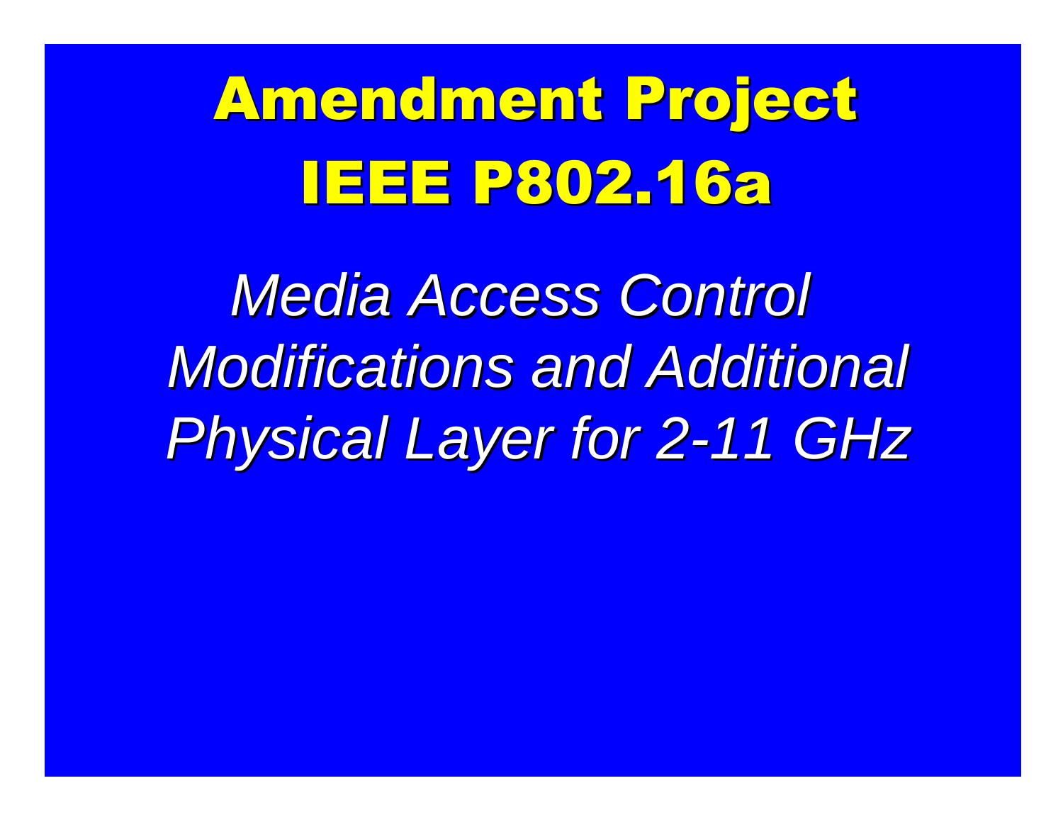# Amendment Project IEEE P802.16a

*Media Access Control Modifications and Additional Physical Layer for 2-11 GHz*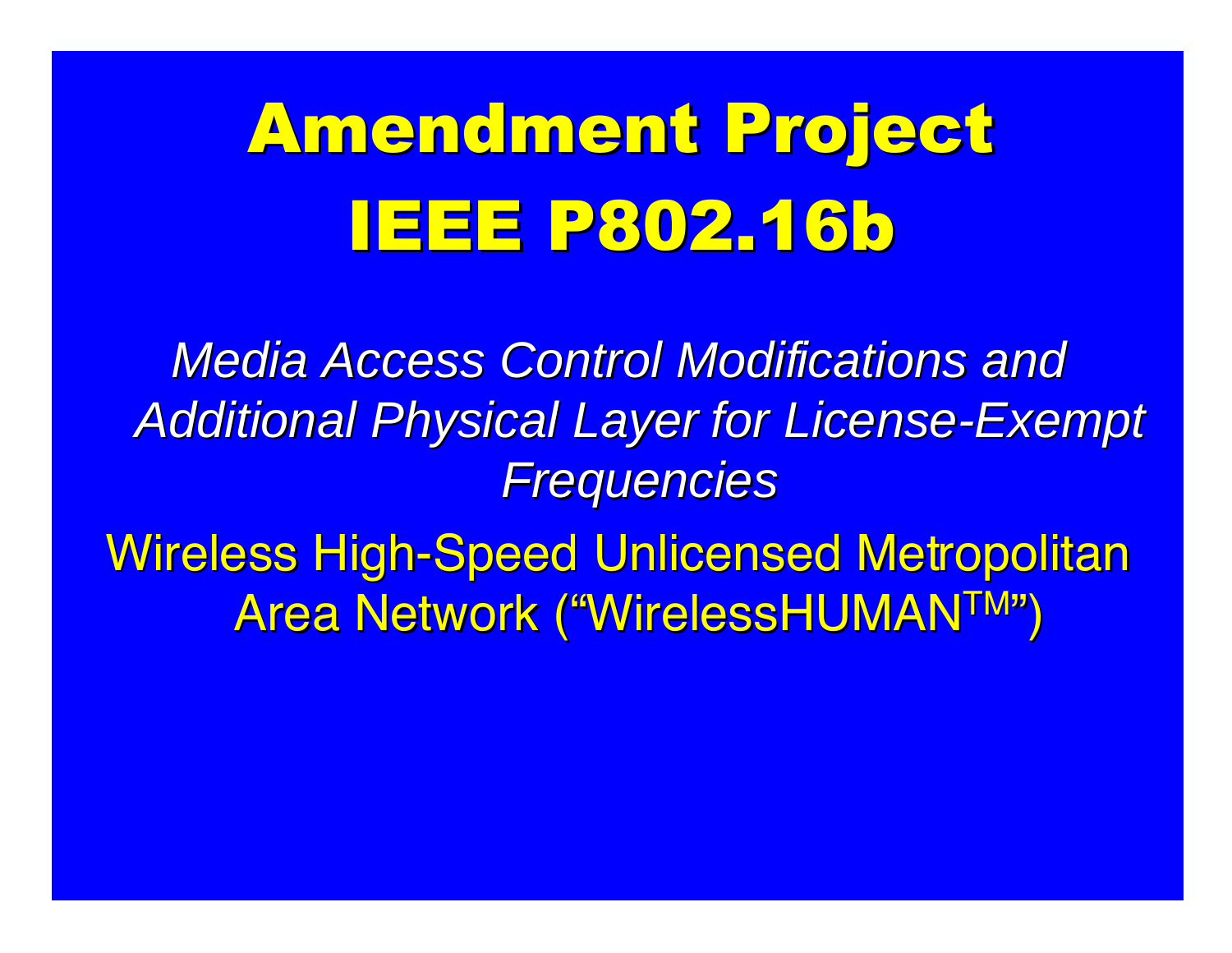# Amendment Project
# IEEE P802.16b

*Media Access Control Modifications and Additional Physical Layer for License-Exempt Frequencies*

Wireless High-Speed Unlicensed Metropolitan Area Network ("WirelessHUMAN™")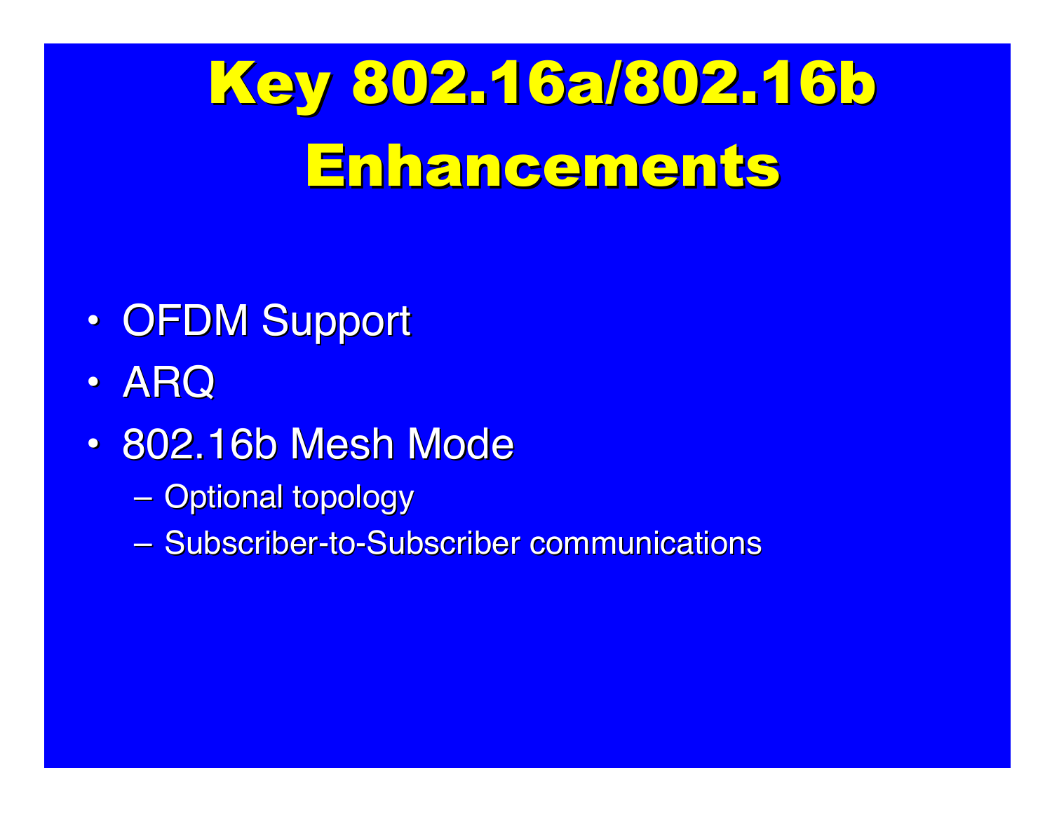# Key 802.16a/802.16b Enhancements

- OFDM Support
- ARQ
- 802.16b Mesh Mode
  - Optional topology
  - Subscriber-to-Subscriber communications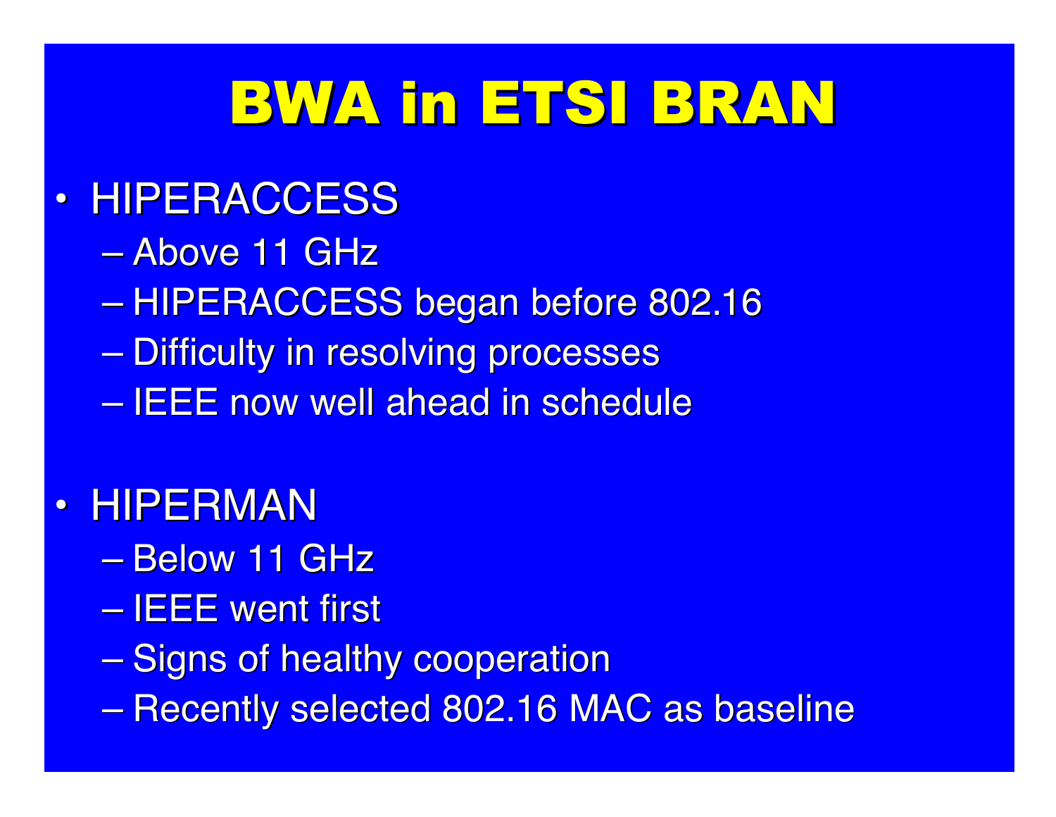# BWA in ETSI BRAN

- HIPERACCESS
  - Above 11 GHz
  - HIPERACCESS began before 802.16
  - Difficulty in resolving processes
  - IEEE now well ahead in schedule

- HIPERMAN
  - Below 11 GHz
  - IEEE went first
  - Signs of healthy cooperation
  - Recently selected 802.16 MAC as baseline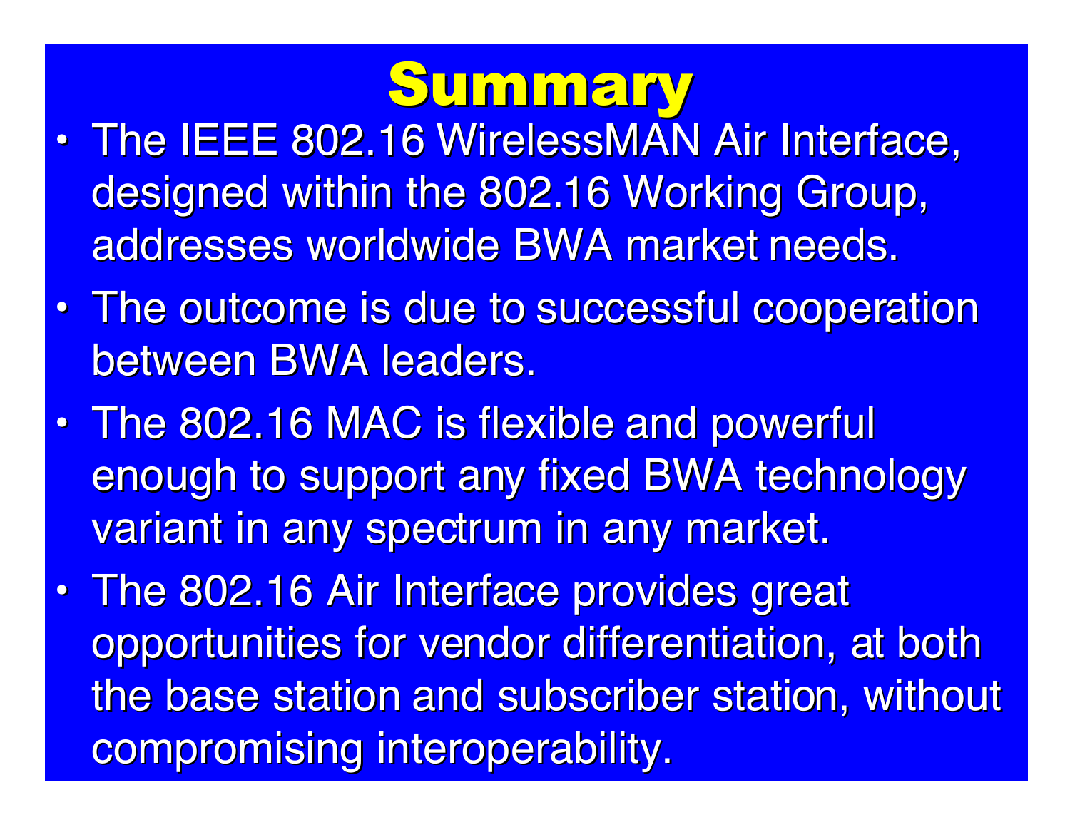# Summary

- The IEEE 802.16 WirelessMAN Air Interface, designed within the 802.16 Working Group, addresses worldwide BWA market needs.
- The outcome is due to successful cooperation between BWA leaders.
- The 802.16 MAC is flexible and powerful enough to support any fixed BWA technology variant in any spectrum in any market.
- The 802.16 Air Interface provides great opportunities for vendor differentiation, at both the base station and subscriber station, without compromising interoperability.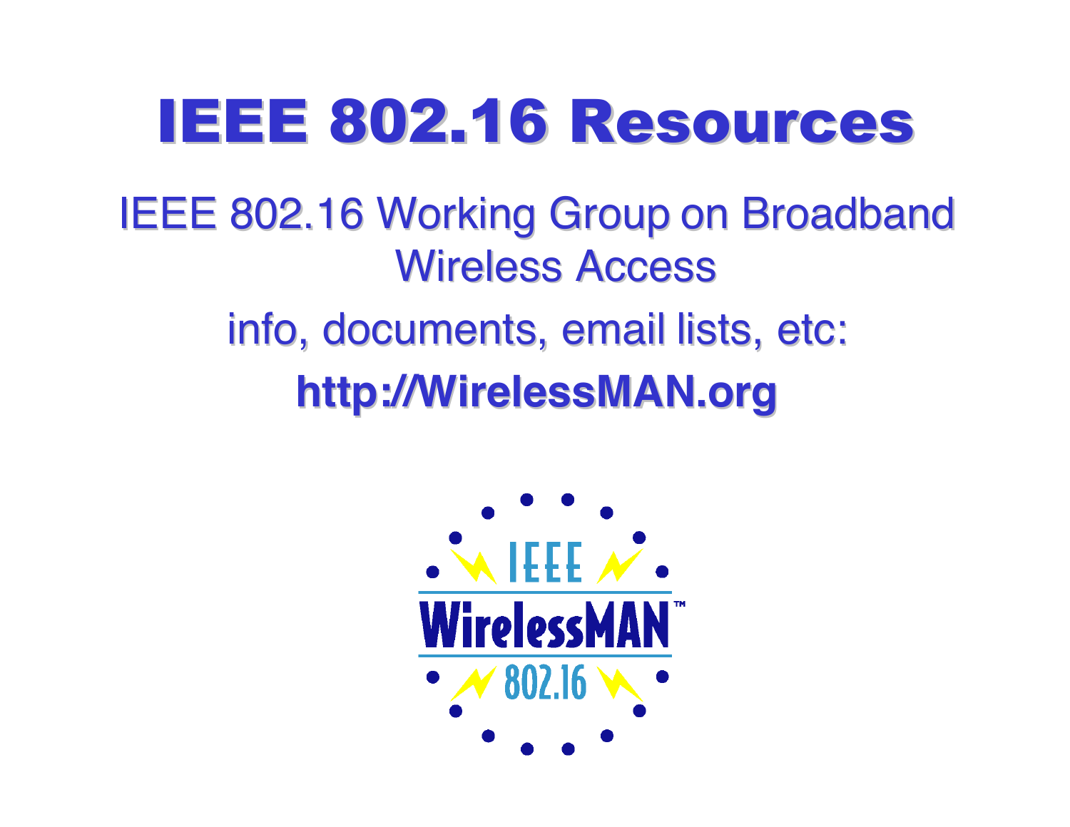# IEEE 802.16 Resources

IEEE 802.16 Working Group on Broadband Wireless Access

info, documents, email lists, etc:

**http://WirelessMAN.org**

IEEE

WirelessMAN™

802.16